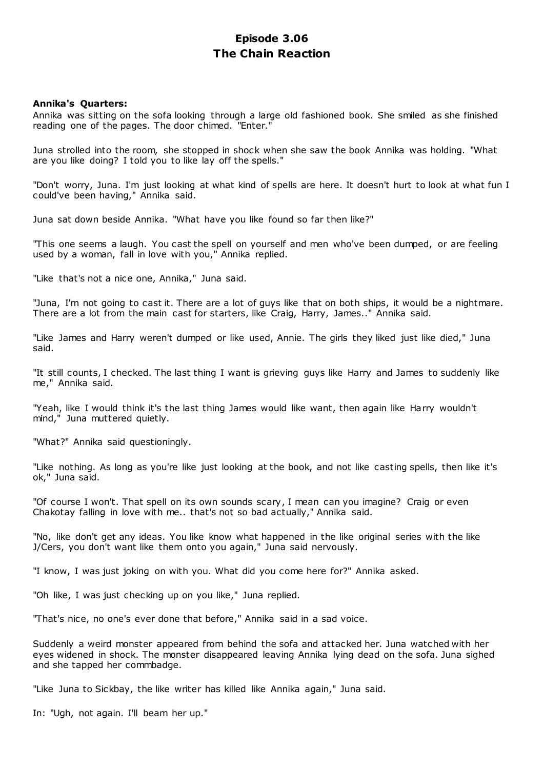# Episode 3.06
# The Chain Reaction

**Annika's Quarters:**

Annika was sitting on the sofa looking through a large old fashioned book. She smiled as she finished reading one of the pages. The door chimed. "Enter."

Juna strolled into the room, she stopped in shock when she saw the book Annika was holding. "What are you like doing? I told you to like lay off the spells."

"Don't worry, Juna. I'm just looking at what kind of spells are here. It doesn't hurt to look at what fun I could've been having," Annika said.

Juna sat down beside Annika. "What have you like found so far then like?"

"This one seems a laugh. You cast the spell on yourself and men who've been dumped, or are feeling used by a woman, fall in love with you," Annika replied.

"Like that's not a nice one, Annika," Juna said.

"Juna, I'm not going to cast it. There are a lot of guys like that on both ships, it would be a nightmare. There are a lot from the main cast for starters, like Craig, Harry, James.." Annika said.

"Like James and Harry weren't dumped or like used, Annie. The girls they liked just like died," Juna said.

"It still counts, I checked. The last thing I want is grieving guys like Harry and James to suddenly like me," Annika said.

"Yeah, like I would think it's the last thing James would like want, then again like Harry wouldn't mind," Juna muttered quietly.

"What?" Annika said questioningly.

"Like nothing. As long as you're like just looking at the book, and not like casting spells, then like it's ok," Juna said.

"Of course I won't. That spell on its own sounds scary, I mean can you imagine? Craig or even Chakotay falling in love with me.. that's not so bad actually," Annika said.

"No, like don't get any ideas. You like know what happened in the like original series with the like J/Cers, you don't want like them onto you again," Juna said nervously.

"I know, I was just joking on with you. What did you come here for?" Annika asked.

"Oh like, I was just checking up on you like," Juna replied.

"That's nice, no one's ever done that before," Annika said in a sad voice.

Suddenly a weird monster appeared from behind the sofa and attacked her. Juna watched with her eyes widened in shock. The monster disappeared leaving Annika lying dead on the sofa. Juna sighed and she tapped her commbadge.

"Like Juna to Sickbay, the like writer has killed like Annika again," Juna said.

In: "Ugh, not again. I'll beam her up."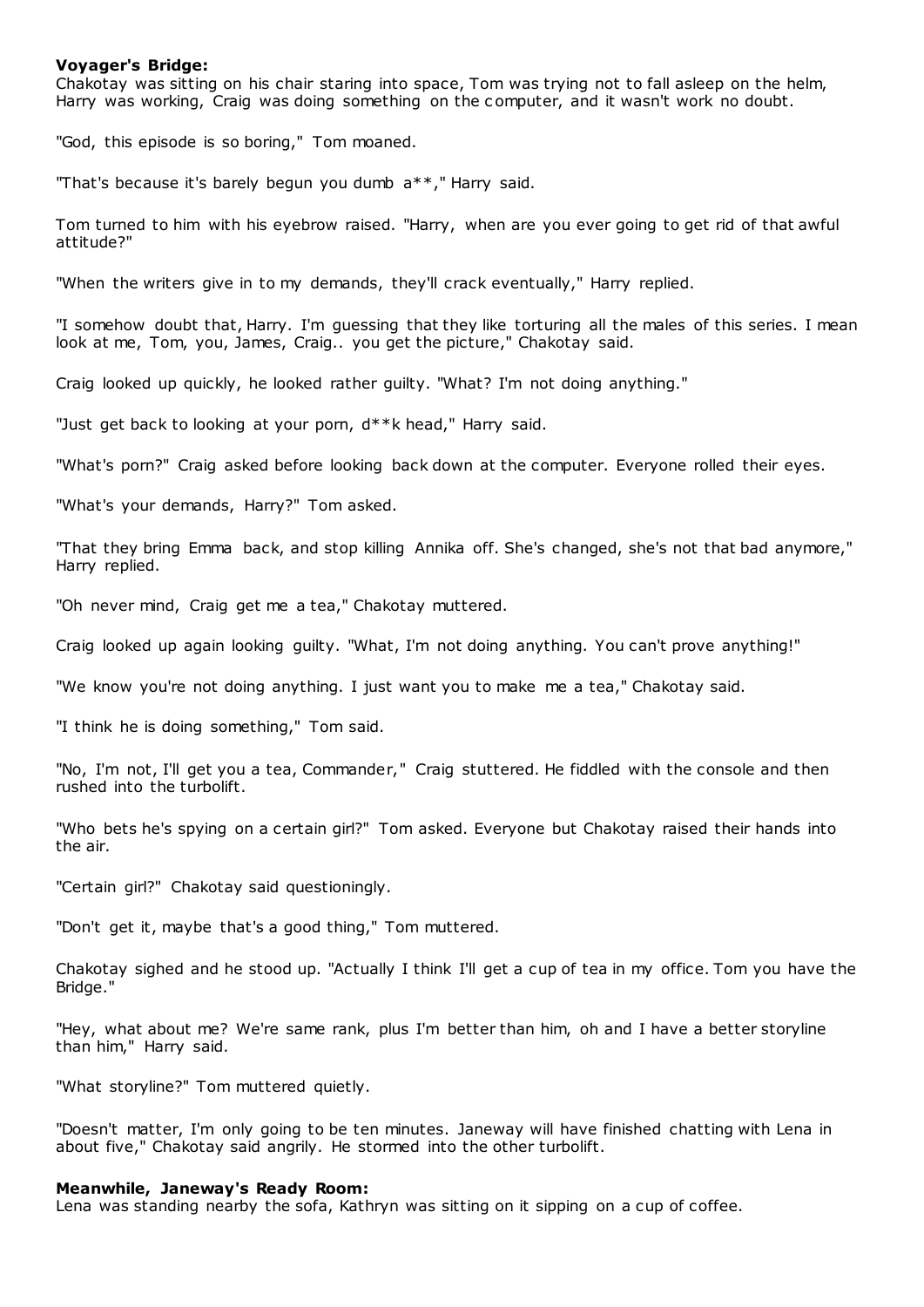**Voyager's Bridge:**
Chakotay was sitting on his chair staring into space, Tom was trying not to fall asleep on the helm, Harry was working, Craig was doing something on the computer, and it wasn't work no doubt.

"God, this episode is so boring," Tom moaned.

"That's because it's barely begun you dumb a**," Harry said.

Tom turned to him with his eyebrow raised. "Harry, when are you ever going to get rid of that awful attitude?"

"When the writers give in to my demands, they'll crack eventually," Harry replied.

"I somehow doubt that, Harry. I'm guessing that they like torturing all the males of this series. I mean look at me, Tom, you, James, Craig.. you get the picture," Chakotay said.

Craig looked up quickly, he looked rather guilty. "What? I'm not doing anything."

"Just get back to looking at your porn, d**k head," Harry said.

"What's porn?" Craig asked before looking back down at the computer. Everyone rolled their eyes.

"What's your demands, Harry?" Tom asked.

"That they bring Emma back, and stop killing Annika off. She's changed, she's not that bad anymore," Harry replied.

"Oh never mind, Craig get me a tea," Chakotay muttered.

Craig looked up again looking guilty. "What, I'm not doing anything. You can't prove anything!"

"We know you're not doing anything. I just want you to make me a tea," Chakotay said.

"I think he is doing something," Tom said.

"No, I'm not, I'll get you a tea, Commander," Craig stuttered. He fiddled with the console and then rushed into the turbolift.

"Who bets he's spying on a certain girl?" Tom asked. Everyone but Chakotay raised their hands into the air.

"Certain girl?" Chakotay said questioningly.

"Don't get it, maybe that's a good thing," Tom muttered.

Chakotay sighed and he stood up. "Actually I think I'll get a cup of tea in my office. Tom you have the Bridge."

"Hey, what about me? We're same rank, plus I'm better than him, oh and I have a better storyline than him," Harry said.

"What storyline?" Tom muttered quietly.

"Doesn't matter, I'm only going to be ten minutes. Janeway will have finished chatting with Lena in about five," Chakotay said angrily. He stormed into the other turbolift.

**Meanwhile, Janeway's Ready Room:**
Lena was standing nearby the sofa, Kathryn was sitting on it sipping on a cup of coffee.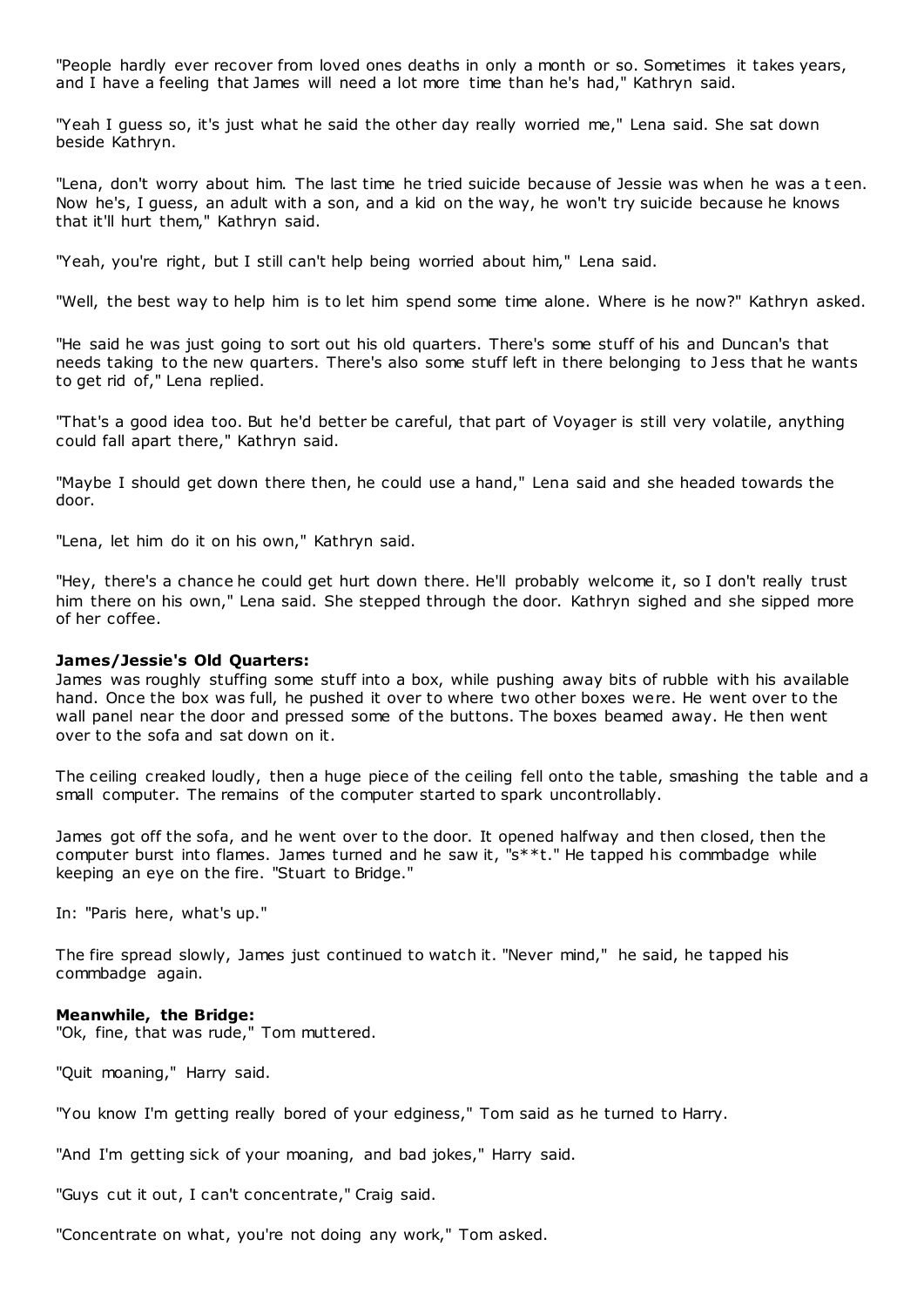"People hardly ever recover from loved ones deaths in only a month or so. Sometimes it takes years, and I have a feeling that James will need a lot more time than he's had," Kathryn said.

"Yeah I guess so, it's just what he said the other day really worried me," Lena said. She sat down beside Kathryn.

"Lena, don't worry about him. The last time he tried suicide because of Jessie was when he was a teen. Now he's, I guess, an adult with a son, and a kid on the way, he won't try suicide because he knows that it'll hurt them," Kathryn said.

"Yeah, you're right, but I still can't help being worried about him," Lena said.

"Well, the best way to help him is to let him spend some time alone. Where is he now?" Kathryn asked.

"He said he was just going to sort out his old quarters. There's some stuff of his and Duncan's that needs taking to the new quarters. There's also some stuff left in there belonging to Jess that he wants to get rid of," Lena replied.

"That's a good idea too. But he'd better be careful, that part of Voyager is still very volatile, anything could fall apart there," Kathryn said.

"Maybe I should get down there then, he could use a hand," Lena said and she headed towards the door.

"Lena, let him do it on his own," Kathryn said.

"Hey, there's a chance he could get hurt down there. He'll probably welcome it, so I don't really trust him there on his own," Lena said. She stepped through the door. Kathryn sighed and she sipped more of her coffee.

**James/Jessie's Old Quarters:**
James was roughly stuffing some stuff into a box, while pushing away bits of rubble with his available hand. Once the box was full, he pushed it over to where two other boxes were. He went over to the wall panel near the door and pressed some of the buttons. The boxes beamed away. He then went over to the sofa and sat down on it.

The ceiling creaked loudly, then a huge piece of the ceiling fell onto the table, smashing the table and a small computer. The remains of the computer started to spark uncontrollably.

James got off the sofa, and he went over to the door. It opened halfway and then closed, then the computer burst into flames. James turned and he saw it, "s**t." He tapped his commbadge while keeping an eye on the fire. "Stuart to Bridge."

In: "Paris here, what's up."

The fire spread slowly, James just continued to watch it. "Never mind," he said, he tapped his commbadge again.

**Meanwhile, the Bridge:**
"Ok, fine, that was rude," Tom muttered.

"Quit moaning," Harry said.

"You know I'm getting really bored of your edginess," Tom said as he turned to Harry.

"And I'm getting sick of your moaning, and bad jokes," Harry said.

"Guys cut it out, I can't concentrate," Craig said.

"Concentrate on what, you're not doing any work," Tom asked.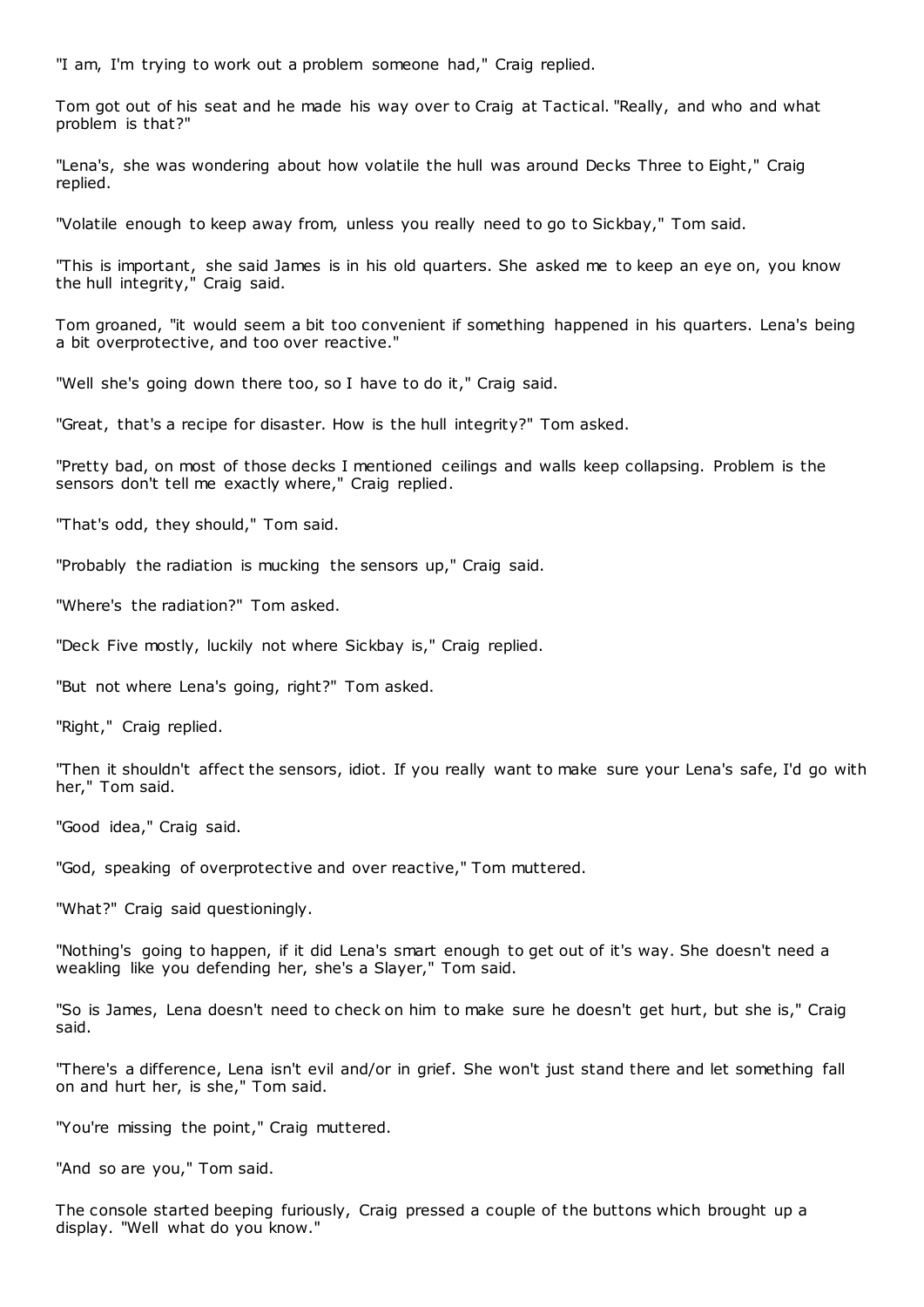"I am, I'm trying to work out a problem someone had," Craig replied.

Tom got out of his seat and he made his way over to Craig at Tactical. "Really, and who and what problem is that?"

"Lena's, she was wondering about how volatile the hull was around Decks Three to Eight," Craig replied.

"Volatile enough to keep away from, unless you really need to go to Sickbay," Tom said.

"This is important, she said James is in his old quarters. She asked me to keep an eye on, you know the hull integrity," Craig said.

Tom groaned, "it would seem a bit too convenient if something happened in his quarters. Lena's being a bit overprotective, and too over reactive."

"Well she's going down there too, so I have to do it," Craig said.

"Great, that's a recipe for disaster. How is the hull integrity?" Tom asked.

"Pretty bad, on most of those decks I mentioned ceilings and walls keep collapsing. Problem is the sensors don't tell me exactly where," Craig replied.

"That's odd, they should," Tom said.

"Probably the radiation is mucking the sensors up," Craig said.

"Where's the radiation?" Tom asked.

"Deck Five mostly, luckily not where Sickbay is," Craig replied.

"But not where Lena's going, right?" Tom asked.

"Right," Craig replied.

"Then it shouldn't affect the sensors, idiot. If you really want to make sure your Lena's safe, I'd go with her," Tom said.

"Good idea," Craig said.

"God, speaking of overprotective and over reactive," Tom muttered.

"What?" Craig said questioningly.

"Nothing's going to happen, if it did Lena's smart enough to get out of it's way. She doesn't need a weakling like you defending her, she's a Slayer," Tom said.

"So is James, Lena doesn't need to check on him to make sure he doesn't get hurt, but she is," Craig said.

"There's a difference, Lena isn't evil and/or in grief. She won't just stand there and let something fall on and hurt her, is she," Tom said.

"You're missing the point," Craig muttered.

"And so are you," Tom said.

The console started beeping furiously, Craig pressed a couple of the buttons which brought up a display. "Well what do you know."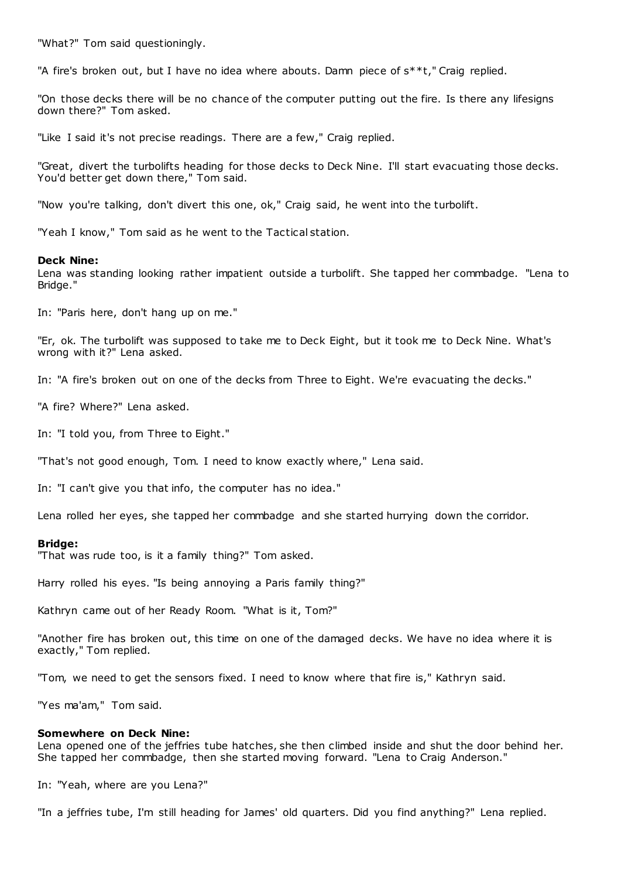"What?" Tom said questioningly.

"A fire's broken out, but I have no idea where abouts. Damn piece of s**t," Craig replied.

"On those decks there will be no chance of the computer putting out the fire. Is there any lifesigns down there?" Tom asked.

"Like I said it's not precise readings. There are a few," Craig replied.

"Great, divert the turbolifts heading for those decks to Deck Nine. I'll start evacuating those decks. You'd better get down there," Tom said.

"Now you're talking, don't divert this one, ok," Craig said, he went into the turbolift.

"Yeah I know," Tom said as he went to the Tactical station.

**Deck Nine:**
Lena was standing looking rather impatient outside a turbolift. She tapped her commbadge. "Lena to Bridge."

In: "Paris here, don't hang up on me."

"Er, ok. The turbolift was supposed to take me to Deck Eight, but it took me to Deck Nine. What's wrong with it?" Lena asked.

In: "A fire's broken out on one of the decks from Three to Eight. We're evacuating the decks."

"A fire? Where?" Lena asked.

In: "I told you, from Three to Eight."

"That's not good enough, Tom. I need to know exactly where," Lena said.

In: "I can't give you that info, the computer has no idea."

Lena rolled her eyes, she tapped her commbadge and she started hurrying down the corridor.

**Bridge:**
"That was rude too, is it a family thing?" Tom asked.

Harry rolled his eyes. "Is being annoying a Paris family thing?"

Kathryn came out of her Ready Room. "What is it, Tom?"

"Another fire has broken out, this time on one of the damaged decks. We have no idea where it is exactly," Tom replied.

"Tom, we need to get the sensors fixed. I need to know where that fire is," Kathryn said.

"Yes ma'am," Tom said.

**Somewhere on Deck Nine:**
Lena opened one of the jeffries tube hatches, she then climbed inside and shut the door behind her. She tapped her commbadge, then she started moving forward. "Lena to Craig Anderson."

In: "Yeah, where are you Lena?"

"In a jeffries tube, I'm still heading for James' old quarters. Did you find anything?" Lena replied.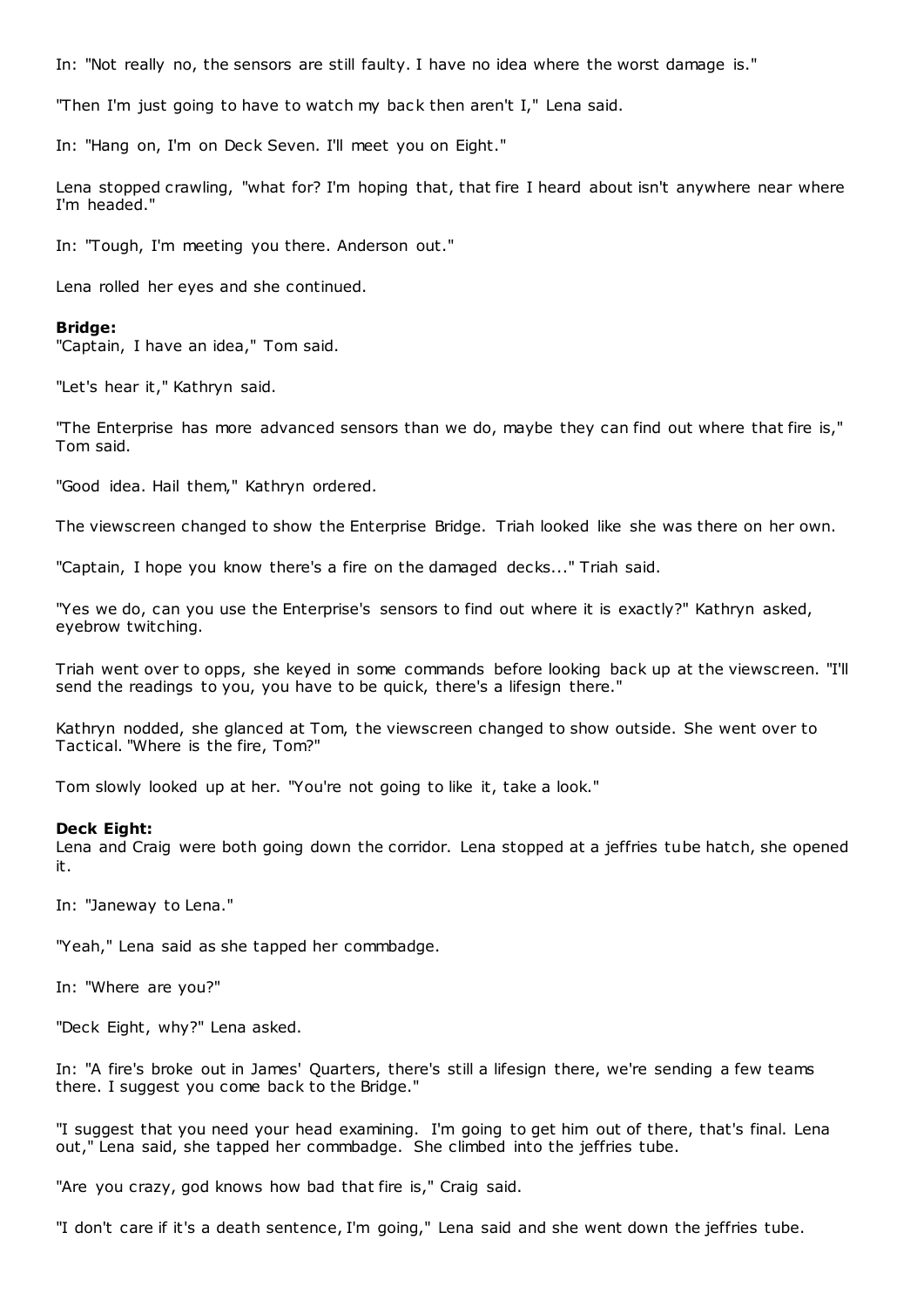In: "Not really no, the sensors are still faulty. I have no idea where the worst damage is."

"Then I'm just going to have to watch my back then aren't I," Lena said.

In: "Hang on, I'm on Deck Seven. I'll meet you on Eight."

Lena stopped crawling, "what for? I'm hoping that, that fire I heard about isn't anywhere near where I'm headed."

In: "Tough, I'm meeting you there. Anderson out."

Lena rolled her eyes and she continued.

**Bridge:**
"Captain, I have an idea," Tom said.

"Let's hear it," Kathryn said.

"The Enterprise has more advanced sensors than we do, maybe they can find out where that fire is," Tom said.

"Good idea. Hail them," Kathryn ordered.

The viewscreen changed to show the Enterprise Bridge. Triah looked like she was there on her own.

"Captain, I hope you know there's a fire on the damaged decks..." Triah said.

"Yes we do, can you use the Enterprise's sensors to find out where it is exactly?" Kathryn asked, eyebrow twitching.

Triah went over to opps, she keyed in some commands before looking back up at the viewscreen. "I'll send the readings to you, you have to be quick, there's a lifesign there."

Kathryn nodded, she glanced at Tom, the viewscreen changed to show outside. She went over to Tactical. "Where is the fire, Tom?"

Tom slowly looked up at her. "You're not going to like it, take a look."

**Deck Eight:**
Lena and Craig were both going down the corridor. Lena stopped at a jeffries tube hatch, she opened it.

In: "Janeway to Lena."

"Yeah," Lena said as she tapped her commbadge.

In: "Where are you?"

"Deck Eight, why?" Lena asked.

In: "A fire's broke out in James' Quarters, there's still a lifesign there, we're sending a few teams there. I suggest you come back to the Bridge."

"I suggest that you need your head examining. I'm going to get him out of there, that's final. Lena out," Lena said, she tapped her commbadge. She climbed into the jeffries tube.

"Are you crazy, god knows how bad that fire is," Craig said.

"I don't care if it's a death sentence, I'm going," Lena said and she went down the jeffries tube.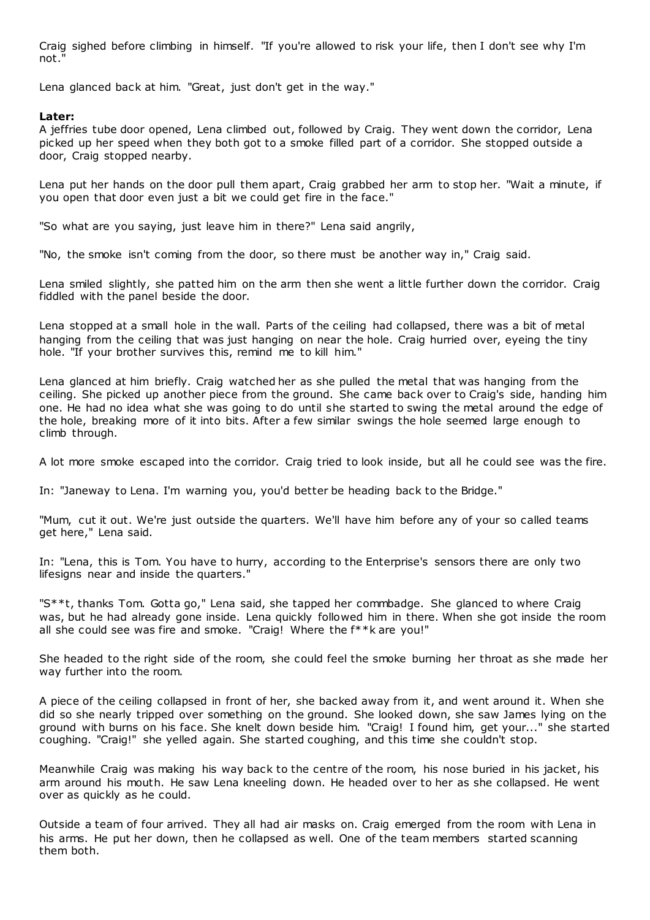Craig sighed before climbing in himself. "If you're allowed to risk your life, then I don't see why I'm not."

Lena glanced back at him. "Great, just don't get in the way."

**Later:**
A jeffries tube door opened, Lena climbed out, followed by Craig. They went down the corridor, Lena picked up her speed when they both got to a smoke filled part of a corridor. She stopped outside a door, Craig stopped nearby.

Lena put her hands on the door pull them apart, Craig grabbed her arm to stop her. "Wait a minute, if you open that door even just a bit we could get fire in the face."

"So what are you saying, just leave him in there?" Lena said angrily,

"No, the smoke isn't coming from the door, so there must be another way in," Craig said.

Lena smiled slightly, she patted him on the arm then she went a little further down the corridor. Craig fiddled with the panel beside the door.

Lena stopped at a small hole in the wall. Parts of the ceiling had collapsed, there was a bit of metal hanging from the ceiling that was just hanging on near the hole. Craig hurried over, eyeing the tiny hole. "If your brother survives this, remind me to kill him."

Lena glanced at him briefly. Craig watched her as she pulled the metal that was hanging from the ceiling. She picked up another piece from the ground. She came back over to Craig's side, handing him one. He had no idea what she was going to do until she started to swing the metal around the edge of the hole, breaking more of it into bits. After a few similar swings the hole seemed large enough to climb through.

A lot more smoke escaped into the corridor. Craig tried to look inside, but all he could see was the fire.

In: "Janeway to Lena. I'm warning you, you'd better be heading back to the Bridge."

"Mum, cut it out. We're just outside the quarters. We'll have him before any of your so called teams get here," Lena said.

In: "Lena, this is Tom. You have to hurry, according to the Enterprise's sensors there are only two lifesigns near and inside the quarters."

"S**t, thanks Tom. Gotta go," Lena said, she tapped her commbadge. She glanced to where Craig was, but he had already gone inside. Lena quickly followed him in there. When she got inside the room all she could see was fire and smoke. "Craig! Where the f**k are you!"

She headed to the right side of the room, she could feel the smoke burning her throat as she made her way further into the room.

A piece of the ceiling collapsed in front of her, she backed away from it, and went around it. When she did so she nearly tripped over something on the ground. She looked down, she saw James lying on the ground with burns on his face. She knelt down beside him. "Craig! I found him, get your..." she started coughing. "Craig!" she yelled again. She started coughing, and this time she couldn't stop.

Meanwhile Craig was making his way back to the centre of the room, his nose buried in his jacket, his arm around his mouth. He saw Lena kneeling down. He headed over to her as she collapsed. He went over as quickly as he could.

Outside a team of four arrived. They all had air masks on. Craig emerged from the room with Lena in his arms. He put her down, then he collapsed as well. One of the team members started scanning them both.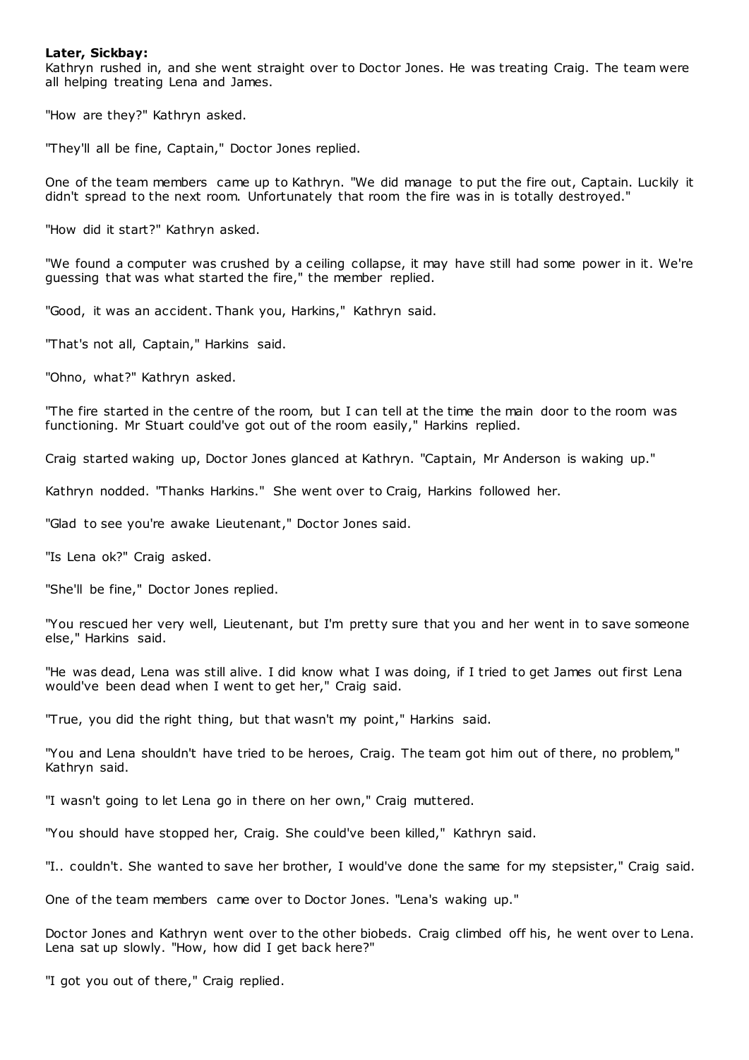**Later, Sickbay:**

Kathryn rushed in, and she went straight over to Doctor Jones. He was treating Craig. The team were all helping treating Lena and James.

"How are they?" Kathryn asked.

"They'll all be fine, Captain," Doctor Jones replied.

One of the team members came up to Kathryn. "We did manage to put the fire out, Captain. Luckily it didn't spread to the next room. Unfortunately that room the fire was in is totally destroyed."

"How did it start?" Kathryn asked.

"We found a computer was crushed by a ceiling collapse, it may have still had some power in it. We're guessing that was what started the fire," the member replied.

"Good, it was an accident. Thank you, Harkins," Kathryn said.

"That's not all, Captain," Harkins said.

"Ohno, what?" Kathryn asked.

"The fire started in the centre of the room, but I can tell at the time the main door to the room was functioning. Mr Stuart could've got out of the room easily," Harkins replied.

Craig started waking up, Doctor Jones glanced at Kathryn. "Captain, Mr Anderson is waking up."

Kathryn nodded. "Thanks Harkins." She went over to Craig, Harkins followed her.

"Glad to see you're awake Lieutenant," Doctor Jones said.

"Is Lena ok?" Craig asked.

"She'll be fine," Doctor Jones replied.

"You rescued her very well, Lieutenant, but I'm pretty sure that you and her went in to save someone else," Harkins said.

"He was dead, Lena was still alive. I did know what I was doing, if I tried to get James out first Lena would've been dead when I went to get her," Craig said.

"True, you did the right thing, but that wasn't my point," Harkins said.

"You and Lena shouldn't have tried to be heroes, Craig. The team got him out of there, no problem," Kathryn said.

"I wasn't going to let Lena go in there on her own," Craig muttered.

"You should have stopped her, Craig. She could've been killed," Kathryn said.

"I.. couldn't. She wanted to save her brother, I would've done the same for my stepsister," Craig said.

One of the team members came over to Doctor Jones. "Lena's waking up."

Doctor Jones and Kathryn went over to the other biobeds. Craig climbed off his, he went over to Lena. Lena sat up slowly. "How, how did I get back here?"

"I got you out of there," Craig replied.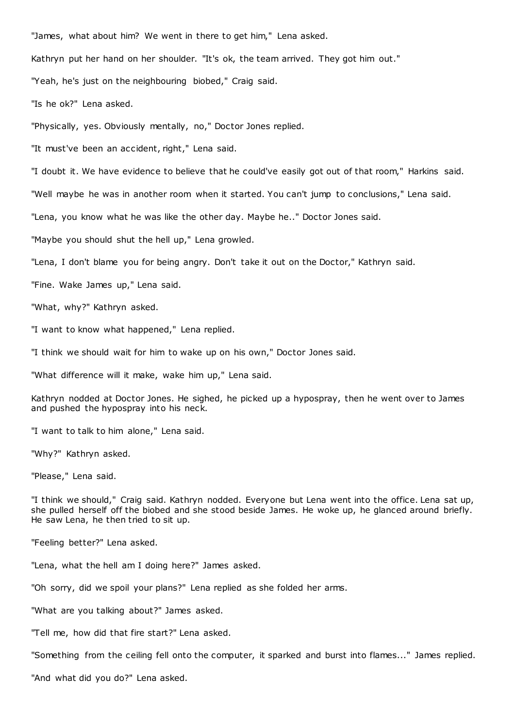"James, what about him? We went in there to get him," Lena asked.

Kathryn put her hand on her shoulder. "It's ok, the team arrived. They got him out."

"Yeah, he's just on the neighbouring biobed," Craig said.

"Is he ok?" Lena asked.

"Physically, yes. Obviously mentally, no," Doctor Jones replied.

"It must've been an accident, right," Lena said.

"I doubt it. We have evidence to believe that he could've easily got out of that room," Harkins said.

"Well maybe he was in another room when it started. You can't jump to conclusions," Lena said.

"Lena, you know what he was like the other day. Maybe he.." Doctor Jones said.

"Maybe you should shut the hell up," Lena growled.

"Lena, I don't blame you for being angry. Don't take it out on the Doctor," Kathryn said.

"Fine. Wake James up," Lena said.

"What, why?" Kathryn asked.

"I want to know what happened," Lena replied.

"I think we should wait for him to wake up on his own," Doctor Jones said.

"What difference will it make, wake him up," Lena said.

Kathryn nodded at Doctor Jones. He sighed, he picked up a hypospray, then he went over to James and pushed the hypospray into his neck.

"I want to talk to him alone," Lena said.

"Why?" Kathryn asked.

"Please," Lena said.

"I think we should," Craig said. Kathryn nodded. Everyone but Lena went into the office. Lena sat up, she pulled herself off the biobed and she stood beside James. He woke up, he glanced around briefly. He saw Lena, he then tried to sit up.

"Feeling better?" Lena asked.

"Lena, what the hell am I doing here?" James asked.

"Oh sorry, did we spoil your plans?" Lena replied as she folded her arms.

"What are you talking about?" James asked.

"Tell me, how did that fire start?" Lena asked.

"Something from the ceiling fell onto the computer, it sparked and burst into flames..." James replied.

"And what did you do?" Lena asked.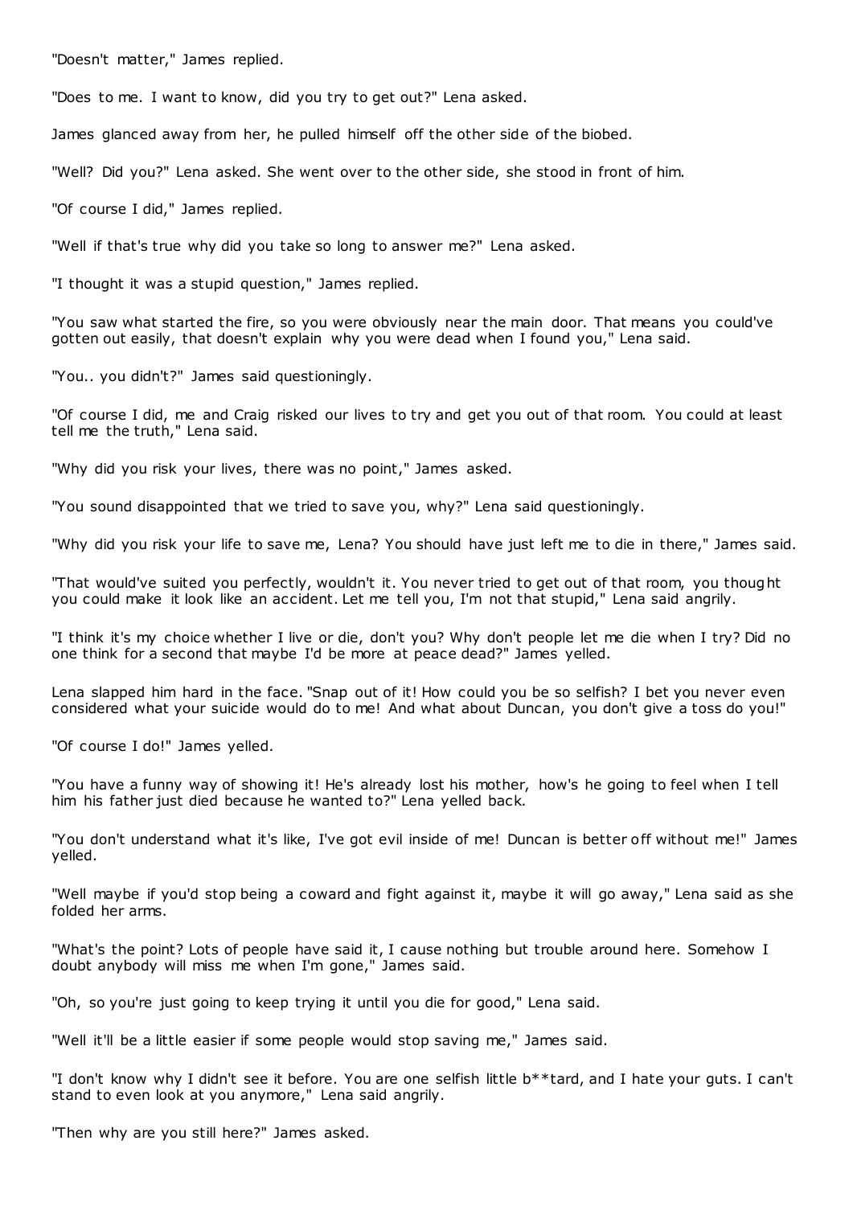"Doesn't matter," James replied.

"Does to me. I want to know, did you try to get out?" Lena asked.

James glanced away from her, he pulled himself off the other side of the biobed.

"Well? Did you?" Lena asked. She went over to the other side, she stood in front of him.

"Of course I did," James replied.

"Well if that's true why did you take so long to answer me?" Lena asked.

"I thought it was a stupid question," James replied.

"You saw what started the fire, so you were obviously near the main door. That means you could've gotten out easily, that doesn't explain why you were dead when I found you," Lena said.

"You.. you didn't?" James said questioningly.

"Of course I did, me and Craig risked our lives to try and get you out of that room. You could at least tell me the truth," Lena said.

"Why did you risk your lives, there was no point," James asked.

"You sound disappointed that we tried to save you, why?" Lena said questioningly.

"Why did you risk your life to save me, Lena? You should have just left me to die in there," James said.

"That would've suited you perfectly, wouldn't it. You never tried to get out of that room, you thought you could make it look like an accident. Let me tell you, I'm not that stupid," Lena said angrily.

"I think it's my choice whether I live or die, don't you? Why don't people let me die when I try? Did no one think for a second that maybe I'd be more at peace dead?" James yelled.

Lena slapped him hard in the face. "Snap out of it! How could you be so selfish? I bet you never even considered what your suicide would do to me! And what about Duncan, you don't give a toss do you!"

"Of course I do!" James yelled.

"You have a funny way of showing it! He's already lost his mother, how's he going to feel when I tell him his father just died because he wanted to?" Lena yelled back.

"You don't understand what it's like, I've got evil inside of me! Duncan is better off without me!" James yelled.

"Well maybe if you'd stop being a coward and fight against it, maybe it will go away," Lena said as she folded her arms.

"What's the point? Lots of people have said it, I cause nothing but trouble around here. Somehow I doubt anybody will miss me when I'm gone," James said.

"Oh, so you're just going to keep trying it until you die for good," Lena said.

"Well it'll be a little easier if some people would stop saving me," James said.

"I don't know why I didn't see it before. You are one selfish little b**tard, and I hate your guts. I can't stand to even look at you anymore," Lena said angrily.

"Then why are you still here?" James asked.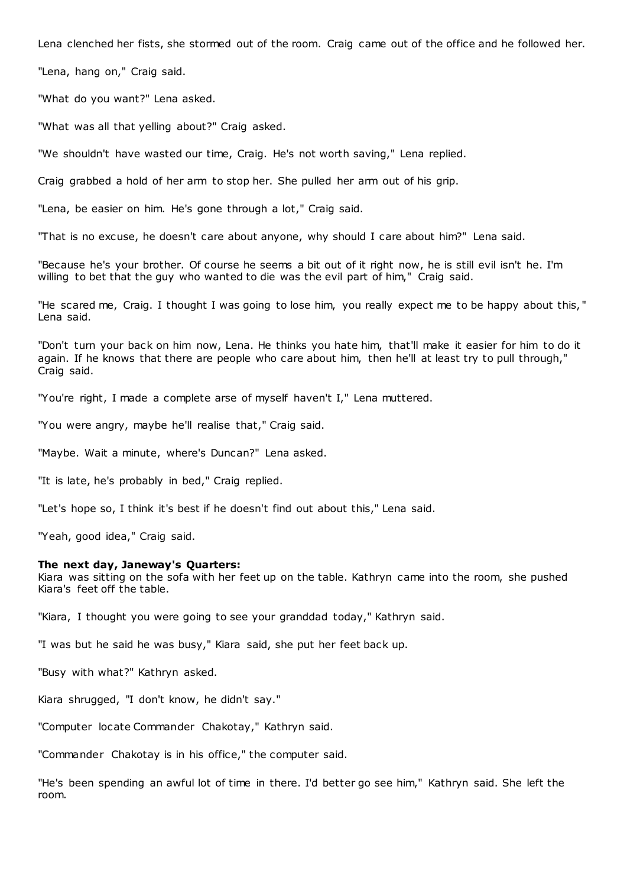Lena clenched her fists, she stormed out of the room. Craig came out of the office and he followed her.

"Lena, hang on," Craig said.

"What do you want?" Lena asked.

"What was all that yelling about?" Craig asked.

"We shouldn't have wasted our time, Craig. He's not worth saving," Lena replied.

Craig grabbed a hold of her arm to stop her. She pulled her arm out of his grip.

"Lena, be easier on him. He's gone through a lot," Craig said.

"That is no excuse, he doesn't care about anyone, why should I care about him?" Lena said.

"Because he's your brother. Of course he seems a bit out of it right now, he is still evil isn't he. I'm willing to bet that the guy who wanted to die was the evil part of him," Craig said.

"He scared me, Craig. I thought I was going to lose him, you really expect me to be happy about this," Lena said.

"Don't turn your back on him now, Lena. He thinks you hate him, that'll make it easier for him to do it again. If he knows that there are people who care about him, then he'll at least try to pull through," Craig said.

"You're right, I made a complete arse of myself haven't I," Lena muttered.

"You were angry, maybe he'll realise that," Craig said.

"Maybe. Wait a minute, where's Duncan?" Lena asked.

"It is late, he's probably in bed," Craig replied.

"Let's hope so, I think it's best if he doesn't find out about this," Lena said.

"Yeah, good idea," Craig said.

**The next day, Janeway's Quarters:**
Kiara was sitting on the sofa with her feet up on the table. Kathryn came into the room, she pushed Kiara's feet off the table.

"Kiara, I thought you were going to see your granddad today," Kathryn said.

"I was but he said he was busy," Kiara said, she put her feet back up.

"Busy with what?" Kathryn asked.

Kiara shrugged, "I don't know, he didn't say."

"Computer locate Commander Chakotay," Kathryn said.

"Commander Chakotay is in his office," the computer said.

"He's been spending an awful lot of time in there. I'd better go see him," Kathryn said. She left the room.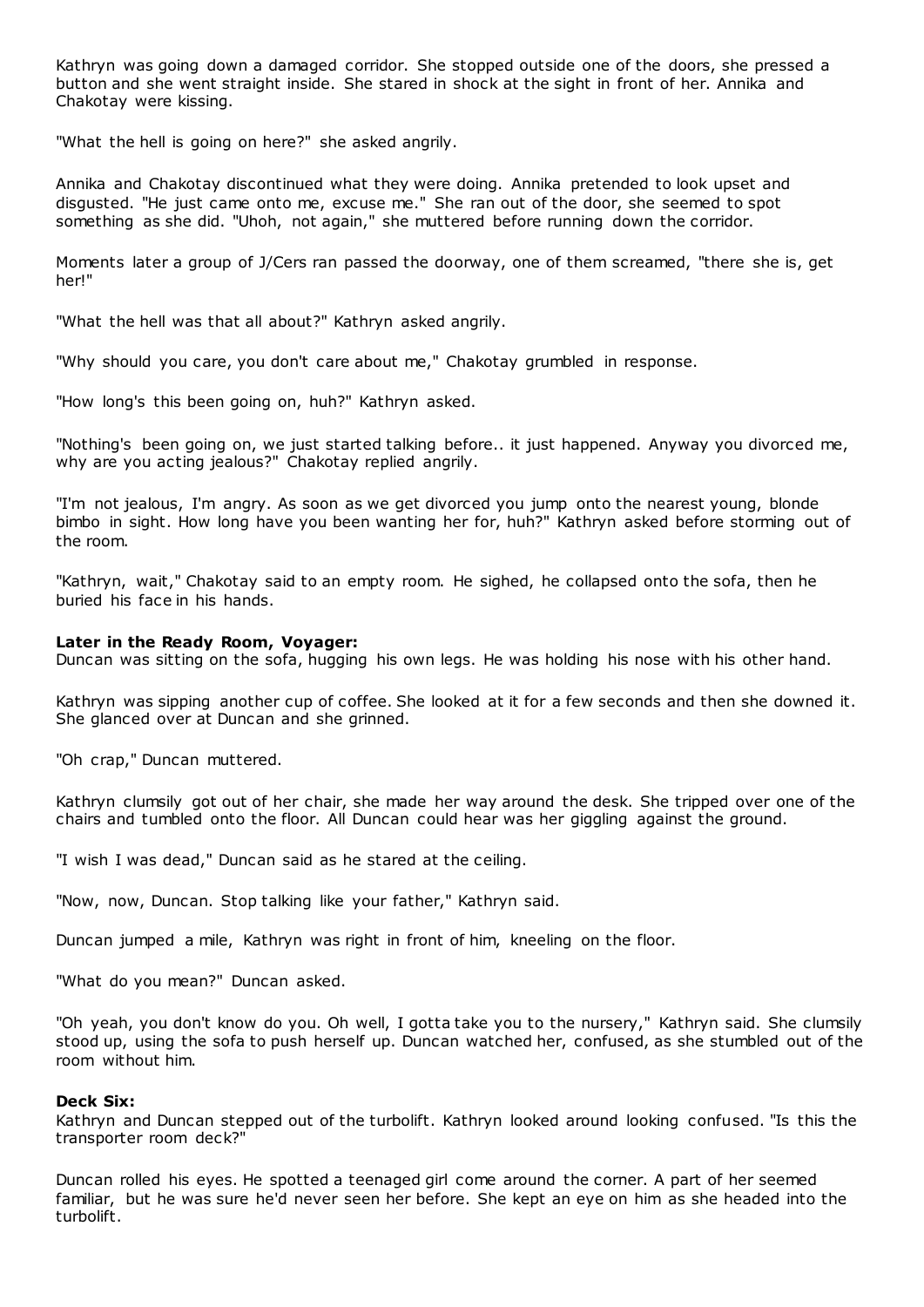Kathryn was going down a damaged corridor. She stopped outside one of the doors, she pressed a button and she went straight inside. She stared in shock at the sight in front of her. Annika and Chakotay were kissing.

"What the hell is going on here?" she asked angrily.

Annika and Chakotay discontinued what they were doing. Annika pretended to look upset and disgusted. "He just came onto me, excuse me." She ran out of the door, she seemed to spot something as she did. "Uhoh, not again," she muttered before running down the corridor.

Moments later a group of J/Cers ran passed the doorway, one of them screamed, "there she is, get her!"

"What the hell was that all about?" Kathryn asked angrily.

"Why should you care, you don't care about me," Chakotay grumbled in response.

"How long's this been going on, huh?" Kathryn asked.

"Nothing's been going on, we just started talking before.. it just happened. Anyway you divorced me, why are you acting jealous?" Chakotay replied angrily.

"I'm not jealous, I'm angry. As soon as we get divorced you jump onto the nearest young, blonde bimbo in sight. How long have you been wanting her for, huh?" Kathryn asked before storming out of the room.

"Kathryn, wait," Chakotay said to an empty room. He sighed, he collapsed onto the sofa, then he buried his face in his hands.

**Later in the Ready Room, Voyager:**
Duncan was sitting on the sofa, hugging his own legs. He was holding his nose with his other hand.

Kathryn was sipping another cup of coffee. She looked at it for a few seconds and then she downed it. She glanced over at Duncan and she grinned.

"Oh crap," Duncan muttered.

Kathryn clumsily got out of her chair, she made her way around the desk. She tripped over one of the chairs and tumbled onto the floor. All Duncan could hear was her giggling against the ground.

"I wish I was dead," Duncan said as he stared at the ceiling.

"Now, now, Duncan. Stop talking like your father," Kathryn said.

Duncan jumped a mile, Kathryn was right in front of him, kneeling on the floor.

"What do you mean?" Duncan asked.

"Oh yeah, you don't know do you. Oh well, I gotta take you to the nursery," Kathryn said. She clumsily stood up, using the sofa to push herself up. Duncan watched her, confused, as she stumbled out of the room without him.

**Deck Six:**
Kathryn and Duncan stepped out of the turbolift. Kathryn looked around looking confused. "Is this the transporter room deck?"

Duncan rolled his eyes. He spotted a teenaged girl come around the corner. A part of her seemed familiar, but he was sure he'd never seen her before. She kept an eye on him as she headed into the turbolift.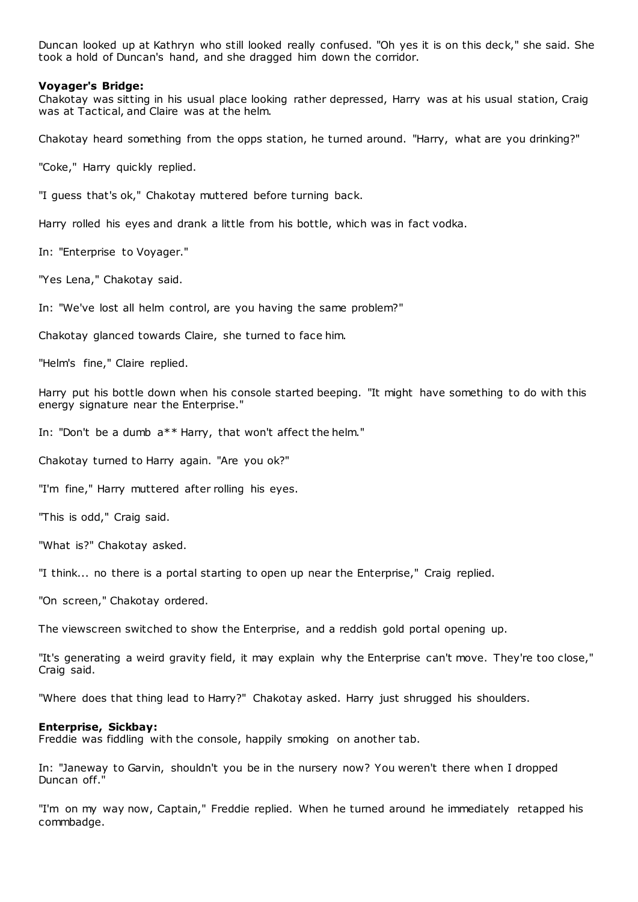Duncan looked up at Kathryn who still looked really confused. "Oh yes it is on this deck," she said. She took a hold of Duncan's hand, and she dragged him down the corridor.

**Voyager's Bridge:**
Chakotay was sitting in his usual place looking rather depressed, Harry was at his usual station, Craig was at Tactical, and Claire was at the helm.

Chakotay heard something from the opps station, he turned around. "Harry, what are you drinking?"

"Coke," Harry quickly replied.

"I guess that's ok," Chakotay muttered before turning back.

Harry rolled his eyes and drank a little from his bottle, which was in fact vodka.

In: "Enterprise to Voyager."

"Yes Lena," Chakotay said.

In: "We've lost all helm control, are you having the same problem?"

Chakotay glanced towards Claire, she turned to face him.

"Helm's fine," Claire replied.

Harry put his bottle down when his console started beeping. "It might have something to do with this energy signature near the Enterprise."

In: "Don't be a dumb a** Harry, that won't affect the helm."

Chakotay turned to Harry again. "Are you ok?"

"I'm fine," Harry muttered after rolling his eyes.

"This is odd," Craig said.

"What is?" Chakotay asked.

"I think... no there is a portal starting to open up near the Enterprise," Craig replied.

"On screen," Chakotay ordered.

The viewscreen switched to show the Enterprise, and a reddish gold portal opening up.

"It's generating a weird gravity field, it may explain why the Enterprise can't move. They're too close," Craig said.

"Where does that thing lead to Harry?" Chakotay asked. Harry just shrugged his shoulders.

**Enterprise, Sickbay:**
Freddie was fiddling with the console, happily smoking on another tab.

In: "Janeway to Garvin, shouldn't you be in the nursery now? You weren't there when I dropped Duncan off."

"I'm on my way now, Captain," Freddie replied. When he turned around he immediately retapped his commbadge.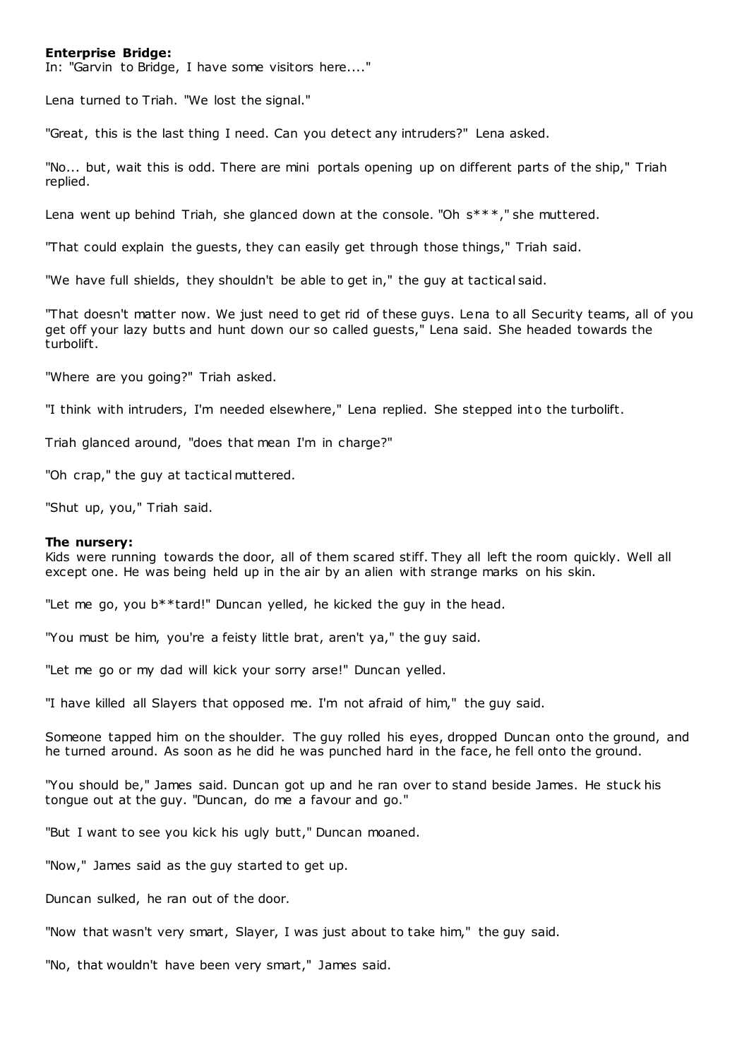**Enterprise Bridge:**

In: "Garvin to Bridge, I have some visitors here...."

Lena turned to Triah. "We lost the signal."

"Great, this is the last thing I need. Can you detect any intruders?" Lena asked.

"No... but, wait this is odd. There are mini portals opening up on different parts of the ship," Triah replied.

Lena went up behind Triah, she glanced down at the console. "Oh s***," she muttered.

"That could explain the guests, they can easily get through those things," Triah said.

"We have full shields, they shouldn't be able to get in," the guy at tactical said.

"That doesn't matter now. We just need to get rid of these guys. Lena to all Security teams, all of you get off your lazy butts and hunt down our so called guests," Lena said. She headed towards the turbolift.

"Where are you going?" Triah asked.

"I think with intruders, I'm needed elsewhere," Lena replied. She stepped into the turbolift.

Triah glanced around, "does that mean I'm in charge?"

"Oh crap," the guy at tactical muttered.

"Shut up, you," Triah said.

**The nursery:**

Kids were running towards the door, all of them scared stiff. They all left the room quickly. Well all except one. He was being held up in the air by an alien with strange marks on his skin.

"Let me go, you b**tard!" Duncan yelled, he kicked the guy in the head.

"You must be him, you're a feisty little brat, aren't ya," the guy said.

"Let me go or my dad will kick your sorry arse!" Duncan yelled.

"I have killed all Slayers that opposed me. I'm not afraid of him," the guy said.

Someone tapped him on the shoulder. The guy rolled his eyes, dropped Duncan onto the ground, and he turned around. As soon as he did he was punched hard in the face, he fell onto the ground.

"You should be," James said. Duncan got up and he ran over to stand beside James. He stuck his tongue out at the guy. "Duncan, do me a favour and go."

"But I want to see you kick his ugly butt," Duncan moaned.

"Now," James said as the guy started to get up.

Duncan sulked, he ran out of the door.

"Now that wasn't very smart, Slayer, I was just about to take him," the guy said.

"No, that wouldn't have been very smart," James said.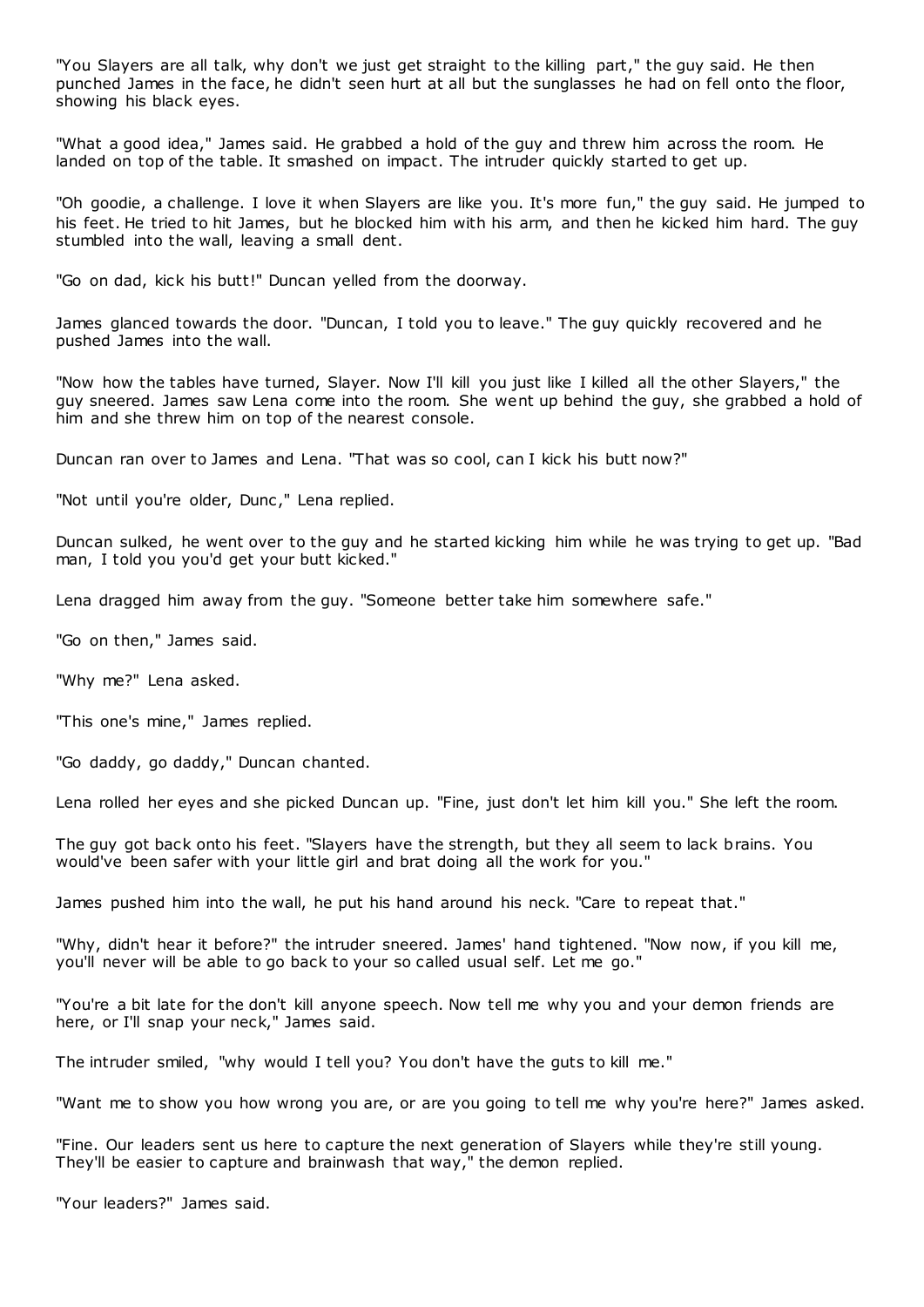"You Slayers are all talk, why don't we just get straight to the killing part," the guy said. He then punched James in the face, he didn't seen hurt at all but the sunglasses he had on fell onto the floor, showing his black eyes.

"What a good idea," James said. He grabbed a hold of the guy and threw him across the room. He landed on top of the table. It smashed on impact. The intruder quickly started to get up.

"Oh goodie, a challenge. I love it when Slayers are like you. It's more fun," the guy said. He jumped to his feet. He tried to hit James, but he blocked him with his arm, and then he kicked him hard. The guy stumbled into the wall, leaving a small dent.

"Go on dad, kick his butt!" Duncan yelled from the doorway.

James glanced towards the door. "Duncan, I told you to leave." The guy quickly recovered and he pushed James into the wall.

"Now how the tables have turned, Slayer. Now I'll kill you just like I killed all the other Slayers," the guy sneered. James saw Lena come into the room. She went up behind the guy, she grabbed a hold of him and she threw him on top of the nearest console.

Duncan ran over to James and Lena. "That was so cool, can I kick his butt now?"

"Not until you're older, Dunc," Lena replied.

Duncan sulked, he went over to the guy and he started kicking him while he was trying to get up. "Bad man, I told you you'd get your butt kicked."

Lena dragged him away from the guy. "Someone better take him somewhere safe."

"Go on then," James said.

"Why me?" Lena asked.

"This one's mine," James replied.

"Go daddy, go daddy," Duncan chanted.

Lena rolled her eyes and she picked Duncan up. "Fine, just don't let him kill you." She left the room.

The guy got back onto his feet. "Slayers have the strength, but they all seem to lack brains. You would've been safer with your little girl and brat doing all the work for you."

James pushed him into the wall, he put his hand around his neck. "Care to repeat that."

"Why, didn't hear it before?" the intruder sneered. James' hand tightened. "Now now, if you kill me, you'll never will be able to go back to your so called usual self. Let me go."

"You're a bit late for the don't kill anyone speech. Now tell me why you and your demon friends are here, or I'll snap your neck," James said.

The intruder smiled, "why would I tell you? You don't have the guts to kill me."

"Want me to show you how wrong you are, or are you going to tell me why you're here?" James asked.

"Fine. Our leaders sent us here to capture the next generation of Slayers while they're still young. They'll be easier to capture and brainwash that way," the demon replied.

"Your leaders?" James said.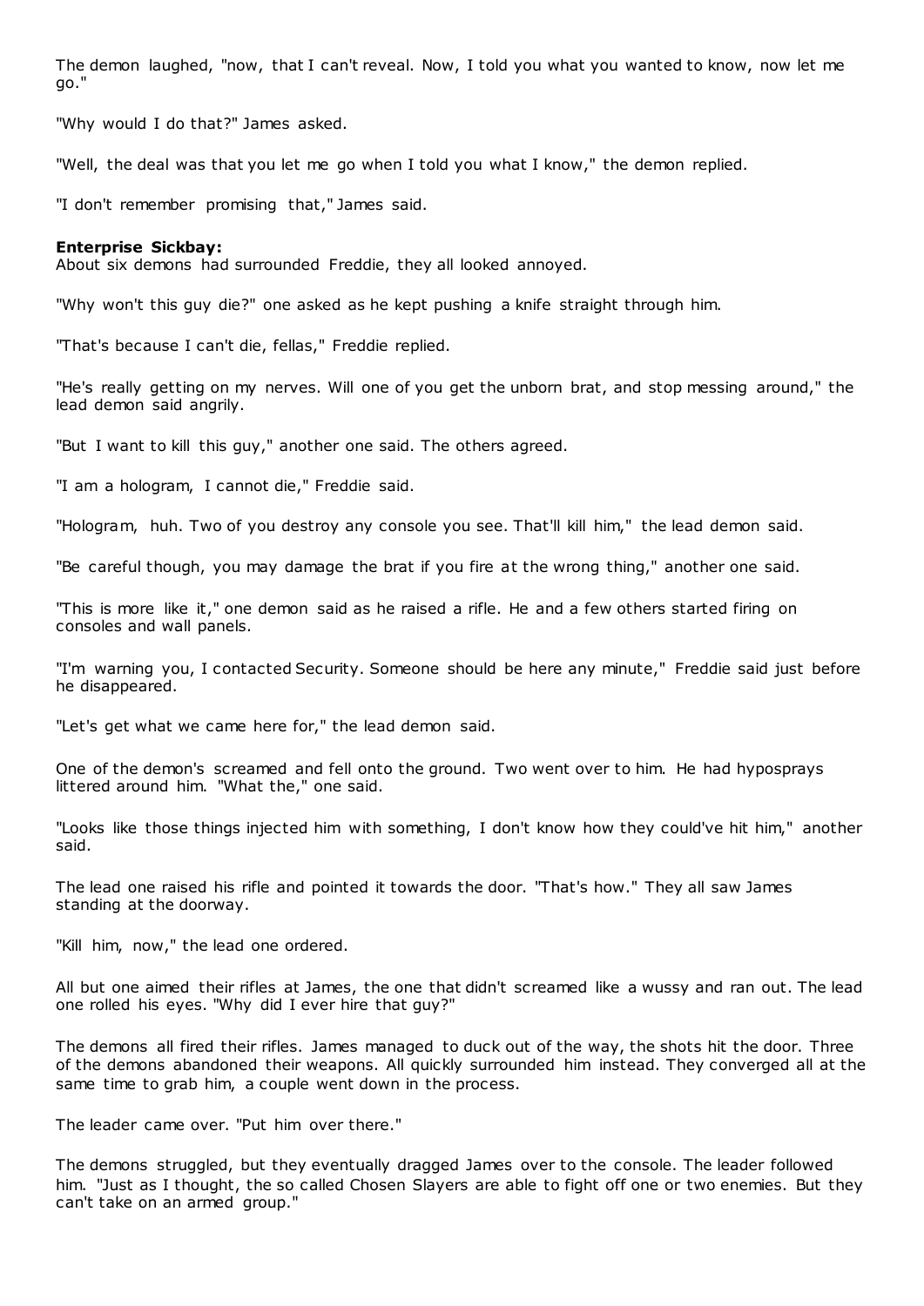The demon laughed, "now, that I can't reveal. Now, I told you what you wanted to know, now let me go."

"Why would I do that?" James asked.

"Well, the deal was that you let me go when I told you what I know," the demon replied.

"I don't remember promising that," James said.

**Enterprise Sickbay:**
About six demons had surrounded Freddie, they all looked annoyed.

"Why won't this guy die?" one asked as he kept pushing a knife straight through him.

"That's because I can't die, fellas," Freddie replied.

"He's really getting on my nerves. Will one of you get the unborn brat, and stop messing around," the lead demon said angrily.

"But I want to kill this guy," another one said. The others agreed.

"I am a hologram, I cannot die," Freddie said.

"Hologram, huh. Two of you destroy any console you see. That'll kill him," the lead demon said.

"Be careful though, you may damage the brat if you fire at the wrong thing," another one said.

"This is more like it," one demon said as he raised a rifle. He and a few others started firing on consoles and wall panels.

"I'm warning you, I contacted Security. Someone should be here any minute," Freddie said just before he disappeared.

"Let's get what we came here for," the lead demon said.

One of the demon's screamed and fell onto the ground. Two went over to him. He had hyposprays littered around him. "What the," one said.

"Looks like those things injected him with something, I don't know how they could've hit him," another said.

The lead one raised his rifle and pointed it towards the door. "That's how." They all saw James standing at the doorway.

"Kill him, now," the lead one ordered.

All but one aimed their rifles at James, the one that didn't screamed like a wussy and ran out. The lead one rolled his eyes. "Why did I ever hire that guy?"

The demons all fired their rifles. James managed to duck out of the way, the shots hit the door. Three of the demons abandoned their weapons. All quickly surrounded him instead. They converged all at the same time to grab him, a couple went down in the process.

The leader came over. "Put him over there."

The demons struggled, but they eventually dragged James over to the console. The leader followed him. "Just as I thought, the so called Chosen Slayers are able to fight off one or two enemies. But they can't take on an armed group."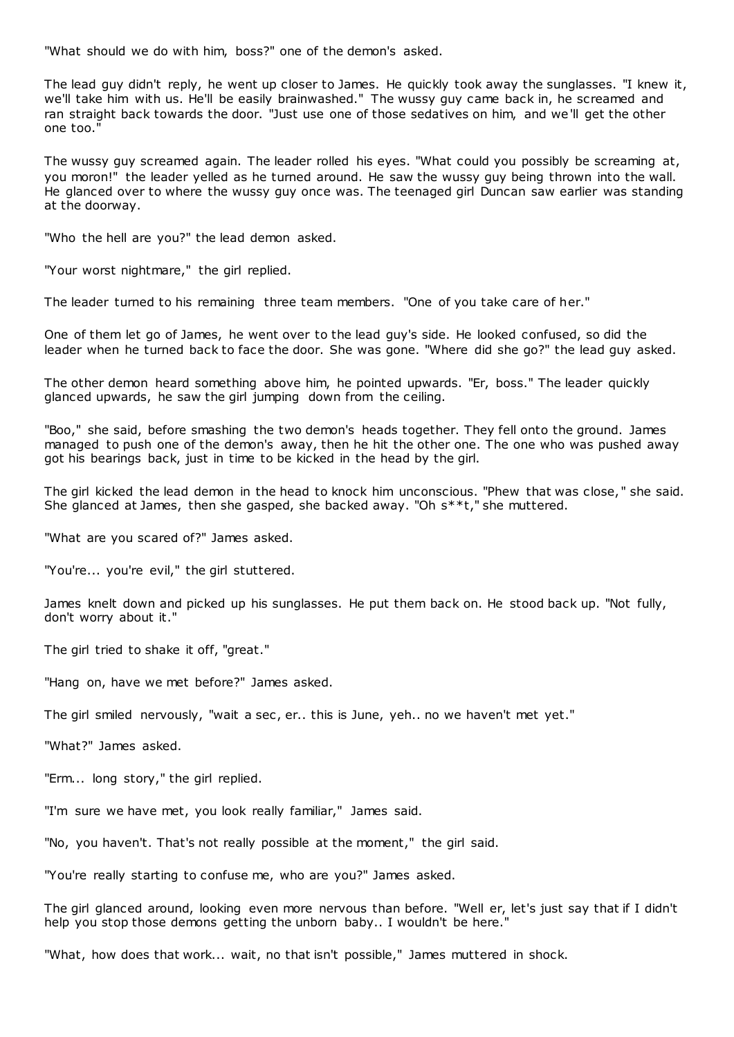"What should we do with him, boss?" one of the demon's asked.

The lead guy didn't reply, he went up closer to James. He quickly took away the sunglasses. "I knew it, we'll take him with us. He'll be easily brainwashed." The wussy guy came back in, he screamed and ran straight back towards the door. "Just use one of those sedatives on him, and we'll get the other one too."

The wussy guy screamed again. The leader rolled his eyes. "What could you possibly be screaming at, you moron!" the leader yelled as he turned around. He saw the wussy guy being thrown into the wall. He glanced over to where the wussy guy once was. The teenaged girl Duncan saw earlier was standing at the doorway.

"Who the hell are you?" the lead demon asked.

"Your worst nightmare," the girl replied.

The leader turned to his remaining three team members. "One of you take care of her."

One of them let go of James, he went over to the lead guy's side. He looked confused, so did the leader when he turned back to face the door. She was gone. "Where did she go?" the lead guy asked.

The other demon heard something above him, he pointed upwards. "Er, boss." The leader quickly glanced upwards, he saw the girl jumping down from the ceiling.

"Boo," she said, before smashing the two demon's heads together. They fell onto the ground. James managed to push one of the demon's away, then he hit the other one. The one who was pushed away got his bearings back, just in time to be kicked in the head by the girl.

The girl kicked the lead demon in the head to knock him unconscious. "Phew that was close," she said. She glanced at James, then she gasped, she backed away. "Oh s**t," she muttered.

"What are you scared of?" James asked.

"You're... you're evil," the girl stuttered.

James knelt down and picked up his sunglasses. He put them back on. He stood back up. "Not fully, don't worry about it."

The girl tried to shake it off, "great."

"Hang on, have we met before?" James asked.

The girl smiled nervously, "wait a sec, er.. this is June, yeh.. no we haven't met yet."

"What?" James asked.

"Erm... long story," the girl replied.

"I'm sure we have met, you look really familiar," James said.

"No, you haven't. That's not really possible at the moment," the girl said.

"You're really starting to confuse me, who are you?" James asked.

The girl glanced around, looking even more nervous than before. "Well er, let's just say that if I didn't help you stop those demons getting the unborn baby.. I wouldn't be here."

"What, how does that work... wait, no that isn't possible," James muttered in shock.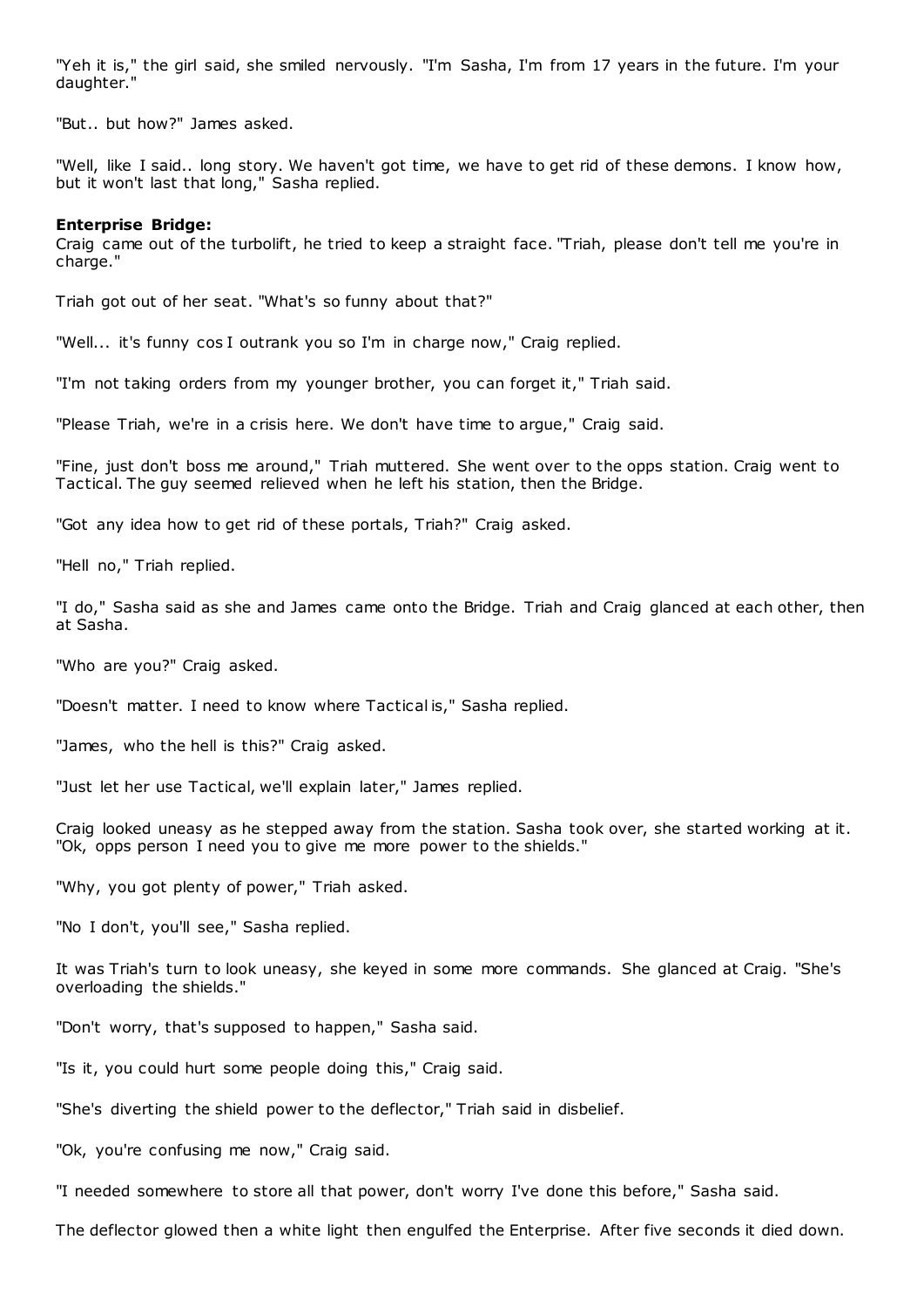"Yeh it is," the girl said, she smiled nervously. "I'm Sasha, I'm from 17 years in the future. I'm your daughter."

"But.. but how?" James asked.

"Well, like I said.. long story. We haven't got time, we have to get rid of these demons. I know how, but it won't last that long," Sasha replied.

**Enterprise Bridge:**
Craig came out of the turbolift, he tried to keep a straight face. "Triah, please don't tell me you're in charge."

Triah got out of her seat. "What's so funny about that?"

"Well... it's funny cos I outrank you so I'm in charge now," Craig replied.

"I'm not taking orders from my younger brother, you can forget it," Triah said.

"Please Triah, we're in a crisis here. We don't have time to argue," Craig said.

"Fine, just don't boss me around," Triah muttered. She went over to the opps station. Craig went to Tactical. The guy seemed relieved when he left his station, then the Bridge.

"Got any idea how to get rid of these portals, Triah?" Craig asked.

"Hell no," Triah replied.

"I do," Sasha said as she and James came onto the Bridge. Triah and Craig glanced at each other, then at Sasha.

"Who are you?" Craig asked.

"Doesn't matter. I need to know where Tactical is," Sasha replied.

"James, who the hell is this?" Craig asked.

"Just let her use Tactical, we'll explain later," James replied.

Craig looked uneasy as he stepped away from the station. Sasha took over, she started working at it. "Ok, opps person I need you to give me more power to the shields."

"Why, you got plenty of power," Triah asked.

"No I don't, you'll see," Sasha replied.

It was Triah's turn to look uneasy, she keyed in some more commands. She glanced at Craig. "She's overloading the shields."

"Don't worry, that's supposed to happen," Sasha said.

"Is it, you could hurt some people doing this," Craig said.

"She's diverting the shield power to the deflector," Triah said in disbelief.

"Ok, you're confusing me now," Craig said.

"I needed somewhere to store all that power, don't worry I've done this before," Sasha said.

The deflector glowed then a white light then engulfed the Enterprise. After five seconds it died down.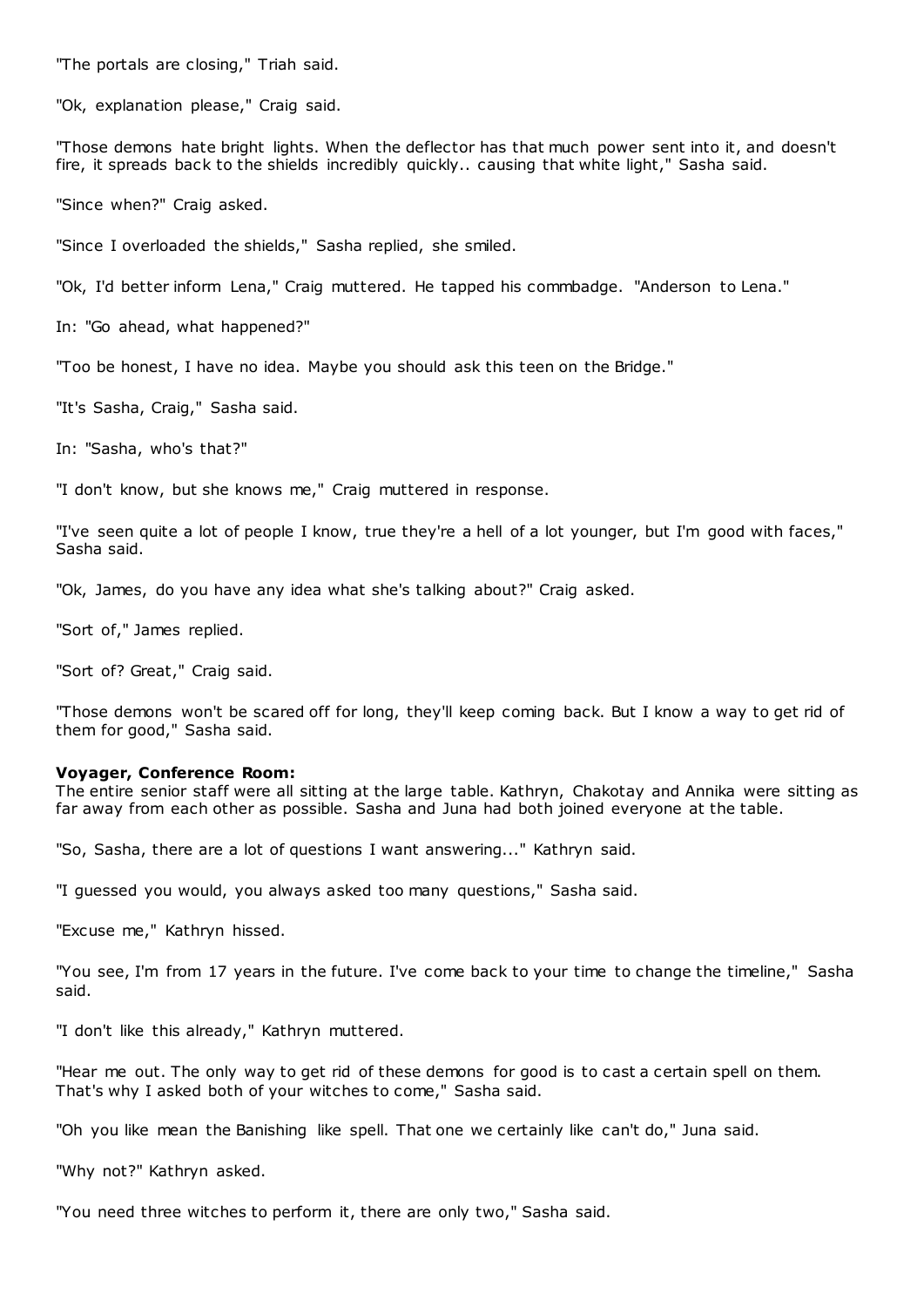"The portals are closing," Triah said.

"Ok, explanation please," Craig said.

"Those demons hate bright lights. When the deflector has that much power sent into it, and doesn't fire, it spreads back to the shields incredibly quickly.. causing that white light," Sasha said.

"Since when?" Craig asked.

"Since I overloaded the shields," Sasha replied, she smiled.

"Ok, I'd better inform Lena," Craig muttered. He tapped his commbadge. "Anderson to Lena."

In: "Go ahead, what happened?"

"Too be honest, I have no idea. Maybe you should ask this teen on the Bridge."

"It's Sasha, Craig," Sasha said.

In: "Sasha, who's that?"

"I don't know, but she knows me," Craig muttered in response.

"I've seen quite a lot of people I know, true they're a hell of a lot younger, but I'm good with faces," Sasha said.

"Ok, James, do you have any idea what she's talking about?" Craig asked.

"Sort of," James replied.

"Sort of? Great," Craig said.

"Those demons won't be scared off for long, they'll keep coming back. But I know a way to get rid of them for good," Sasha said.

**Voyager, Conference Room:**
The entire senior staff were all sitting at the large table. Kathryn, Chakotay and Annika were sitting as far away from each other as possible. Sasha and Juna had both joined everyone at the table.

"So, Sasha, there are a lot of questions I want answering..." Kathryn said.

"I guessed you would, you always asked too many questions," Sasha said.

"Excuse me," Kathryn hissed.

"You see, I'm from 17 years in the future. I've come back to your time to change the timeline," Sasha said.

"I don't like this already," Kathryn muttered.

"Hear me out. The only way to get rid of these demons for good is to cast a certain spell on them. That's why I asked both of your witches to come," Sasha said.

"Oh you like mean the Banishing like spell. That one we certainly like can't do," Juna said.

"Why not?" Kathryn asked.

"You need three witches to perform it, there are only two," Sasha said.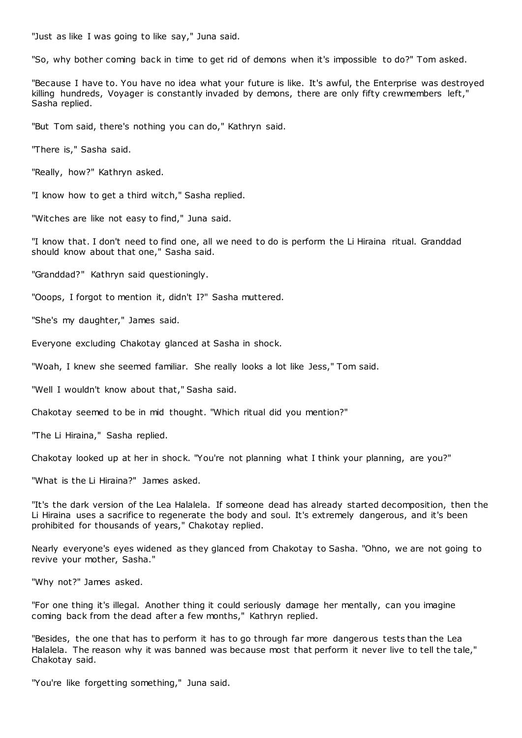"Just as like I was going to like say," Juna said.

"So, why bother coming back in time to get rid of demons when it's impossible to do?" Tom asked.

"Because I have to. You have no idea what your future is like. It's awful, the Enterprise was destroyed killing hundreds, Voyager is constantly invaded by demons, there are only fifty crewmembers left," Sasha replied.

"But Tom said, there's nothing you can do," Kathryn said.

"There is," Sasha said.

"Really, how?" Kathryn asked.

"I know how to get a third witch," Sasha replied.

"Witches are like not easy to find," Juna said.

"I know that. I don't need to find one, all we need to do is perform the Li Hiraina ritual. Granddad should know about that one," Sasha said.

"Granddad?" Kathryn said questioningly.

"Ooops, I forgot to mention it, didn't I?" Sasha muttered.

"She's my daughter," James said.

Everyone excluding Chakotay glanced at Sasha in shock.

"Woah, I knew she seemed familiar. She really looks a lot like Jess," Tom said.

"Well I wouldn't know about that," Sasha said.

Chakotay seemed to be in mid thought. "Which ritual did you mention?"

"The Li Hiraina," Sasha replied.

Chakotay looked up at her in shock. "You're not planning what I think your planning, are you?"

"What is the Li Hiraina?" James asked.

"It's the dark version of the Lea Halalela. If someone dead has already started decomposition, then the Li Hiraina uses a sacrifice to regenerate the body and soul. It's extremely dangerous, and it's been prohibited for thousands of years," Chakotay replied.

Nearly everyone's eyes widened as they glanced from Chakotay to Sasha. "Ohno, we are not going to revive your mother, Sasha."

"Why not?" James asked.

"For one thing it's illegal. Another thing it could seriously damage her mentally, can you imagine coming back from the dead after a few months," Kathryn replied.

"Besides, the one that has to perform it has to go through far more dangerous tests than the Lea Halalela. The reason why it was banned was because most that perform it never live to tell the tale," Chakotay said.

"You're like forgetting something," Juna said.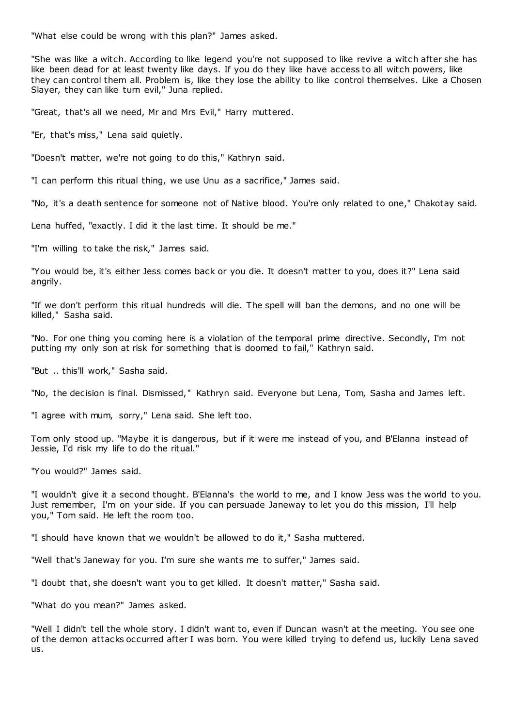"What else could be wrong with this plan?" James asked.

"She was like a witch. According to like legend you're not supposed to like revive a witch after she has like been dead for at least twenty like days. If you do they like have access to all witch powers, like they can control them all. Problem is, like they lose the ability to like control themselves. Like a Chosen Slayer, they can like turn evil," Juna replied.

"Great, that's all we need, Mr and Mrs Evil," Harry muttered.

"Er, that's miss," Lena said quietly.

"Doesn't matter, we're not going to do this," Kathryn said.

"I can perform this ritual thing, we use Unu as a sacrifice," James said.

"No, it's a death sentence for someone not of Native blood. You're only related to one," Chakotay said.

Lena huffed, "exactly. I did it the last time. It should be me."

"I'm willing to take the risk," James said.

"You would be, it's either Jess comes back or you die. It doesn't matter to you, does it?" Lena said angrily.

"If we don't perform this ritual hundreds will die. The spell will ban the demons, and no one will be killed," Sasha said.

"No. For one thing you coming here is a violation of the temporal prime directive. Secondly, I'm not putting my only son at risk for something that is doomed to fail," Kathryn said.

"But .. this'll work," Sasha said.

"No, the decision is final. Dismissed," Kathryn said. Everyone but Lena, Tom, Sasha and James left.

"I agree with mum, sorry," Lena said. She left too.

Tom only stood up. "Maybe it is dangerous, but if it were me instead of you, and B'Elanna instead of Jessie, I'd risk my life to do the ritual."

"You would?" James said.

"I wouldn't give it a second thought. B'Elanna's the world to me, and I know Jess was the world to you. Just remember, I'm on your side. If you can persuade Janeway to let you do this mission, I'll help you," Tom said. He left the room too.

"I should have known that we wouldn't be allowed to do it," Sasha muttered.

"Well that's Janeway for you. I'm sure she wants me to suffer," James said.

"I doubt that, she doesn't want you to get killed. It doesn't matter," Sasha said.

"What do you mean?" James asked.

"Well I didn't tell the whole story. I didn't want to, even if Duncan wasn't at the meeting. You see one of the demon attacks occurred after I was born. You were killed trying to defend us, luckily Lena saved us.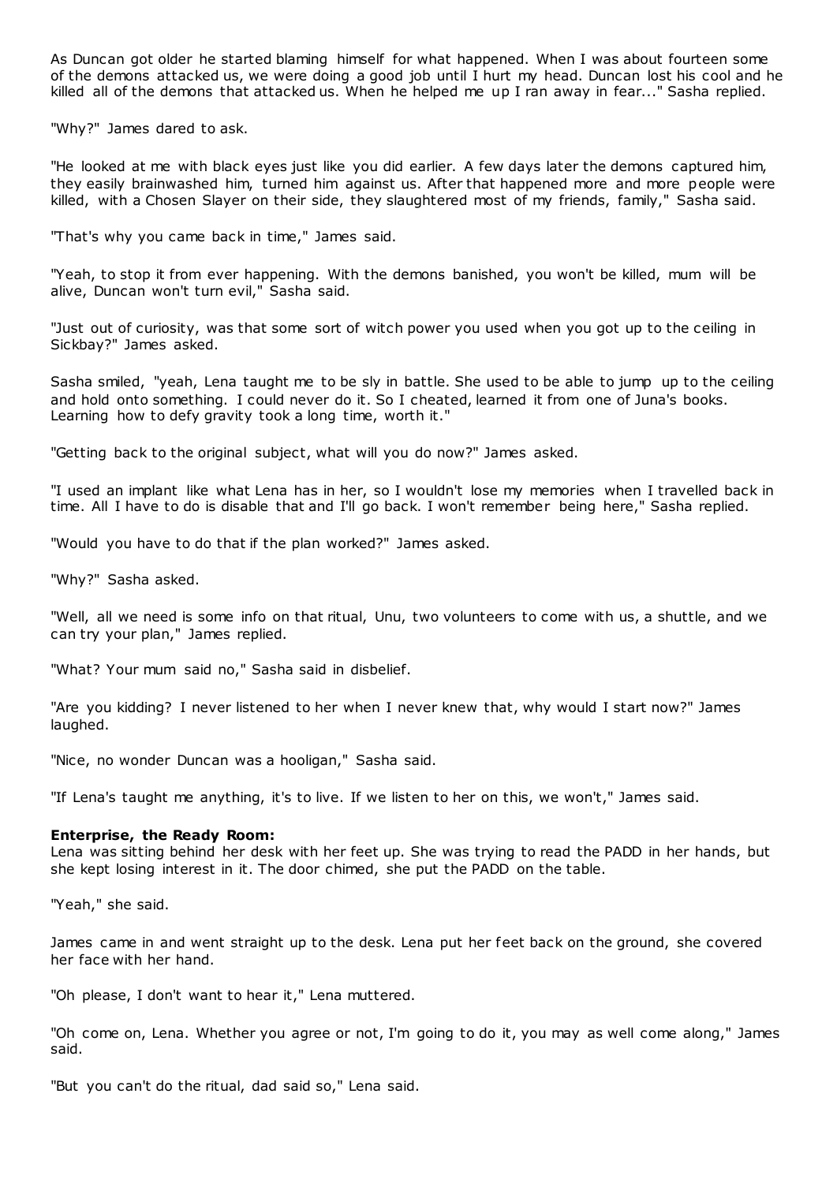As Duncan got older he started blaming himself for what happened. When I was about fourteen some of the demons attacked us, we were doing a good job until I hurt my head. Duncan lost his cool and he killed all of the demons that attacked us. When he helped me up I ran away in fear..." Sasha replied.

"Why?" James dared to ask.

"He looked at me with black eyes just like you did earlier. A few days later the demons captured him, they easily brainwashed him, turned him against us. After that happened more and more people were killed, with a Chosen Slayer on their side, they slaughtered most of my friends, family," Sasha said.

"That's why you came back in time," James said.

"Yeah, to stop it from ever happening. With the demons banished, you won't be killed, mum will be alive, Duncan won't turn evil," Sasha said.

"Just out of curiosity, was that some sort of witch power you used when you got up to the ceiling in Sickbay?" James asked.

Sasha smiled, "yeah, Lena taught me to be sly in battle. She used to be able to jump up to the ceiling and hold onto something. I could never do it. So I cheated, learned it from one of Juna's books. Learning how to defy gravity took a long time, worth it."

"Getting back to the original subject, what will you do now?" James asked.

"I used an implant like what Lena has in her, so I wouldn't lose my memories when I travelled back in time. All I have to do is disable that and I'll go back. I won't remember being here," Sasha replied.

"Would you have to do that if the plan worked?" James asked.

"Why?" Sasha asked.

"Well, all we need is some info on that ritual, Unu, two volunteers to come with us, a shuttle, and we can try your plan," James replied.

"What? Your mum said no," Sasha said in disbelief.

"Are you kidding? I never listened to her when I never knew that, why would I start now?" James laughed.

"Nice, no wonder Duncan was a hooligan," Sasha said.

"If Lena's taught me anything, it's to live. If we listen to her on this, we won't," James said.

**Enterprise, the Ready Room:**
Lena was sitting behind her desk with her feet up. She was trying to read the PADD in her hands, but she kept losing interest in it. The door chimed, she put the PADD on the table.

"Yeah," she said.

James came in and went straight up to the desk. Lena put her feet back on the ground, she covered her face with her hand.

"Oh please, I don't want to hear it," Lena muttered.

"Oh come on, Lena. Whether you agree or not, I'm going to do it, you may as well come along," James said.

"But you can't do the ritual, dad said so," Lena said.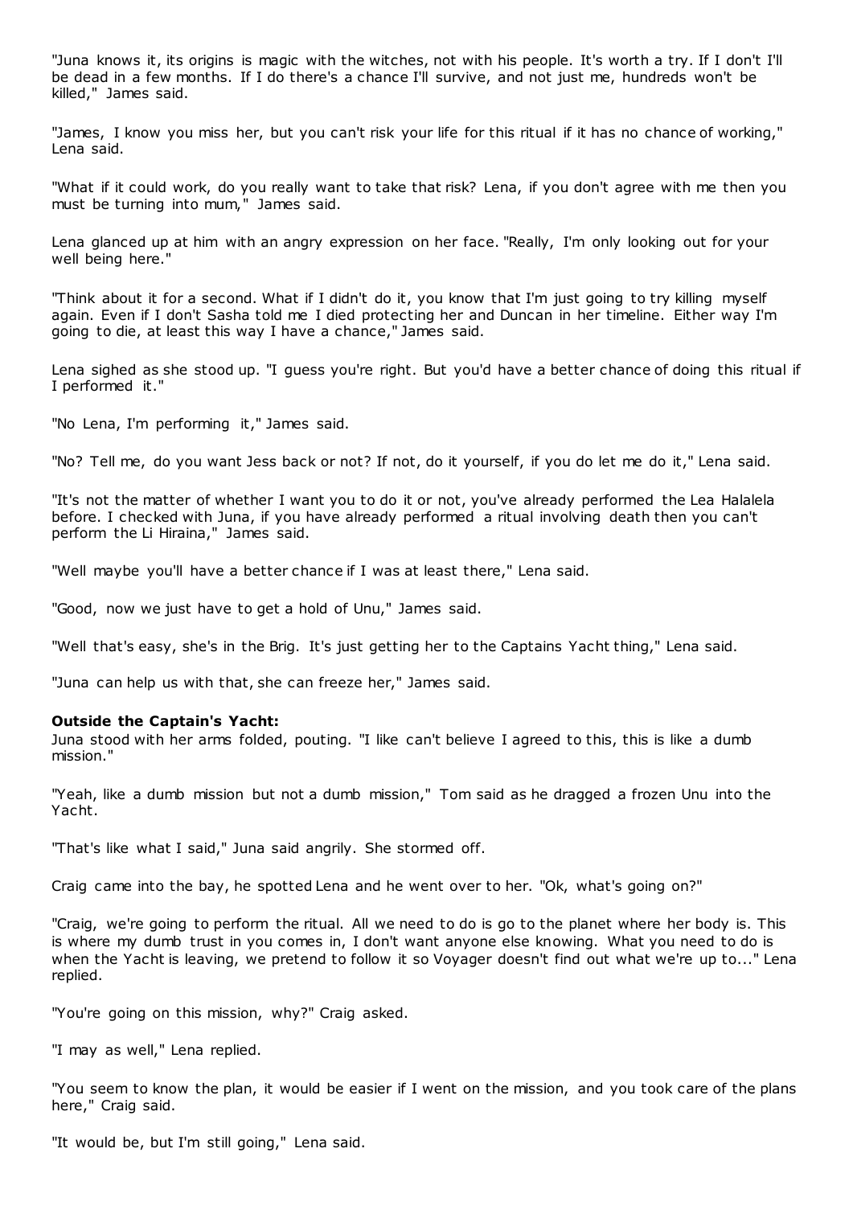"Juna knows it, its origins is magic with the witches, not with his people. It's worth a try. If I don't I'll be dead in a few months. If I do there's a chance I'll survive, and not just me, hundreds won't be killed," James said.

"James, I know you miss her, but you can't risk your life for this ritual if it has no chance of working," Lena said.

"What if it could work, do you really want to take that risk? Lena, if you don't agree with me then you must be turning into mum," James said.

Lena glanced up at him with an angry expression on her face. "Really, I'm only looking out for your well being here."

"Think about it for a second. What if I didn't do it, you know that I'm just going to try killing myself again. Even if I don't Sasha told me I died protecting her and Duncan in her timeline. Either way I'm going to die, at least this way I have a chance," James said.

Lena sighed as she stood up. "I guess you're right. But you'd have a better chance of doing this ritual if I performed it."

"No Lena, I'm performing it," James said.

"No? Tell me, do you want Jess back or not? If not, do it yourself, if you do let me do it," Lena said.

"It's not the matter of whether I want you to do it or not, you've already performed the Lea Halalela before. I checked with Juna, if you have already performed a ritual involving death then you can't perform the Li Hiraina," James said.

"Well maybe you'll have a better chance if I was at least there," Lena said.

"Good, now we just have to get a hold of Unu," James said.

"Well that's easy, she's in the Brig. It's just getting her to the Captains Yacht thing," Lena said.

"Juna can help us with that, she can freeze her," James said.

**Outside the Captain's Yacht:**
Juna stood with her arms folded, pouting. "I like can't believe I agreed to this, this is like a dumb mission."

"Yeah, like a dumb mission but not a dumb mission," Tom said as he dragged a frozen Unu into the Yacht.

"That's like what I said," Juna said angrily. She stormed off.

Craig came into the bay, he spotted Lena and he went over to her. "Ok, what's going on?"

"Craig, we're going to perform the ritual. All we need to do is go to the planet where her body is. This is where my dumb trust in you comes in, I don't want anyone else knowing. What you need to do is when the Yacht is leaving, we pretend to follow it so Voyager doesn't find out what we're up to..." Lena replied.

"You're going on this mission, why?" Craig asked.

"I may as well," Lena replied.

"You seem to know the plan, it would be easier if I went on the mission, and you took care of the plans here," Craig said.

"It would be, but I'm still going," Lena said.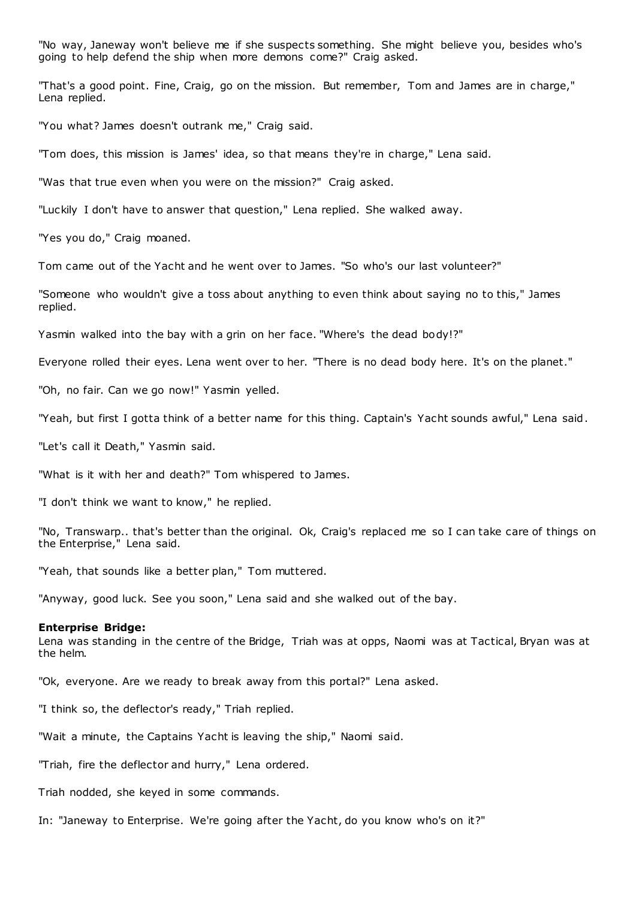"No way, Janeway won't believe me if she suspects something. She might believe you, besides who's going to help defend the ship when more demons come?" Craig asked.

"That's a good point. Fine, Craig, go on the mission. But remember, Tom and James are in charge," Lena replied.

"You what? James doesn't outrank me," Craig said.

"Tom does, this mission is James' idea, so that means they're in charge," Lena said.

"Was that true even when you were on the mission?" Craig asked.

"Luckily I don't have to answer that question," Lena replied. She walked away.

"Yes you do," Craig moaned.

Tom came out of the Yacht and he went over to James. "So who's our last volunteer?"

"Someone who wouldn't give a toss about anything to even think about saying no to this," James replied.

Yasmin walked into the bay with a grin on her face. "Where's the dead body!?"

Everyone rolled their eyes. Lena went over to her. "There is no dead body here. It's on the planet."

"Oh, no fair. Can we go now!" Yasmin yelled.

"Yeah, but first I gotta think of a better name for this thing. Captain's Yacht sounds awful," Lena said.

"Let's call it Death," Yasmin said.

"What is it with her and death?" Tom whispered to James.

"I don't think we want to know," he replied.

"No, Transwarp.. that's better than the original. Ok, Craig's replaced me so I can take care of things on the Enterprise," Lena said.

"Yeah, that sounds like a better plan," Tom muttered.

"Anyway, good luck. See you soon," Lena said and she walked out of the bay.

**Enterprise Bridge:**
Lena was standing in the centre of the Bridge, Triah was at opps, Naomi was at Tactical, Bryan was at the helm.

"Ok, everyone. Are we ready to break away from this portal?" Lena asked.

"I think so, the deflector's ready," Triah replied.

"Wait a minute, the Captains Yacht is leaving the ship," Naomi said.

"Triah, fire the deflector and hurry," Lena ordered.

Triah nodded, she keyed in some commands.

In: "Janeway to Enterprise. We're going after the Yacht, do you know who's on it?"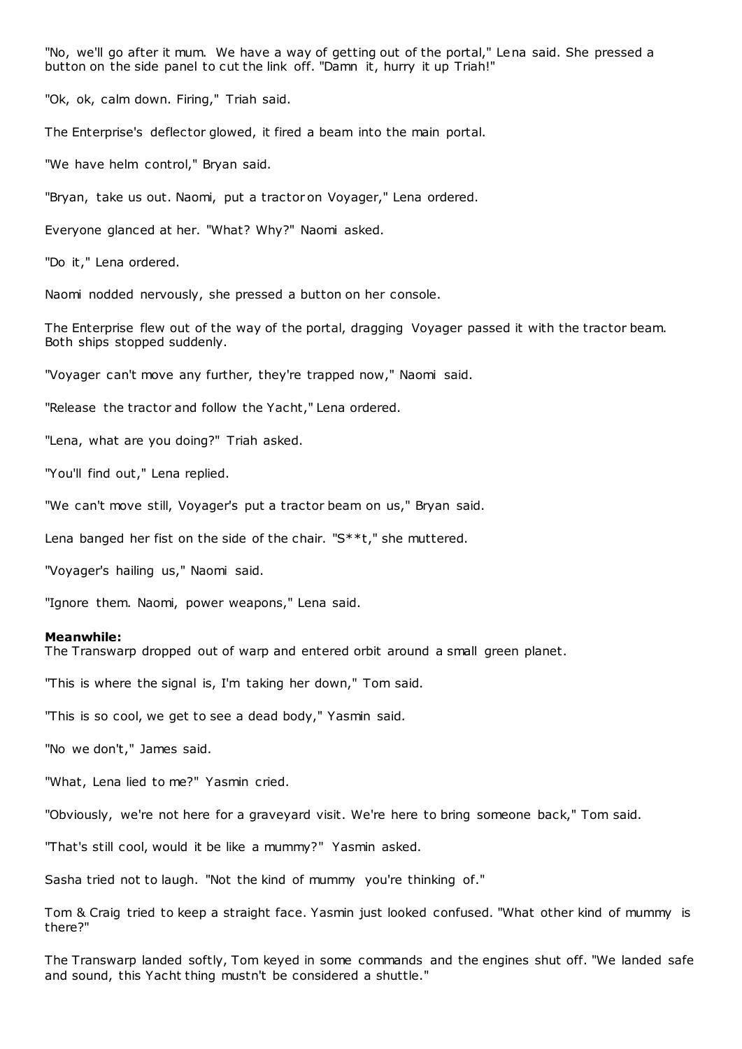"No, we'll go after it mum. We have a way of getting out of the portal," Lena said. She pressed a button on the side panel to cut the link off. "Damn it, hurry it up Triah!"

"Ok, ok, calm down. Firing," Triah said.

The Enterprise's deflector glowed, it fired a beam into the main portal.

"We have helm control," Bryan said.

"Bryan, take us out. Naomi, put a tractor on Voyager," Lena ordered.

Everyone glanced at her. "What? Why?" Naomi asked.

"Do it," Lena ordered.

Naomi nodded nervously, she pressed a button on her console.

The Enterprise flew out of the way of the portal, dragging Voyager passed it with the tractor beam. Both ships stopped suddenly.

"Voyager can't move any further, they're trapped now," Naomi said.

"Release the tractor and follow the Yacht," Lena ordered.

"Lena, what are you doing?" Triah asked.

"You'll find out," Lena replied.

"We can't move still, Voyager's put a tractor beam on us," Bryan said.

Lena banged her fist on the side of the chair. "S**t," she muttered.

"Voyager's hailing us," Naomi said.

"Ignore them. Naomi, power weapons," Lena said.

**Meanwhile:**
The Transwarp dropped out of warp and entered orbit around a small green planet.

"This is where the signal is, I'm taking her down," Tom said.

"This is so cool, we get to see a dead body," Yasmin said.

"No we don't," James said.

"What, Lena lied to me?" Yasmin cried.

"Obviously, we're not here for a graveyard visit. We're here to bring someone back," Tom said.

"That's still cool, would it be like a mummy?" Yasmin asked.

Sasha tried not to laugh. "Not the kind of mummy you're thinking of."

Tom & Craig tried to keep a straight face. Yasmin just looked confused. "What other kind of mummy is there?"

The Transwarp landed softly, Tom keyed in some commands and the engines shut off. "We landed safe and sound, this Yacht thing mustn't be considered a shuttle."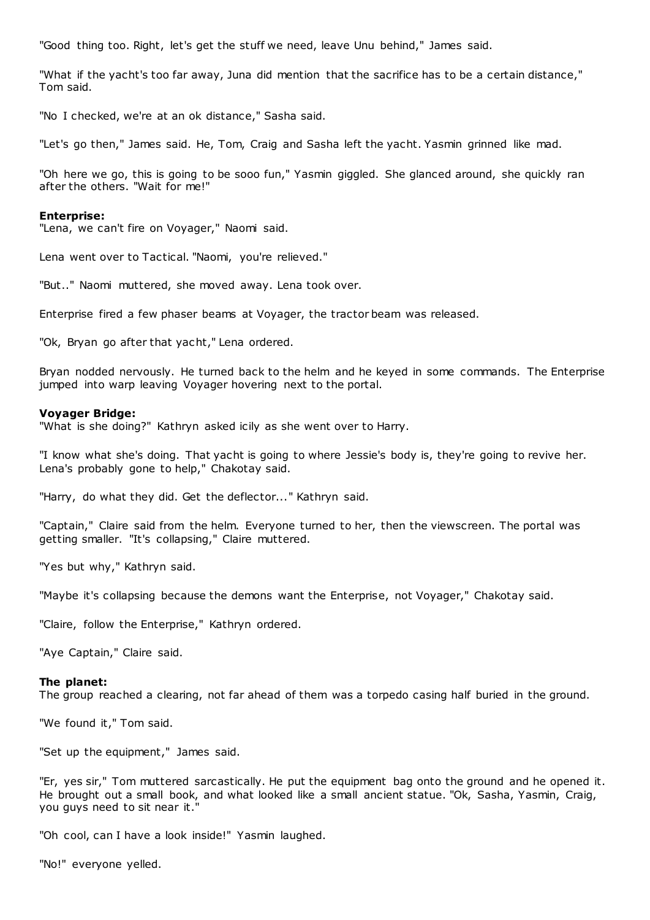"Good thing too. Right, let's get the stuff we need, leave Unu behind," James said.

"What if the yacht's too far away, Juna did mention that the sacrifice has to be a certain distance," Tom said.

"No I checked, we're at an ok distance," Sasha said.

"Let's go then," James said. He, Tom, Craig and Sasha left the yacht. Yasmin grinned like mad.

"Oh here we go, this is going to be sooo fun," Yasmin giggled. She glanced around, she quickly ran after the others. "Wait for me!"

**Enterprise:**
"Lena, we can't fire on Voyager," Naomi said.

Lena went over to Tactical. "Naomi, you're relieved."

"But.." Naomi muttered, she moved away. Lena took over.

Enterprise fired a few phaser beams at Voyager, the tractor beam was released.

"Ok, Bryan go after that yacht," Lena ordered.

Bryan nodded nervously. He turned back to the helm and he keyed in some commands. The Enterprise jumped into warp leaving Voyager hovering next to the portal.

**Voyager Bridge:**
"What is she doing?" Kathryn asked icily as she went over to Harry.

"I know what she's doing. That yacht is going to where Jessie's body is, they're going to revive her. Lena's probably gone to help," Chakotay said.

"Harry, do what they did. Get the deflector..." Kathryn said.

"Captain," Claire said from the helm. Everyone turned to her, then the viewscreen. The portal was getting smaller. "It's collapsing," Claire muttered.

"Yes but why," Kathryn said.

"Maybe it's collapsing because the demons want the Enterprise, not Voyager," Chakotay said.

"Claire, follow the Enterprise," Kathryn ordered.

"Aye Captain," Claire said.

**The planet:**
The group reached a clearing, not far ahead of them was a torpedo casing half buried in the ground.

"We found it," Tom said.

"Set up the equipment," James said.

"Er, yes sir," Tom muttered sarcastically. He put the equipment bag onto the ground and he opened it. He brought out a small book, and what looked like a small ancient statue. "Ok, Sasha, Yasmin, Craig, you guys need to sit near it."

"Oh cool, can I have a look inside!" Yasmin laughed.

"No!" everyone yelled.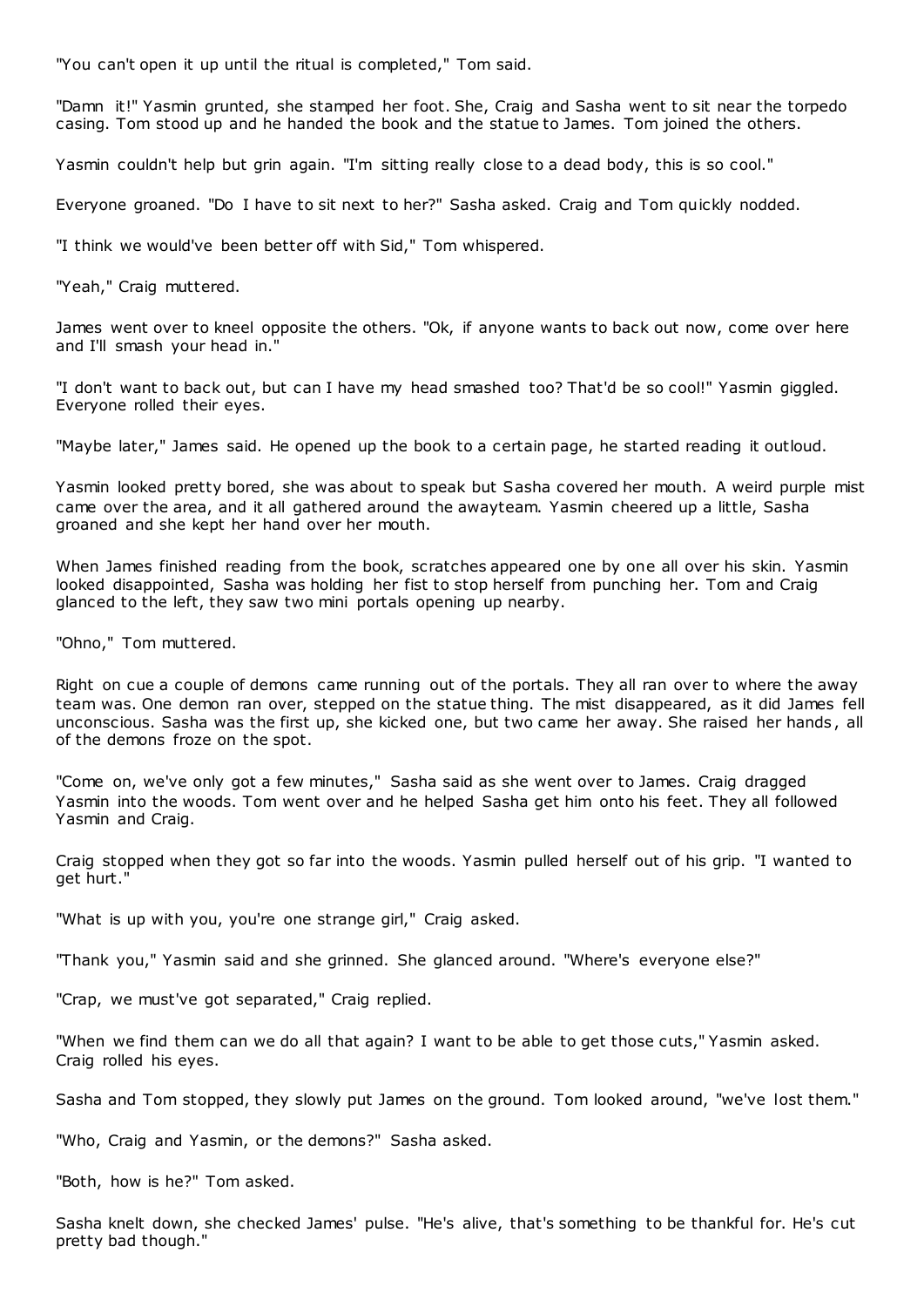"You can't open it up until the ritual is completed," Tom said.

"Damn it!" Yasmin grunted, she stamped her foot. She, Craig and Sasha went to sit near the torpedo casing. Tom stood up and he handed the book and the statue to James. Tom joined the others.

Yasmin couldn't help but grin again. "I'm sitting really close to a dead body, this is so cool."

Everyone groaned. "Do I have to sit next to her?" Sasha asked. Craig and Tom quickly nodded.

"I think we would've been better off with Sid," Tom whispered.

"Yeah," Craig muttered.

James went over to kneel opposite the others. "Ok, if anyone wants to back out now, come over here and I'll smash your head in."

"I don't want to back out, but can I have my head smashed too? That'd be so cool!" Yasmin giggled. Everyone rolled their eyes.

"Maybe later," James said. He opened up the book to a certain page, he started reading it outloud.

Yasmin looked pretty bored, she was about to speak but Sasha covered her mouth. A weird purple mist came over the area, and it all gathered around the awayteam. Yasmin cheered up a little, Sasha groaned and she kept her hand over her mouth.

When James finished reading from the book, scratches appeared one by one all over his skin. Yasmin looked disappointed, Sasha was holding her fist to stop herself from punching her. Tom and Craig glanced to the left, they saw two mini portals opening up nearby.

"Ohno," Tom muttered.

Right on cue a couple of demons came running out of the portals. They all ran over to where the away team was. One demon ran over, stepped on the statue thing. The mist disappeared, as it did James fell unconscious. Sasha was the first up, she kicked one, but two came her away. She raised her hands, all of the demons froze on the spot.

"Come on, we've only got a few minutes," Sasha said as she went over to James. Craig dragged Yasmin into the woods. Tom went over and he helped Sasha get him onto his feet. They all followed Yasmin and Craig.

Craig stopped when they got so far into the woods. Yasmin pulled herself out of his grip. "I wanted to get hurt."

"What is up with you, you're one strange girl," Craig asked.

"Thank you," Yasmin said and she grinned. She glanced around. "Where's everyone else?"

"Crap, we must've got separated," Craig replied.

"When we find them can we do all that again? I want to be able to get those cuts," Yasmin asked. Craig rolled his eyes.

Sasha and Tom stopped, they slowly put James on the ground. Tom looked around, "we've lost them."

"Who, Craig and Yasmin, or the demons?" Sasha asked.

"Both, how is he?" Tom asked.

Sasha knelt down, she checked James' pulse. "He's alive, that's something to be thankful for. He's cut pretty bad though."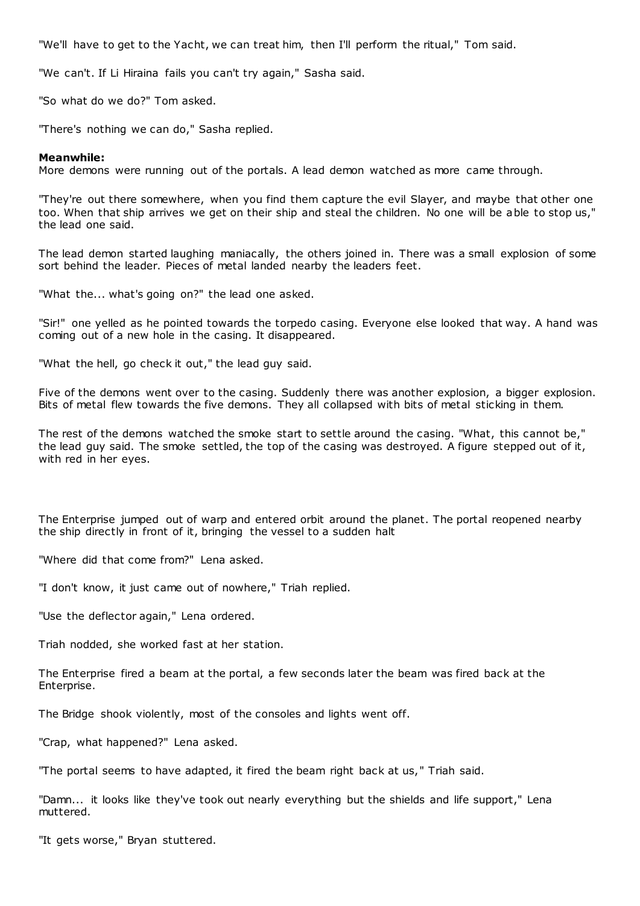"We'll have to get to the Yacht, we can treat him, then I'll perform the ritual," Tom said.

"We can't. If Li Hiraina fails you can't try again," Sasha said.

"So what do we do?" Tom asked.

"There's nothing we can do," Sasha replied.

**Meanwhile:**
More demons were running out of the portals. A lead demon watched as more came through.

"They're out there somewhere, when you find them capture the evil Slayer, and maybe that other one too. When that ship arrives we get on their ship and steal the children. No one will be able to stop us," the lead one said.

The lead demon started laughing maniacally, the others joined in. There was a small explosion of some sort behind the leader. Pieces of metal landed nearby the leaders feet.

"What the... what's going on?" the lead one asked.

"Sir!" one yelled as he pointed towards the torpedo casing. Everyone else looked that way. A hand was coming out of a new hole in the casing. It disappeared.

"What the hell, go check it out," the lead guy said.

Five of the demons went over to the casing. Suddenly there was another explosion, a bigger explosion. Bits of metal flew towards the five demons. They all collapsed with bits of metal sticking in them.

The rest of the demons watched the smoke start to settle around the casing. "What, this cannot be," the lead guy said. The smoke settled, the top of the casing was destroyed. A figure stepped out of it, with red in her eyes.

The Enterprise jumped out of warp and entered orbit around the planet. The portal reopened nearby the ship directly in front of it, bringing the vessel to a sudden halt

"Where did that come from?" Lena asked.

"I don't know, it just came out of nowhere," Triah replied.

"Use the deflector again," Lena ordered.

Triah nodded, she worked fast at her station.

The Enterprise fired a beam at the portal, a few seconds later the beam was fired back at the Enterprise.

The Bridge shook violently, most of the consoles and lights went off.

"Crap, what happened?" Lena asked.

"The portal seems to have adapted, it fired the beam right back at us," Triah said.

"Damn... it looks like they've took out nearly everything but the shields and life support," Lena muttered.

"It gets worse," Bryan stuttered.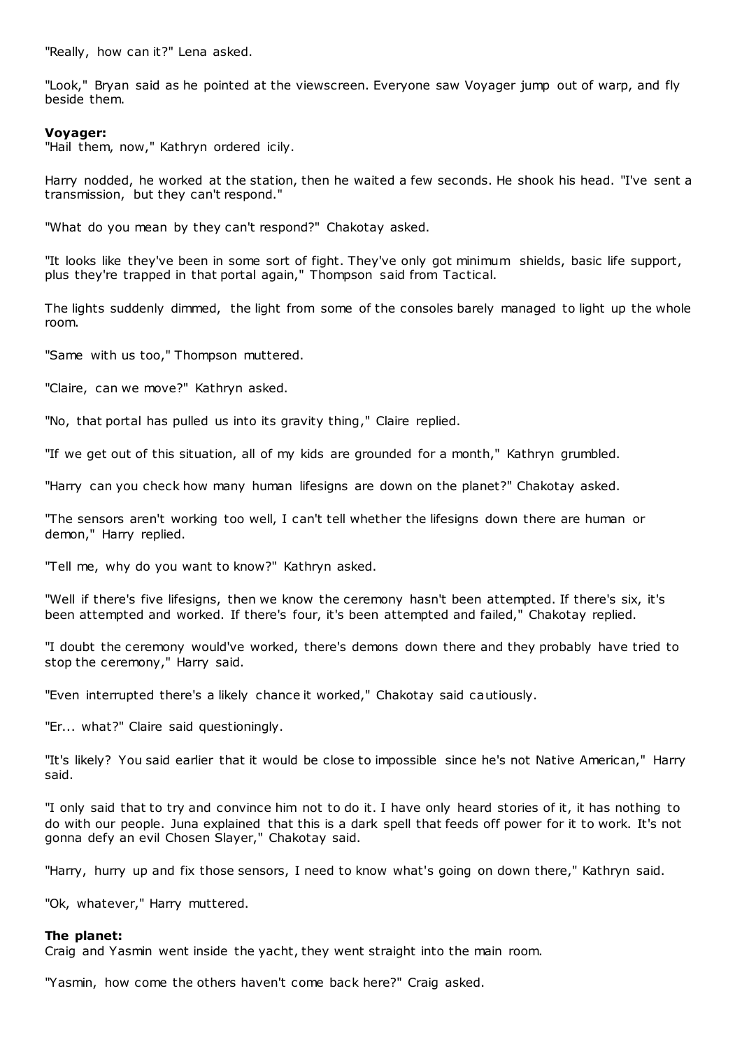"Really, how can it?" Lena asked.

"Look," Bryan said as he pointed at the viewscreen. Everyone saw Voyager jump out of warp, and fly beside them.

**Voyager:**
"Hail them, now," Kathryn ordered icily.

Harry nodded, he worked at the station, then he waited a few seconds. He shook his head. "I've sent a transmission, but they can't respond."

"What do you mean by they can't respond?" Chakotay asked.

"It looks like they've been in some sort of fight. They've only got minimum shields, basic life support, plus they're trapped in that portal again," Thompson said from Tactical.

The lights suddenly dimmed, the light from some of the consoles barely managed to light up the whole room.

"Same with us too," Thompson muttered.

"Claire, can we move?" Kathryn asked.

"No, that portal has pulled us into its gravity thing," Claire replied.

"If we get out of this situation, all of my kids are grounded for a month," Kathryn grumbled.

"Harry can you check how many human lifesigns are down on the planet?" Chakotay asked.

"The sensors aren't working too well, I can't tell whether the lifesigns down there are human or demon," Harry replied.

"Tell me, why do you want to know?" Kathryn asked.

"Well if there's five lifesigns, then we know the ceremony hasn't been attempted. If there's six, it's been attempted and worked. If there's four, it's been attempted and failed," Chakotay replied.

"I doubt the ceremony would've worked, there's demons down there and they probably have tried to stop the ceremony," Harry said.

"Even interrupted there's a likely chance it worked," Chakotay said cautiously.

"Er... what?" Claire said questioningly.

"It's likely? You said earlier that it would be close to impossible since he's not Native American," Harry said.

"I only said that to try and convince him not to do it. I have only heard stories of it, it has nothing to do with our people. Juna explained that this is a dark spell that feeds off power for it to work. It's not gonna defy an evil Chosen Slayer," Chakotay said.

"Harry, hurry up and fix those sensors, I need to know what's going on down there," Kathryn said.

"Ok, whatever," Harry muttered.

**The planet:**
Craig and Yasmin went inside the yacht, they went straight into the main room.

"Yasmin, how come the others haven't come back here?" Craig asked.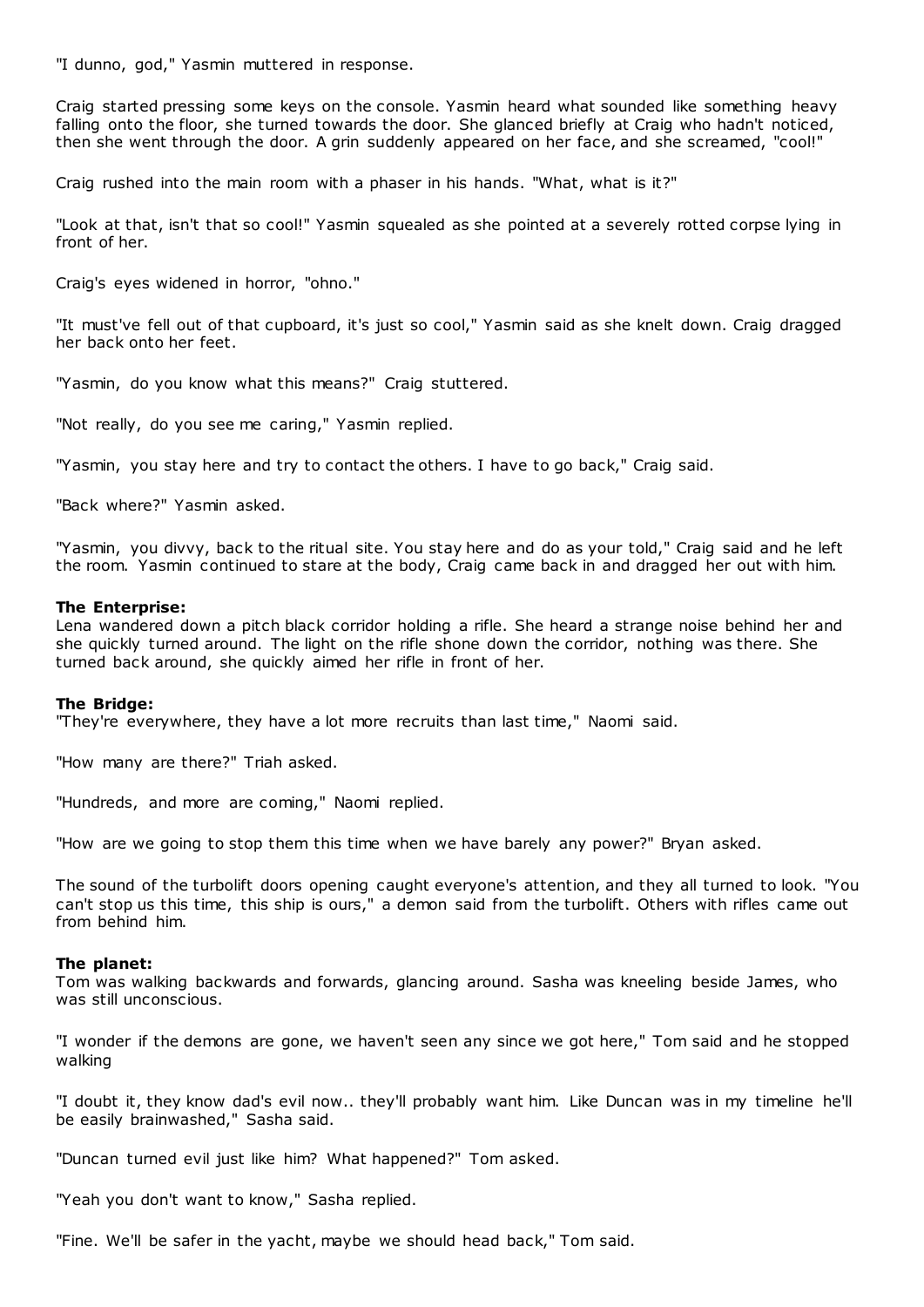"I dunno, god," Yasmin muttered in response.

Craig started pressing some keys on the console. Yasmin heard what sounded like something heavy falling onto the floor, she turned towards the door. She glanced briefly at Craig who hadn't noticed, then she went through the door. A grin suddenly appeared on her face, and she screamed, "cool!"

Craig rushed into the main room with a phaser in his hands. "What, what is it?"

"Look at that, isn't that so cool!" Yasmin squealed as she pointed at a severely rotted corpse lying in front of her.

Craig's eyes widened in horror, "ohno."

"It must've fell out of that cupboard, it's just so cool," Yasmin said as she knelt down. Craig dragged her back onto her feet.

"Yasmin, do you know what this means?" Craig stuttered.

"Not really, do you see me caring," Yasmin replied.

"Yasmin, you stay here and try to contact the others. I have to go back," Craig said.

"Back where?" Yasmin asked.

"Yasmin, you divvy, back to the ritual site. You stay here and do as your told," Craig said and he left the room. Yasmin continued to stare at the body, Craig came back in and dragged her out with him.

**The Enterprise:**
Lena wandered down a pitch black corridor holding a rifle. She heard a strange noise behind her and she quickly turned around. The light on the rifle shone down the corridor, nothing was there. She turned back around, she quickly aimed her rifle in front of her.

**The Bridge:**
"They're everywhere, they have a lot more recruits than last time," Naomi said.

"How many are there?" Triah asked.

"Hundreds, and more are coming," Naomi replied.

"How are we going to stop them this time when we have barely any power?" Bryan asked.

The sound of the turbolift doors opening caught everyone's attention, and they all turned to look. "You can't stop us this time, this ship is ours," a demon said from the turbolift. Others with rifles came out from behind him.

**The planet:**
Tom was walking backwards and forwards, glancing around. Sasha was kneeling beside James, who was still unconscious.

"I wonder if the demons are gone, we haven't seen any since we got here," Tom said and he stopped walking

"I doubt it, they know dad's evil now.. they'll probably want him. Like Duncan was in my timeline he'll be easily brainwashed," Sasha said.

"Duncan turned evil just like him? What happened?" Tom asked.

"Yeah you don't want to know," Sasha replied.

"Fine. We'll be safer in the yacht, maybe we should head back," Tom said.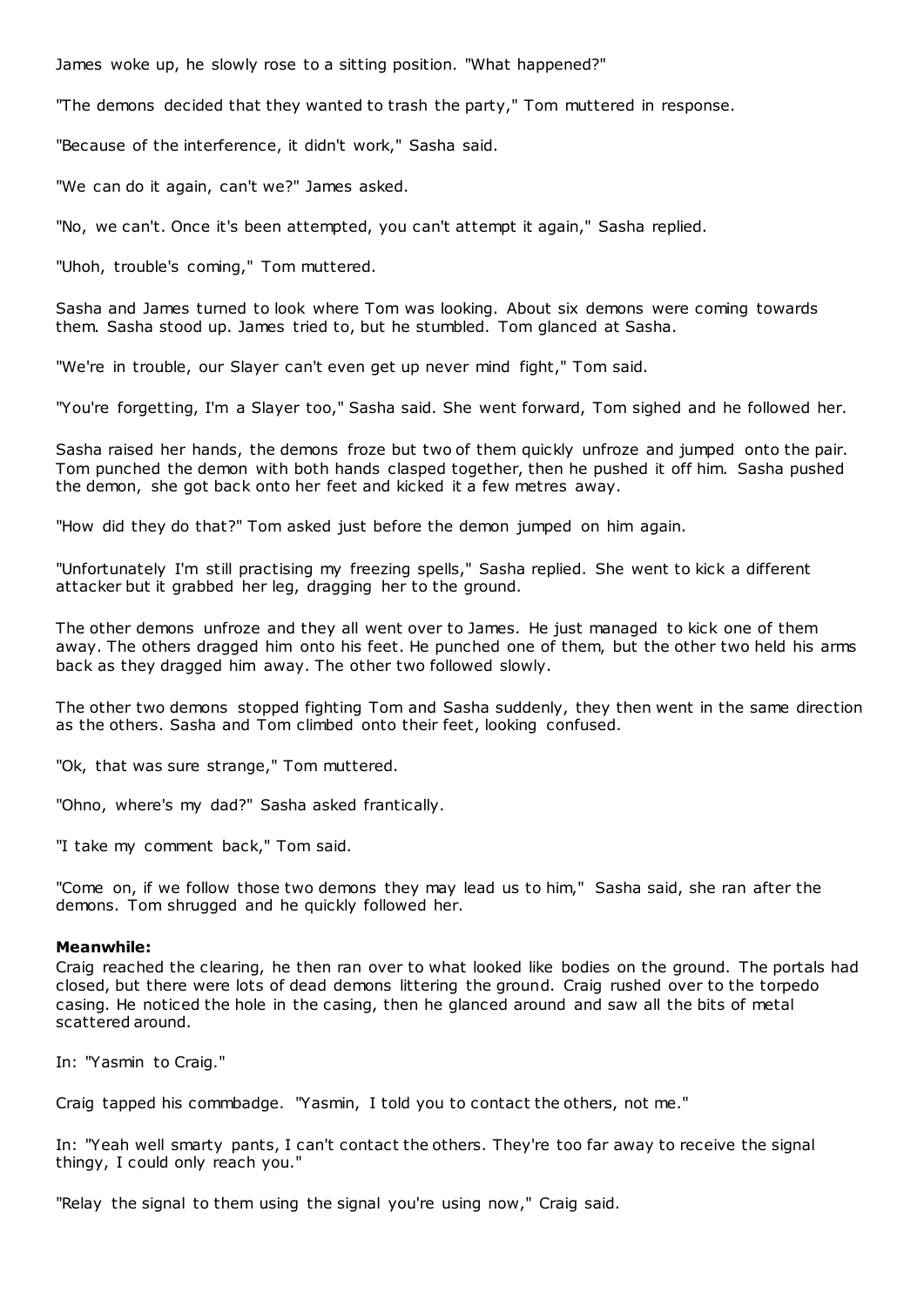James woke up, he slowly rose to a sitting position. "What happened?"

"The demons decided that they wanted to trash the party," Tom muttered in response.

"Because of the interference, it didn't work," Sasha said.

"We can do it again, can't we?" James asked.

"No, we can't. Once it's been attempted, you can't attempt it again," Sasha replied.

"Uhoh, trouble's coming," Tom muttered.

Sasha and James turned to look where Tom was looking. About six demons were coming towards them. Sasha stood up. James tried to, but he stumbled. Tom glanced at Sasha.

"We're in trouble, our Slayer can't even get up never mind fight," Tom said.

"You're forgetting, I'm a Slayer too," Sasha said. She went forward, Tom sighed and he followed her.

Sasha raised her hands, the demons froze but two of them quickly unfroze and jumped onto the pair. Tom punched the demon with both hands clasped together, then he pushed it off him. Sasha pushed the demon, she got back onto her feet and kicked it a few metres away.

"How did they do that?" Tom asked just before the demon jumped on him again.

"Unfortunately I'm still practising my freezing spells," Sasha replied. She went to kick a different attacker but it grabbed her leg, dragging her to the ground.

The other demons unfroze and they all went over to James. He just managed to kick one of them away. The others dragged him onto his feet. He punched one of them, but the other two held his arms back as they dragged him away. The other two followed slowly.

The other two demons stopped fighting Tom and Sasha suddenly, they then went in the same direction as the others. Sasha and Tom climbed onto their feet, looking confused.

"Ok, that was sure strange," Tom muttered.

"Ohno, where's my dad?" Sasha asked frantically.

"I take my comment back," Tom said.

"Come on, if we follow those two demons they may lead us to him," Sasha said, she ran after the demons. Tom shrugged and he quickly followed her.

**Meanwhile:**
Craig reached the clearing, he then ran over to what looked like bodies on the ground. The portals had closed, but there were lots of dead demons littering the ground. Craig rushed over to the torpedo casing. He noticed the hole in the casing, then he glanced around and saw all the bits of metal scattered around.

In: "Yasmin to Craig."

Craig tapped his commbadge. "Yasmin, I told you to contact the others, not me."

In: "Yeah well smarty pants, I can't contact the others. They're too far away to receive the signal thingy, I could only reach you."

"Relay the signal to them using the signal you're using now," Craig said.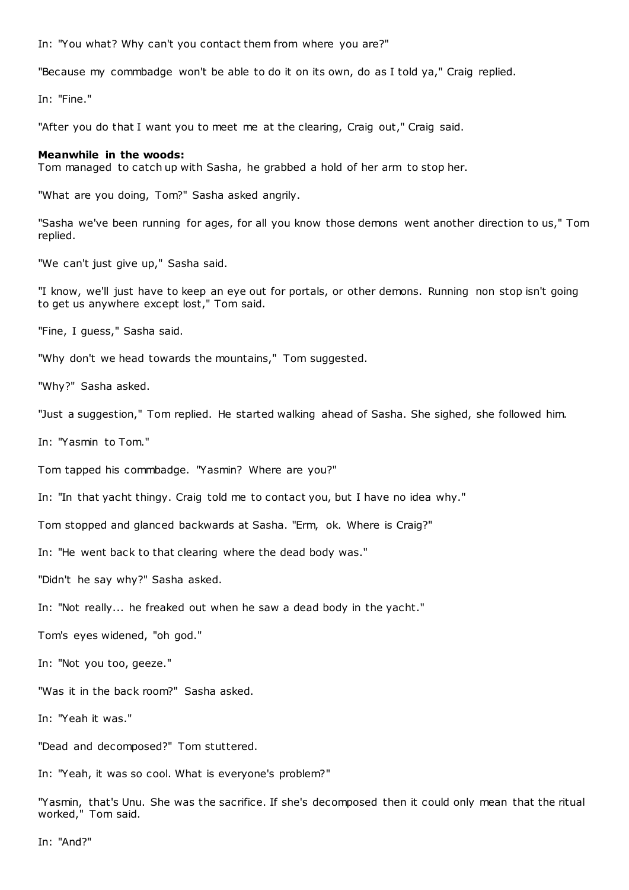In: "You what? Why can't you contact them from where you are?"

"Because my commbadge won't be able to do it on its own, do as I told ya," Craig replied.

In: "Fine."

"After you do that I want you to meet me at the clearing, Craig out," Craig said.

**Meanwhile in the woods:**
Tom managed to catch up with Sasha, he grabbed a hold of her arm to stop her.

"What are you doing, Tom?" Sasha asked angrily.

"Sasha we've been running for ages, for all you know those demons went another direction to us," Tom replied.

"We can't just give up," Sasha said.

"I know, we'll just have to keep an eye out for portals, or other demons. Running non stop isn't going to get us anywhere except lost," Tom said.

"Fine, I guess," Sasha said.

"Why don't we head towards the mountains," Tom suggested.

"Why?" Sasha asked.

"Just a suggestion," Tom replied. He started walking ahead of Sasha. She sighed, she followed him.

In: "Yasmin to Tom."

Tom tapped his commbadge. "Yasmin? Where are you?"

In: "In that yacht thingy. Craig told me to contact you, but I have no idea why."

Tom stopped and glanced backwards at Sasha. "Erm, ok. Where is Craig?"

In: "He went back to that clearing where the dead body was."

"Didn't he say why?" Sasha asked.

In: "Not really... he freaked out when he saw a dead body in the yacht."

Tom's eyes widened, "oh god."

In: "Not you too, geeze."

"Was it in the back room?" Sasha asked.

In: "Yeah it was."

"Dead and decomposed?" Tom stuttered.

In: "Yeah, it was so cool. What is everyone's problem?"

"Yasmin, that's Unu. She was the sacrifice. If she's decomposed then it could only mean that the ritual worked," Tom said.

In: "And?"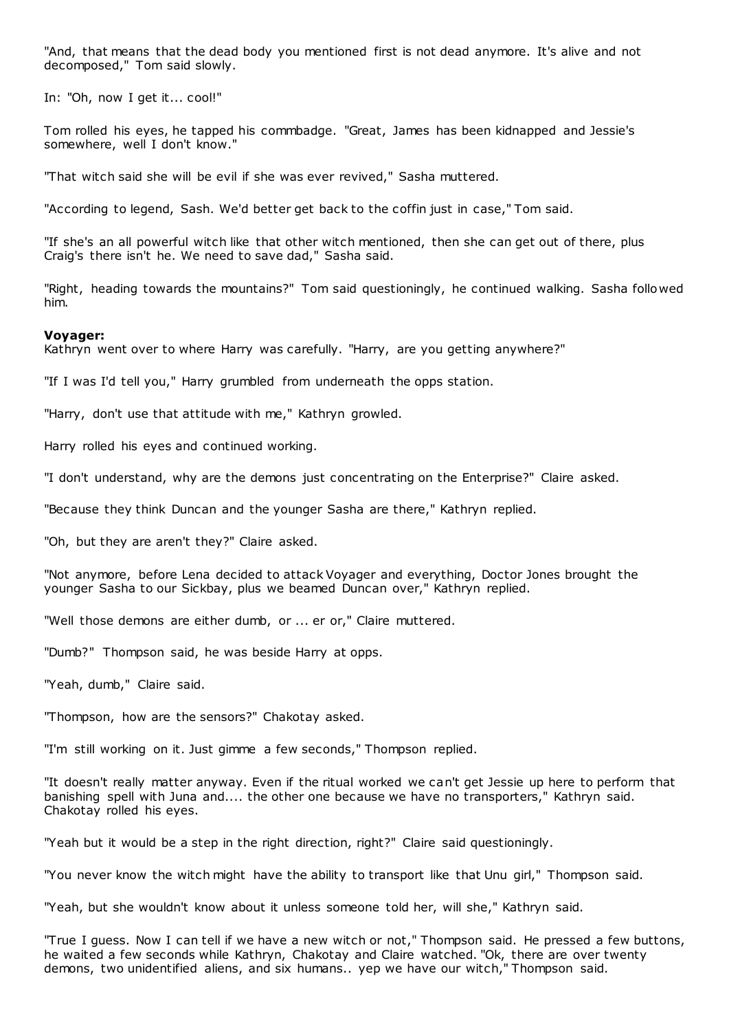"And, that means that the dead body you mentioned first is not dead anymore. It's alive and not decomposed," Tom said slowly.

In: "Oh, now I get it... cool!"

Tom rolled his eyes, he tapped his commbadge. "Great, James has been kidnapped and Jessie's somewhere, well I don't know."

"That witch said she will be evil if she was ever revived," Sasha muttered.

"According to legend, Sash. We'd better get back to the coffin just in case," Tom said.

"If she's an all powerful witch like that other witch mentioned, then she can get out of there, plus Craig's there isn't he. We need to save dad," Sasha said.

"Right, heading towards the mountains?" Tom said questioningly, he continued walking. Sasha followed him.

**Voyager:**
Kathryn went over to where Harry was carefully. "Harry, are you getting anywhere?"

"If I was I'd tell you," Harry grumbled from underneath the opps station.

"Harry, don't use that attitude with me," Kathryn growled.

Harry rolled his eyes and continued working.

"I don't understand, why are the demons just concentrating on the Enterprise?" Claire asked.

"Because they think Duncan and the younger Sasha are there," Kathryn replied.

"Oh, but they are aren't they?" Claire asked.

"Not anymore, before Lena decided to attack Voyager and everything, Doctor Jones brought the younger Sasha to our Sickbay, plus we beamed Duncan over," Kathryn replied.

"Well those demons are either dumb, or ... er or," Claire muttered.

"Dumb?" Thompson said, he was beside Harry at opps.

"Yeah, dumb," Claire said.

"Thompson, how are the sensors?" Chakotay asked.

"I'm still working on it. Just gimme a few seconds," Thompson replied.

"It doesn't really matter anyway. Even if the ritual worked we can't get Jessie up here to perform that banishing spell with Juna and.... the other one because we have no transporters," Kathryn said. Chakotay rolled his eyes.

"Yeah but it would be a step in the right direction, right?" Claire said questioningly.

"You never know the witch might have the ability to transport like that Unu girl," Thompson said.

"Yeah, but she wouldn't know about it unless someone told her, will she," Kathryn said.

"True I guess. Now I can tell if we have a new witch or not," Thompson said. He pressed a few buttons, he waited a few seconds while Kathryn, Chakotay and Claire watched. "Ok, there are over twenty demons, two unidentified aliens, and six humans.. yep we have our witch," Thompson said.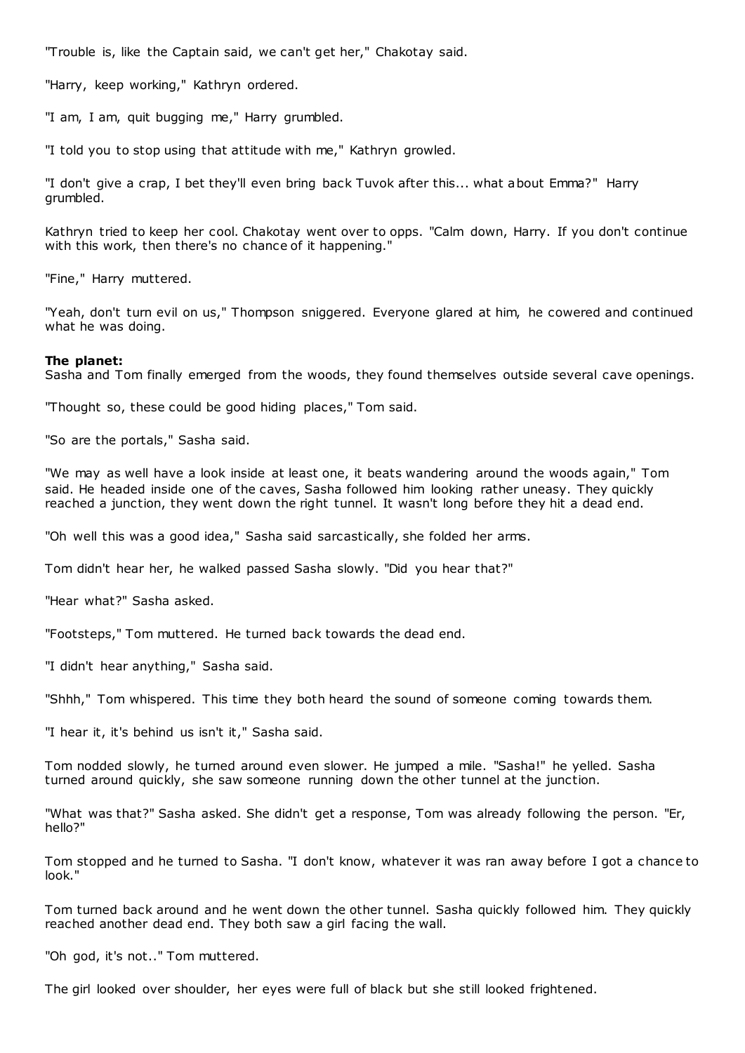"Trouble is, like the Captain said, we can't get her," Chakotay said.

"Harry, keep working," Kathryn ordered.

"I am, I am, quit bugging me," Harry grumbled.

"I told you to stop using that attitude with me," Kathryn growled.

"I don't give a crap, I bet they'll even bring back Tuvok after this... what about Emma?" Harry grumbled.

Kathryn tried to keep her cool. Chakotay went over to opps. "Calm down, Harry. If you don't continue with this work, then there's no chance of it happening."

"Fine," Harry muttered.

"Yeah, don't turn evil on us," Thompson sniggered. Everyone glared at him, he cowered and continued what he was doing.

**The planet:**
Sasha and Tom finally emerged from the woods, they found themselves outside several cave openings.

"Thought so, these could be good hiding places," Tom said.

"So are the portals," Sasha said.

"We may as well have a look inside at least one, it beats wandering around the woods again," Tom said. He headed inside one of the caves, Sasha followed him looking rather uneasy. They quickly reached a junction, they went down the right tunnel. It wasn't long before they hit a dead end.

"Oh well this was a good idea," Sasha said sarcastically, she folded her arms.

Tom didn't hear her, he walked passed Sasha slowly. "Did you hear that?"

"Hear what?" Sasha asked.

"Footsteps," Tom muttered. He turned back towards the dead end.

"I didn't hear anything," Sasha said.

"Shhh," Tom whispered. This time they both heard the sound of someone coming towards them.

"I hear it, it's behind us isn't it," Sasha said.

Tom nodded slowly, he turned around even slower. He jumped a mile. "Sasha!" he yelled. Sasha turned around quickly, she saw someone running down the other tunnel at the junction.

"What was that?" Sasha asked. She didn't get a response, Tom was already following the person. "Er, hello?"

Tom stopped and he turned to Sasha. "I don't know, whatever it was ran away before I got a chance to look."

Tom turned back around and he went down the other tunnel. Sasha quickly followed him. They quickly reached another dead end. They both saw a girl facing the wall.

"Oh god, it's not.." Tom muttered.

The girl looked over shoulder, her eyes were full of black but she still looked frightened.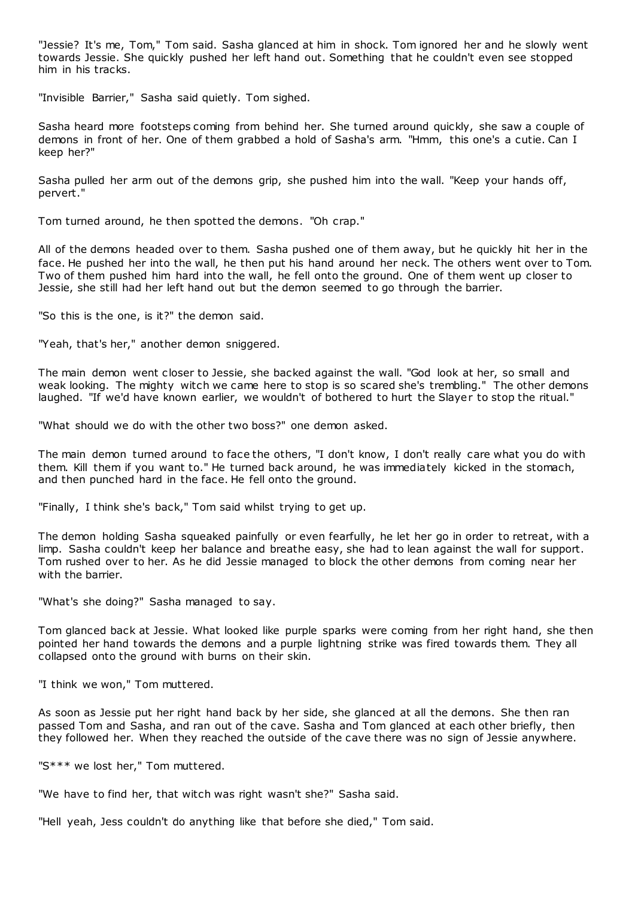"Jessie? It's me, Tom," Tom said. Sasha glanced at him in shock. Tom ignored her and he slowly went towards Jessie. She quickly pushed her left hand out. Something that he couldn't even see stopped him in his tracks.

"Invisible Barrier," Sasha said quietly. Tom sighed.

Sasha heard more footsteps coming from behind her. She turned around quickly, she saw a couple of demons in front of her. One of them grabbed a hold of Sasha's arm. "Hmm, this one's a cutie. Can I keep her?"

Sasha pulled her arm out of the demons grip, she pushed him into the wall. "Keep your hands off, pervert."

Tom turned around, he then spotted the demons. "Oh crap."

All of the demons headed over to them. Sasha pushed one of them away, but he quickly hit her in the face. He pushed her into the wall, he then put his hand around her neck. The others went over to Tom. Two of them pushed him hard into the wall, he fell onto the ground. One of them went up closer to Jessie, she still had her left hand out but the demon seemed to go through the barrier.

"So this is the one, is it?" the demon said.

"Yeah, that's her," another demon sniggered.

The main demon went closer to Jessie, she backed against the wall. "God look at her, so small and weak looking. The mighty witch we came here to stop is so scared she's trembling." The other demons laughed. "If we'd have known earlier, we wouldn't of bothered to hurt the Slayer to stop the ritual."

"What should we do with the other two boss?" one demon asked.

The main demon turned around to face the others, "I don't know, I don't really care what you do with them. Kill them if you want to." He turned back around, he was immediately kicked in the stomach, and then punched hard in the face. He fell onto the ground.

"Finally, I think she's back," Tom said whilst trying to get up.

The demon holding Sasha squeaked painfully or even fearfully, he let her go in order to retreat, with a limp. Sasha couldn't keep her balance and breathe easy, she had to lean against the wall for support. Tom rushed over to her. As he did Jessie managed to block the other demons from coming near her with the barrier.

"What's she doing?" Sasha managed to say.

Tom glanced back at Jessie. What looked like purple sparks were coming from her right hand, she then pointed her hand towards the demons and a purple lightning strike was fired towards them. They all collapsed onto the ground with burns on their skin.

"I think we won," Tom muttered.

As soon as Jessie put her right hand back by her side, she glanced at all the demons. She then ran passed Tom and Sasha, and ran out of the cave. Sasha and Tom glanced at each other briefly, then they followed her. When they reached the outside of the cave there was no sign of Jessie anywhere.

"S*** we lost her," Tom muttered.

"We have to find her, that witch was right wasn't she?" Sasha said.

"Hell yeah, Jess couldn't do anything like that before she died," Tom said.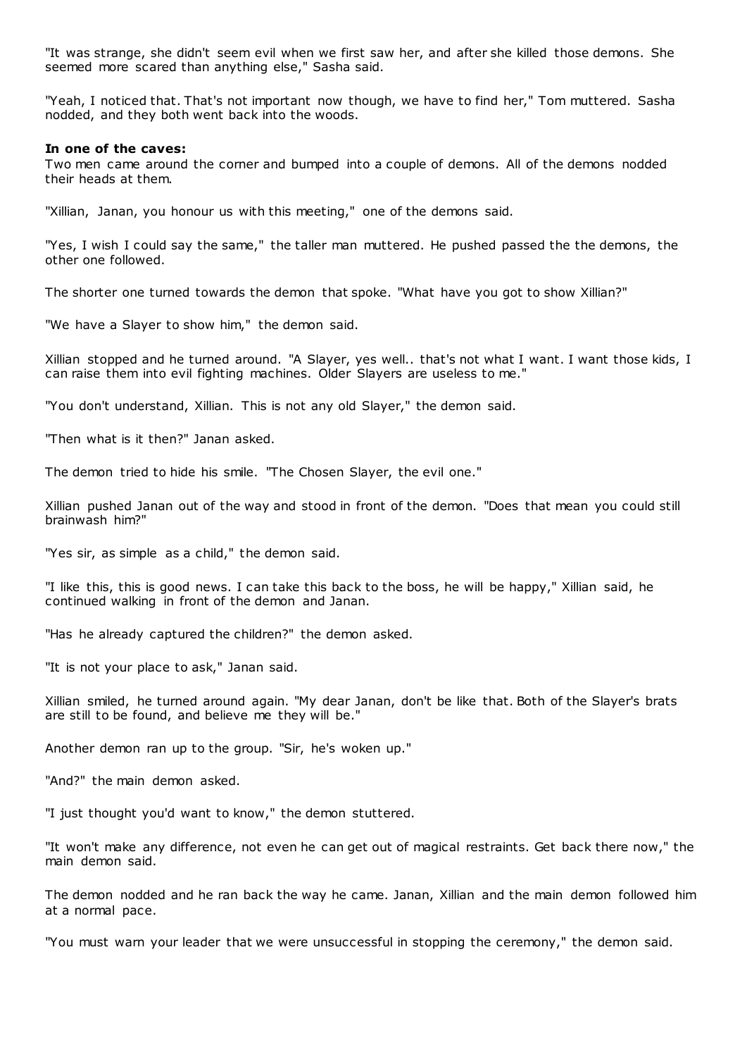"It was strange, she didn't seem evil when we first saw her, and after she killed those demons. She seemed more scared than anything else," Sasha said.

"Yeah, I noticed that. That's not important now though, we have to find her," Tom muttered. Sasha nodded, and they both went back into the woods.

**In one of the caves:**
Two men came around the corner and bumped into a couple of demons. All of the demons nodded their heads at them.

"Xillian, Janan, you honour us with this meeting," one of the demons said.

"Yes, I wish I could say the same," the taller man muttered. He pushed passed the the demons, the other one followed.

The shorter one turned towards the demon that spoke. "What have you got to show Xillian?"

"We have a Slayer to show him," the demon said.

Xillian stopped and he turned around. "A Slayer, yes well.. that's not what I want. I want those kids, I can raise them into evil fighting machines. Older Slayers are useless to me."

"You don't understand, Xillian. This is not any old Slayer," the demon said.

"Then what is it then?" Janan asked.

The demon tried to hide his smile. "The Chosen Slayer, the evil one."

Xillian pushed Janan out of the way and stood in front of the demon. "Does that mean you could still brainwash him?"

"Yes sir, as simple as a child," the demon said.

"I like this, this is good news. I can take this back to the boss, he will be happy," Xillian said, he continued walking in front of the demon and Janan.

"Has he already captured the children?" the demon asked.

"It is not your place to ask," Janan said.

Xillian smiled, he turned around again. "My dear Janan, don't be like that. Both of the Slayer's brats are still to be found, and believe me they will be."

Another demon ran up to the group. "Sir, he's woken up."

"And?" the main demon asked.

"I just thought you'd want to know," the demon stuttered.

"It won't make any difference, not even he can get out of magical restraints. Get back there now," the main demon said.

The demon nodded and he ran back the way he came. Janan, Xillian and the main demon followed him at a normal pace.

"You must warn your leader that we were unsuccessful in stopping the ceremony," the demon said.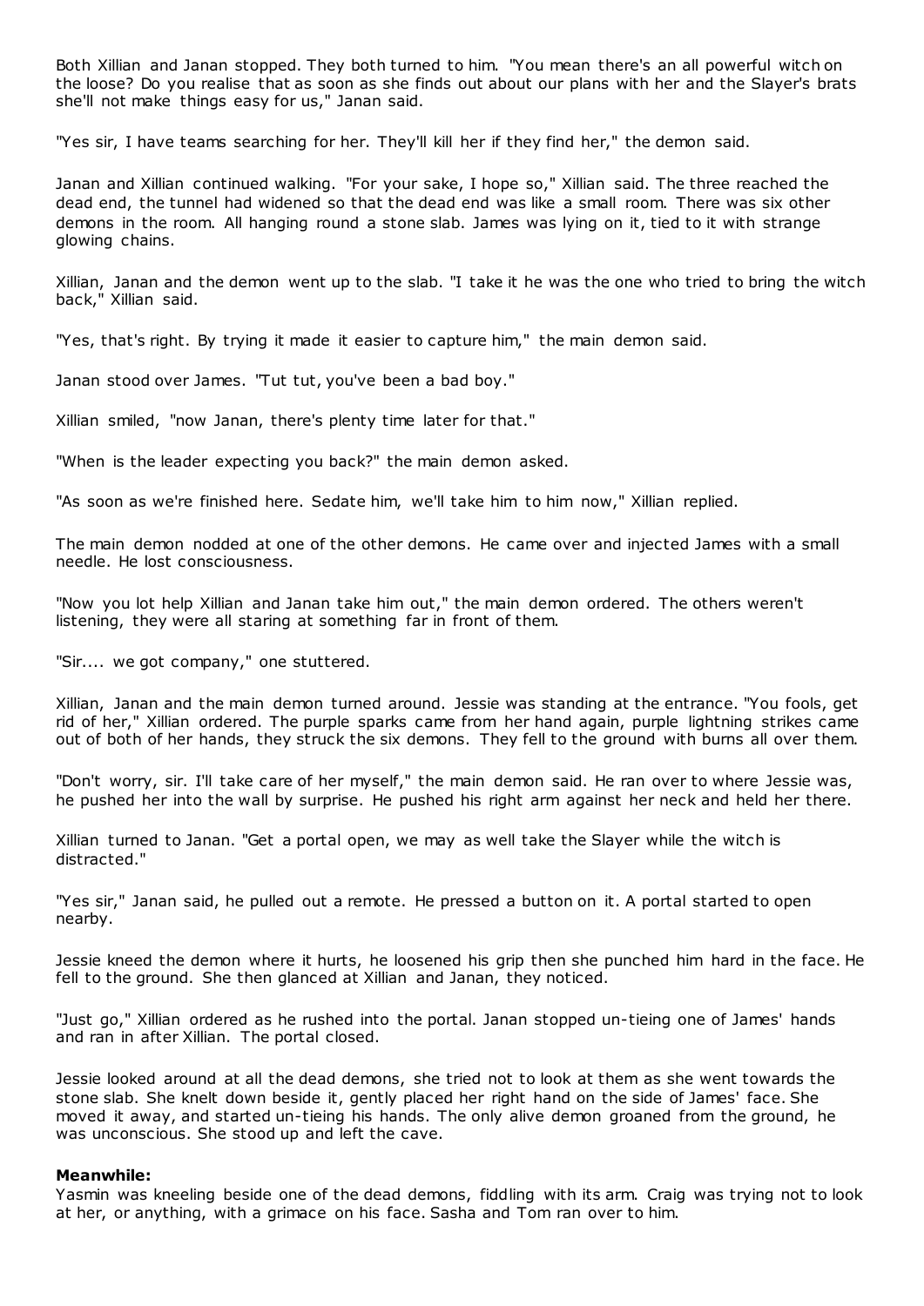Both Xillian and Janan stopped. They both turned to him. "You mean there's an all powerful witch on the loose? Do you realise that as soon as she finds out about our plans with her and the Slayer's brats she'll not make things easy for us," Janan said.

"Yes sir, I have teams searching for her. They'll kill her if they find her," the demon said.

Janan and Xillian continued walking. "For your sake, I hope so," Xillian said. The three reached the dead end, the tunnel had widened so that the dead end was like a small room. There was six other demons in the room. All hanging round a stone slab. James was lying on it, tied to it with strange glowing chains.

Xillian, Janan and the demon went up to the slab. "I take it he was the one who tried to bring the witch back," Xillian said.

"Yes, that's right. By trying it made it easier to capture him," the main demon said.

Janan stood over James. "Tut tut, you've been a bad boy."

Xillian smiled, "now Janan, there's plenty time later for that."

"When is the leader expecting you back?" the main demon asked.

"As soon as we're finished here. Sedate him, we'll take him to him now," Xillian replied.

The main demon nodded at one of the other demons. He came over and injected James with a small needle. He lost consciousness.

"Now you lot help Xillian and Janan take him out," the main demon ordered. The others weren't listening, they were all staring at something far in front of them.

"Sir.... we got company," one stuttered.

Xillian, Janan and the main demon turned around. Jessie was standing at the entrance. "You fools, get rid of her," Xillian ordered. The purple sparks came from her hand again, purple lightning strikes came out of both of her hands, they struck the six demons. They fell to the ground with burns all over them.

"Don't worry, sir. I'll take care of her myself," the main demon said. He ran over to where Jessie was, he pushed her into the wall by surprise. He pushed his right arm against her neck and held her there.

Xillian turned to Janan. "Get a portal open, we may as well take the Slayer while the witch is distracted."

"Yes sir," Janan said, he pulled out a remote. He pressed a button on it. A portal started to open nearby.

Jessie kneed the demon where it hurts, he loosened his grip then she punched him hard in the face. He fell to the ground. She then glanced at Xillian and Janan, they noticed.

"Just go," Xillian ordered as he rushed into the portal. Janan stopped un-tieing one of James' hands and ran in after Xillian. The portal closed.

Jessie looked around at all the dead demons, she tried not to look at them as she went towards the stone slab. She knelt down beside it, gently placed her right hand on the side of James' face. She moved it away, and started un-tieing his hands. The only alive demon groaned from the ground, he was unconscious. She stood up and left the cave.

**Meanwhile:**

Yasmin was kneeling beside one of the dead demons, fiddling with its arm. Craig was trying not to look at her, or anything, with a grimace on his face. Sasha and Tom ran over to him.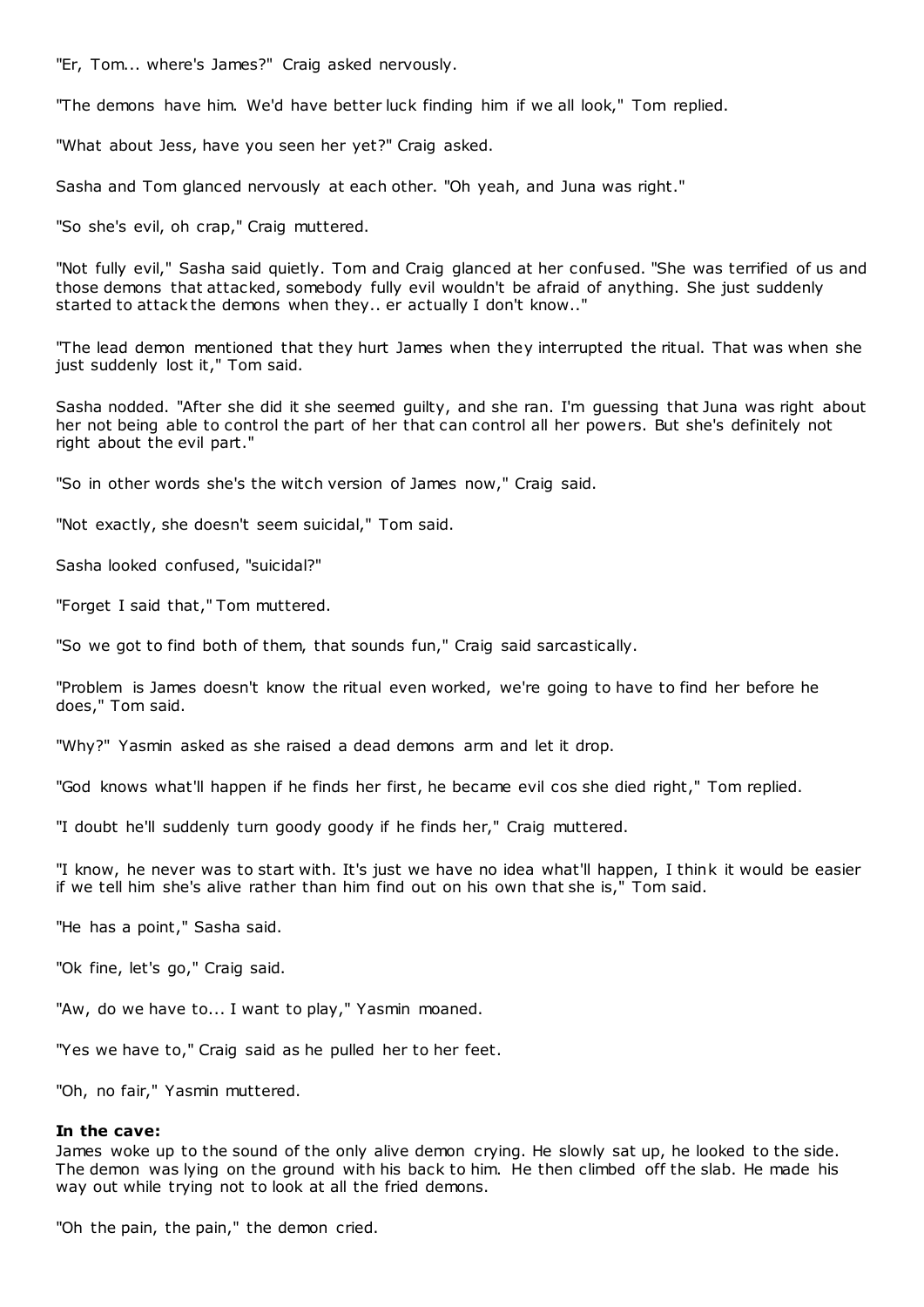"Er, Tom... where's James?" Craig asked nervously.

"The demons have him. We'd have better luck finding him if we all look," Tom replied.

"What about Jess, have you seen her yet?" Craig asked.

Sasha and Tom glanced nervously at each other. "Oh yeah, and Juna was right."

"So she's evil, oh crap," Craig muttered.

"Not fully evil," Sasha said quietly. Tom and Craig glanced at her confused. "She was terrified of us and those demons that attacked, somebody fully evil wouldn't be afraid of anything. She just suddenly started to attack the demons when they.. er actually I don't know.."

"The lead demon mentioned that they hurt James when they interrupted the ritual. That was when she just suddenly lost it," Tom said.

Sasha nodded. "After she did it she seemed guilty, and she ran. I'm guessing that Juna was right about her not being able to control the part of her that can control all her powers. But she's definitely not right about the evil part."

"So in other words she's the witch version of James now," Craig said.

"Not exactly, she doesn't seem suicidal," Tom said.

Sasha looked confused, "suicidal?"

"Forget I said that," Tom muttered.

"So we got to find both of them, that sounds fun," Craig said sarcastically.

"Problem is James doesn't know the ritual even worked, we're going to have to find her before he does," Tom said.

"Why?" Yasmin asked as she raised a dead demons arm and let it drop.

"God knows what'll happen if he finds her first, he became evil cos she died right," Tom replied.

"I doubt he'll suddenly turn goody goody if he finds her," Craig muttered.

"I know, he never was to start with. It's just we have no idea what'll happen, I think it would be easier if we tell him she's alive rather than him find out on his own that she is," Tom said.

"He has a point," Sasha said.

"Ok fine, let's go," Craig said.

"Aw, do we have to... I want to play," Yasmin moaned.

"Yes we have to," Craig said as he pulled her to her feet.

"Oh, no fair," Yasmin muttered.

**In the cave:**
James woke up to the sound of the only alive demon crying. He slowly sat up, he looked to the side. The demon was lying on the ground with his back to him. He then climbed off the slab. He made his way out while trying not to look at all the fried demons.

"Oh the pain, the pain," the demon cried.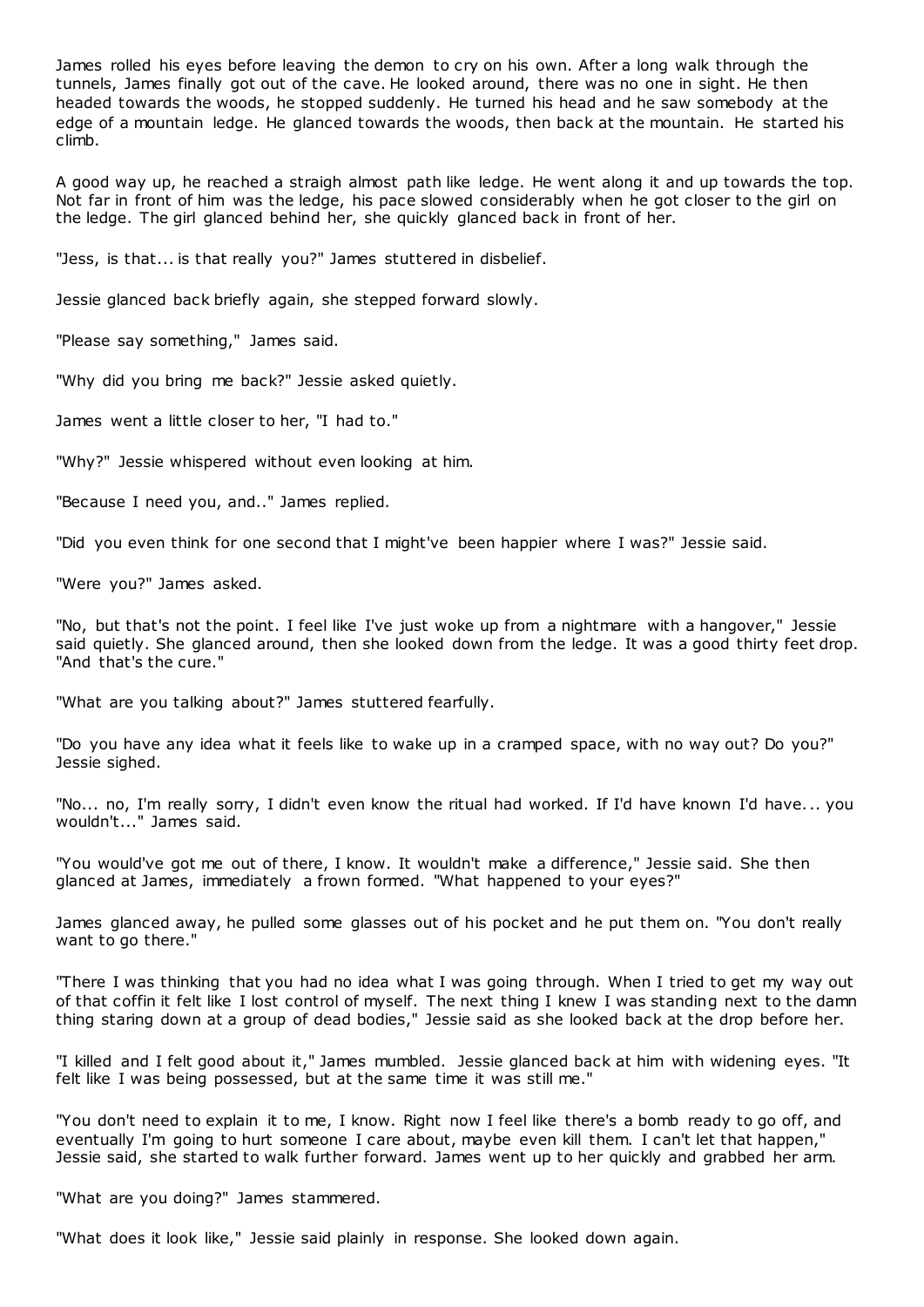James rolled his eyes before leaving the demon to cry on his own. After a long walk through the tunnels, James finally got out of the cave. He looked around, there was no one in sight. He then headed towards the woods, he stopped suddenly. He turned his head and he saw somebody at the edge of a mountain ledge. He glanced towards the woods, then back at the mountain. He started his climb.

A good way up, he reached a straigh almost path like ledge. He went along it and up towards the top. Not far in front of him was the ledge, his pace slowed considerably when he got closer to the girl on the ledge. The girl glanced behind her, she quickly glanced back in front of her.

"Jess, is that... is that really you?" James stuttered in disbelief.

Jessie glanced back briefly again, she stepped forward slowly.

"Please say something," James said.

"Why did you bring me back?" Jessie asked quietly.

James went a little closer to her, "I had to."

"Why?" Jessie whispered without even looking at him.

"Because I need you, and.." James replied.

"Did you even think for one second that I might've been happier where I was?" Jessie said.

"Were you?" James asked.

"No, but that's not the point. I feel like I've just woke up from a nightmare with a hangover," Jessie said quietly. She glanced around, then she looked down from the ledge. It was a good thirty feet drop. "And that's the cure."

"What are you talking about?" James stuttered fearfully.

"Do you have any idea what it feels like to wake up in a cramped space, with no way out? Do you?" Jessie sighed.

"No... no, I'm really sorry, I didn't even know the ritual had worked. If I'd have known I'd have... you wouldn't..." James said.

"You would've got me out of there, I know. It wouldn't make a difference," Jessie said. She then glanced at James, immediately a frown formed. "What happened to your eyes?"

James glanced away, he pulled some glasses out of his pocket and he put them on. "You don't really want to go there."

"There I was thinking that you had no idea what I was going through. When I tried to get my way out of that coffin it felt like I lost control of myself. The next thing I knew I was standing next to the damn thing staring down at a group of dead bodies," Jessie said as she looked back at the drop before her.

"I killed and I felt good about it," James mumbled. Jessie glanced back at him with widening eyes. "It felt like I was being possessed, but at the same time it was still me."

"You don't need to explain it to me, I know. Right now I feel like there's a bomb ready to go off, and eventually I'm going to hurt someone I care about, maybe even kill them. I can't let that happen," Jessie said, she started to walk further forward. James went up to her quickly and grabbed her arm.

"What are you doing?" James stammered.

"What does it look like," Jessie said plainly in response. She looked down again.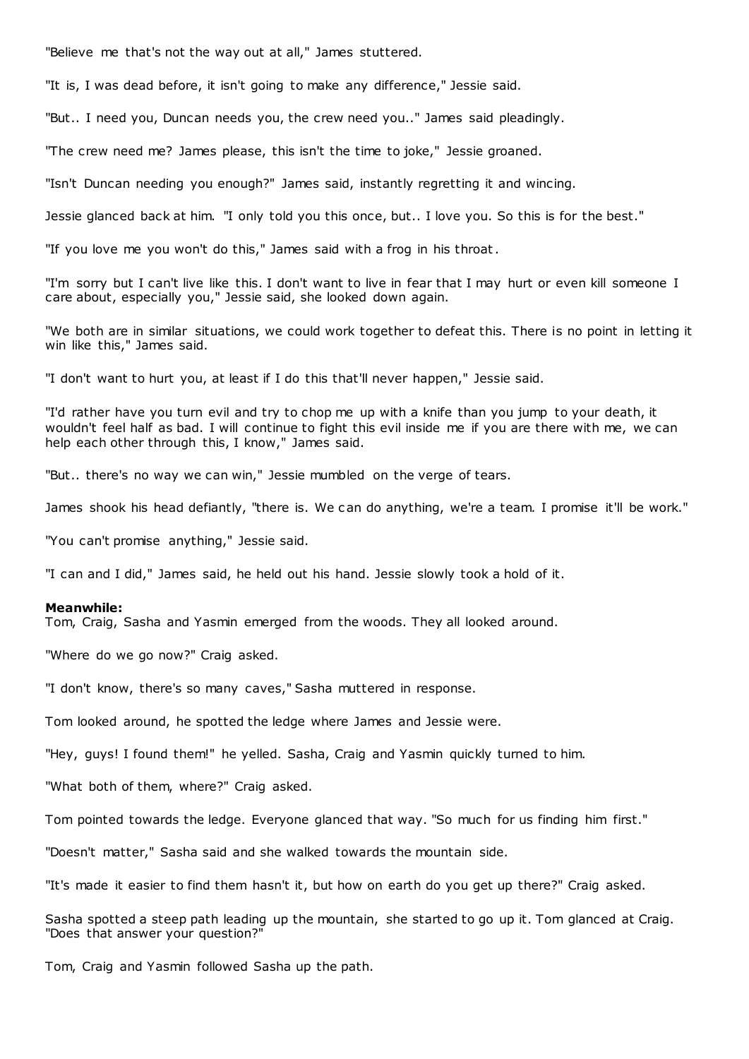"Believe me that's not the way out at all," James stuttered.

"It is, I was dead before, it isn't going to make any difference," Jessie said.

"But.. I need you, Duncan needs you, the crew need you.." James said pleadingly.

"The crew need me? James please, this isn't the time to joke," Jessie groaned.

"Isn't Duncan needing you enough?" James said, instantly regretting it and wincing.

Jessie glanced back at him. "I only told you this once, but.. I love you. So this is for the best."

"If you love me you won't do this," James said with a frog in his throat.

"I'm sorry but I can't live like this. I don't want to live in fear that I may hurt or even kill someone I care about, especially you," Jessie said, she looked down again.

"We both are in similar situations, we could work together to defeat this. There is no point in letting it win like this," James said.

"I don't want to hurt you, at least if I do this that'll never happen," Jessie said.

"I'd rather have you turn evil and try to chop me up with a knife than you jump to your death, it wouldn't feel half as bad. I will continue to fight this evil inside me if you are there with me, we can help each other through this, I know," James said.

"But.. there's no way we can win," Jessie mumbled on the verge of tears.

James shook his head defiantly, "there is. We can do anything, we're a team. I promise it'll be work."

"You can't promise anything," Jessie said.

"I can and I did," James said, he held out his hand. Jessie slowly took a hold of it.

**Meanwhile:**
Tom, Craig, Sasha and Yasmin emerged from the woods. They all looked around.

"Where do we go now?" Craig asked.

"I don't know, there's so many caves," Sasha muttered in response.

Tom looked around, he spotted the ledge where James and Jessie were.

"Hey, guys! I found them!" he yelled. Sasha, Craig and Yasmin quickly turned to him.

"What both of them, where?" Craig asked.

Tom pointed towards the ledge. Everyone glanced that way. "So much for us finding him first."

"Doesn't matter," Sasha said and she walked towards the mountain side.

"It's made it easier to find them hasn't it, but how on earth do you get up there?" Craig asked.

Sasha spotted a steep path leading up the mountain, she started to go up it. Tom glanced at Craig. "Does that answer your question?"

Tom, Craig and Yasmin followed Sasha up the path.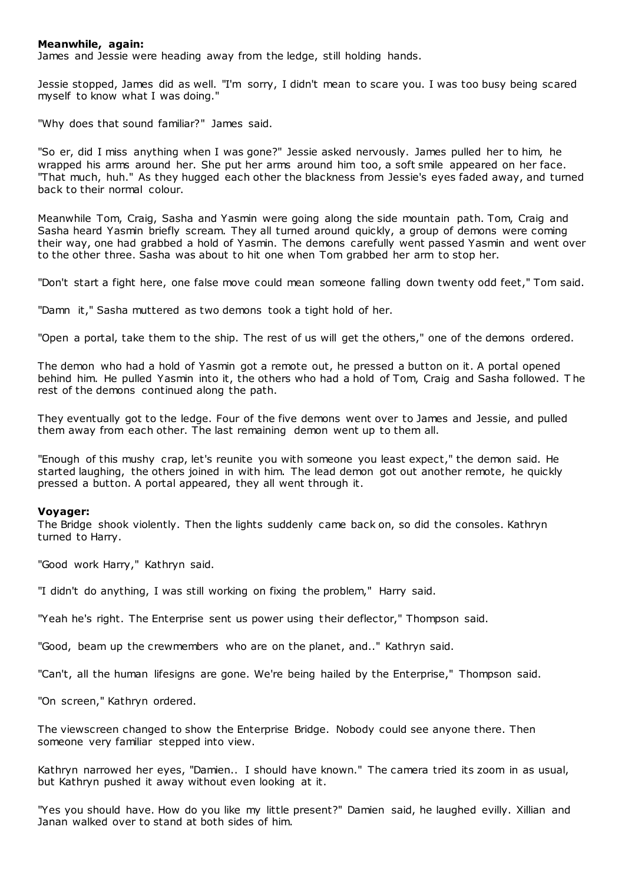**Meanwhile, again:**

James and Jessie were heading away from the ledge, still holding hands.

Jessie stopped, James did as well. "I'm sorry, I didn't mean to scare you. I was too busy being scared myself to know what I was doing."

"Why does that sound familiar?" James said.

"So er, did I miss anything when I was gone?" Jessie asked nervously. James pulled her to him, he wrapped his arms around her. She put her arms around him too, a soft smile appeared on her face. "That much, huh." As they hugged each other the blackness from Jessie's eyes faded away, and turned back to their normal colour.

Meanwhile Tom, Craig, Sasha and Yasmin were going along the side mountain path. Tom, Craig and Sasha heard Yasmin briefly scream. They all turned around quickly, a group of demons were coming their way, one had grabbed a hold of Yasmin. The demons carefully went passed Yasmin and went over to the other three. Sasha was about to hit one when Tom grabbed her arm to stop her.

"Don't start a fight here, one false move could mean someone falling down twenty odd feet," Tom said.

"Damn it," Sasha muttered as two demons took a tight hold of her.

"Open a portal, take them to the ship. The rest of us will get the others," one of the demons ordered.

The demon who had a hold of Yasmin got a remote out, he pressed a button on it. A portal opened behind him. He pulled Yasmin into it, the others who had a hold of Tom, Craig and Sasha followed. The rest of the demons continued along the path.

They eventually got to the ledge. Four of the five demons went over to James and Jessie, and pulled them away from each other. The last remaining demon went up to them all.

"Enough of this mushy crap, let's reunite you with someone you least expect," the demon said. He started laughing, the others joined in with him. The lead demon got out another remote, he quickly pressed a button. A portal appeared, they all went through it.

**Voyager:**

The Bridge shook violently. Then the lights suddenly came back on, so did the consoles. Kathryn turned to Harry.

"Good work Harry," Kathryn said.

"I didn't do anything, I was still working on fixing the problem," Harry said.

"Yeah he's right. The Enterprise sent us power using their deflector," Thompson said.

"Good, beam up the crewmembers who are on the planet, and.." Kathryn said.

"Can't, all the human lifesigns are gone. We're being hailed by the Enterprise," Thompson said.

"On screen," Kathryn ordered.

The viewscreen changed to show the Enterprise Bridge. Nobody could see anyone there. Then someone very familiar stepped into view.

Kathryn narrowed her eyes, "Damien.. I should have known." The camera tried its zoom in as usual, but Kathryn pushed it away without even looking at it.

"Yes you should have. How do you like my little present?" Damien said, he laughed evilly. Xillian and Janan walked over to stand at both sides of him.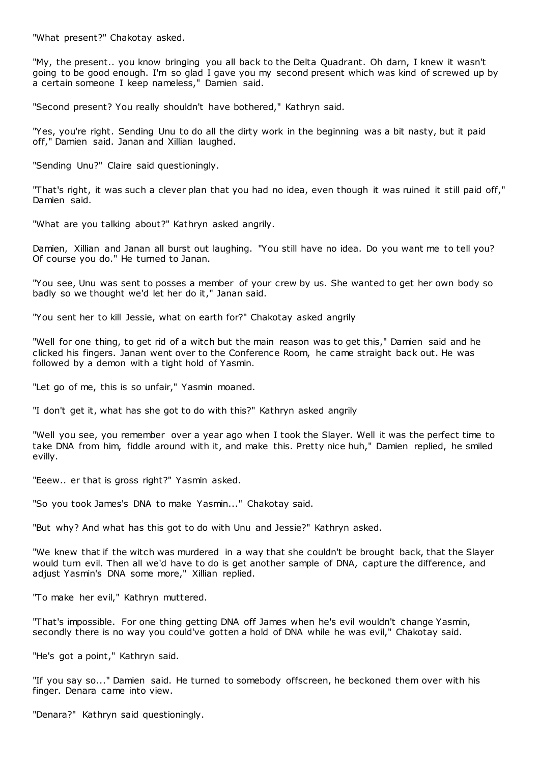"What present?" Chakotay asked.

"My, the present.. you know bringing you all back to the Delta Quadrant. Oh darn, I knew it wasn't going to be good enough. I'm so glad I gave you my second present which was kind of screwed up by a certain someone I keep nameless," Damien said.

"Second present? You really shouldn't have bothered," Kathryn said.

"Yes, you're right. Sending Unu to do all the dirty work in the beginning was a bit nasty, but it paid off," Damien said. Janan and Xillian laughed.

"Sending Unu?" Claire said questioningly.

"That's right, it was such a clever plan that you had no idea, even though it was ruined it still paid off," Damien said.

"What are you talking about?" Kathryn asked angrily.

Damien, Xillian and Janan all burst out laughing. "You still have no idea. Do you want me to tell you? Of course you do." He turned to Janan.

"You see, Unu was sent to posses a member of your crew by us. She wanted to get her own body so badly so we thought we'd let her do it," Janan said.

"You sent her to kill Jessie, what on earth for?" Chakotay asked angrily

"Well for one thing, to get rid of a witch but the main reason was to get this," Damien said and he clicked his fingers. Janan went over to the Conference Room, he came straight back out. He was followed by a demon with a tight hold of Yasmin.

"Let go of me, this is so unfair," Yasmin moaned.

"I don't get it, what has she got to do with this?" Kathryn asked angrily

"Well you see, you remember over a year ago when I took the Slayer. Well it was the perfect time to take DNA from him, fiddle around with it, and make this. Pretty nice huh," Damien replied, he smiled evilly.

"Eeew.. er that is gross right?" Yasmin asked.

"So you took James's DNA to make Yasmin..." Chakotay said.

"But why? And what has this got to do with Unu and Jessie?" Kathryn asked.

"We knew that if the witch was murdered in a way that she couldn't be brought back, that the Slayer would turn evil. Then all we'd have to do is get another sample of DNA, capture the difference, and adjust Yasmin's DNA some more," Xillian replied.

"To make her evil," Kathryn muttered.

"That's impossible. For one thing getting DNA off James when he's evil wouldn't change Yasmin, secondly there is no way you could've gotten a hold of DNA while he was evil," Chakotay said.

"He's got a point," Kathryn said.

"If you say so..." Damien said. He turned to somebody offscreen, he beckoned them over with his finger. Denara came into view.

"Denara?" Kathryn said questioningly.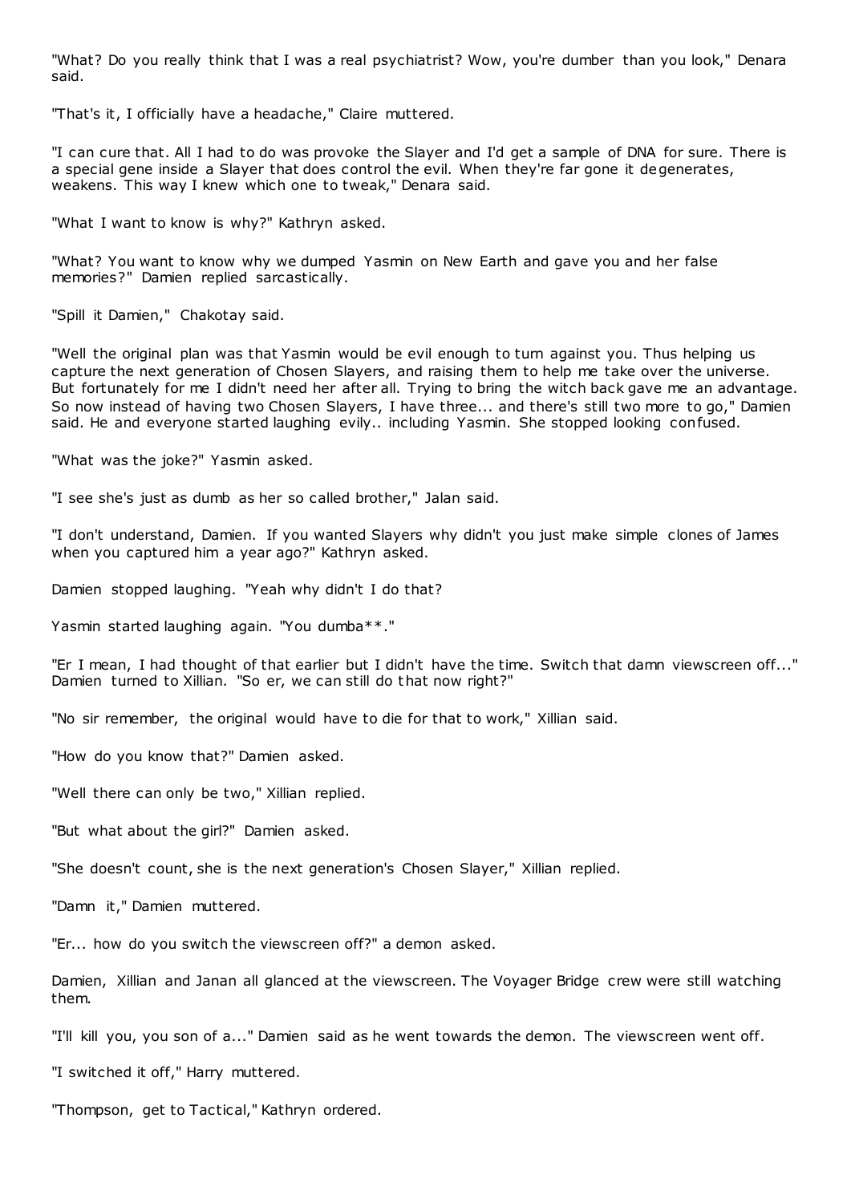"What? Do you really think that I was a real psychiatrist? Wow, you're dumber than you look," Denara said.

"That's it, I officially have a headache," Claire muttered.

"I can cure that. All I had to do was provoke the Slayer and I'd get a sample of DNA for sure. There is a special gene inside a Slayer that does control the evil. When they're far gone it degenerates, weakens. This way I knew which one to tweak," Denara said.

"What I want to know is why?" Kathryn asked.

"What? You want to know why we dumped Yasmin on New Earth and gave you and her false memories?" Damien replied sarcastically.

"Spill it Damien," Chakotay said.

"Well the original plan was that Yasmin would be evil enough to turn against you. Thus helping us capture the next generation of Chosen Slayers, and raising them to help me take over the universe. But fortunately for me I didn't need her after all. Trying to bring the witch back gave me an advantage. So now instead of having two Chosen Slayers, I have three... and there's still two more to go," Damien said. He and everyone started laughing evily.. including Yasmin. She stopped looking confused.

"What was the joke?" Yasmin asked.

"I see she's just as dumb as her so called brother," Jalan said.

"I don't understand, Damien. If you wanted Slayers why didn't you just make simple clones of James when you captured him a year ago?" Kathryn asked.

Damien stopped laughing. "Yeah why didn't I do that?

Yasmin started laughing again. "You dumba**."

"Er I mean, I had thought of that earlier but I didn't have the time. Switch that damn viewscreen off..." Damien turned to Xillian. "So er, we can still do that now right?"

"No sir remember, the original would have to die for that to work," Xillian said.

"How do you know that?" Damien asked.

"Well there can only be two," Xillian replied.

"But what about the girl?" Damien asked.

"She doesn't count, she is the next generation's Chosen Slayer," Xillian replied.

"Damn it," Damien muttered.

"Er... how do you switch the viewscreen off?" a demon asked.

Damien, Xillian and Janan all glanced at the viewscreen. The Voyager Bridge crew were still watching them.

"I'll kill you, you son of a..." Damien said as he went towards the demon. The viewscreen went off.

"I switched it off," Harry muttered.

"Thompson, get to Tactical," Kathryn ordered.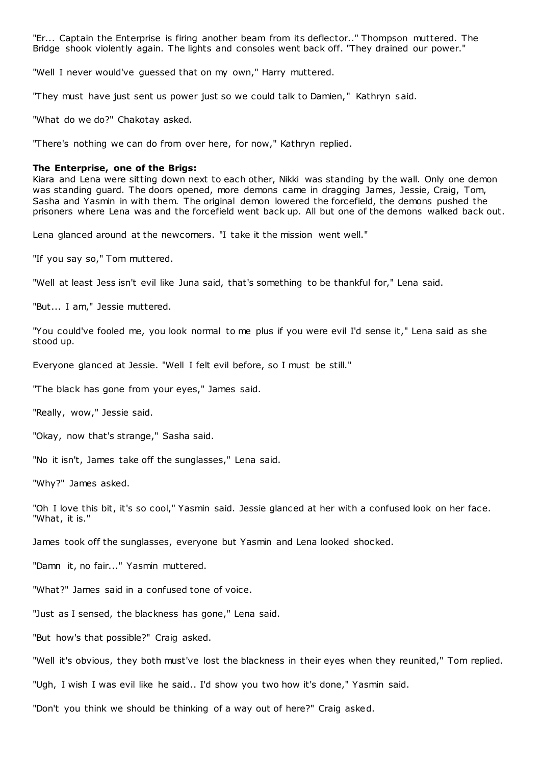"Er... Captain the Enterprise is firing another beam from its deflector.." Thompson muttered. The Bridge shook violently again. The lights and consoles went back off. "They drained our power."

"Well I never would've guessed that on my own," Harry muttered.

"They must have just sent us power just so we could talk to Damien," Kathryn said.

"What do we do?" Chakotay asked.

"There's nothing we can do from over here, for now," Kathryn replied.

**The Enterprise, one of the Brigs:**
Kiara and Lena were sitting down next to each other, Nikki was standing by the wall. Only one demon was standing guard. The doors opened, more demons came in dragging James, Jessie, Craig, Tom, Sasha and Yasmin in with them. The original demon lowered the forcefield, the demons pushed the prisoners where Lena was and the forcefield went back up. All but one of the demons walked back out.

Lena glanced around at the newcomers. "I take it the mission went well."

"If you say so," Tom muttered.

"Well at least Jess isn't evil like Juna said, that's something to be thankful for," Lena said.

"But... I am," Jessie muttered.

"You could've fooled me, you look normal to me plus if you were evil I'd sense it," Lena said as she stood up.

Everyone glanced at Jessie. "Well I felt evil before, so I must be still."

"The black has gone from your eyes," James said.

"Really, wow," Jessie said.

"Okay, now that's strange," Sasha said.

"No it isn't, James take off the sunglasses," Lena said.

"Why?" James asked.

"Oh I love this bit, it's so cool," Yasmin said. Jessie glanced at her with a confused look on her face. "What, it is."

James took off the sunglasses, everyone but Yasmin and Lena looked shocked.

"Damn it, no fair..." Yasmin muttered.

"What?" James said in a confused tone of voice.

"Just as I sensed, the blackness has gone," Lena said.

"But how's that possible?" Craig asked.

"Well it's obvious, they both must've lost the blackness in their eyes when they reunited," Tom replied.

"Ugh, I wish I was evil like he said.. I'd show you two how it's done," Yasmin said.

"Don't you think we should be thinking of a way out of here?" Craig asked.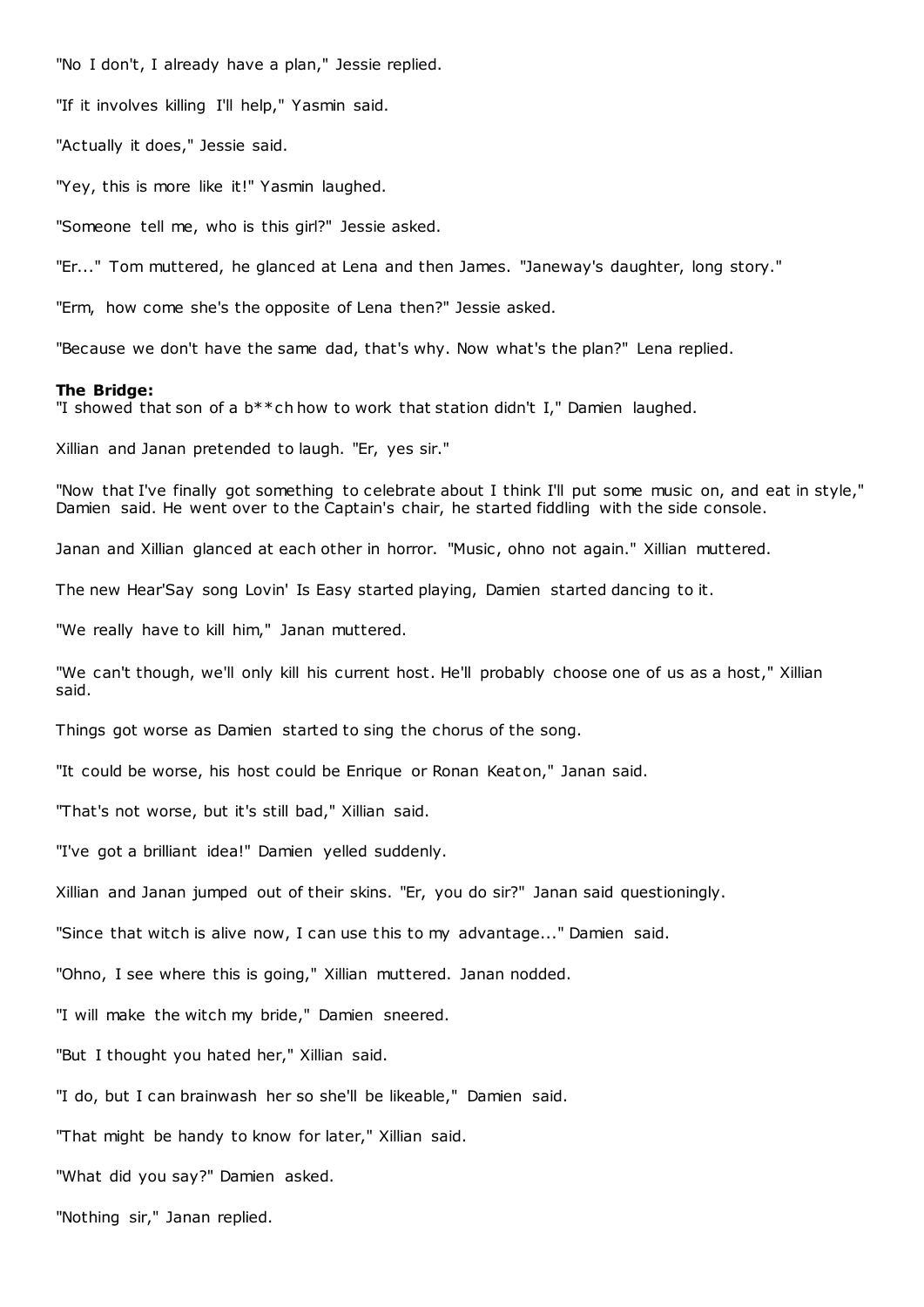"No I don't, I already have a plan," Jessie replied.

"If it involves killing I'll help," Yasmin said.

"Actually it does," Jessie said.

"Yey, this is more like it!" Yasmin laughed.

"Someone tell me, who is this girl?" Jessie asked.

"Er..." Tom muttered, he glanced at Lena and then James. "Janeway's daughter, long story."

"Erm, how come she's the opposite of Lena then?" Jessie asked.

"Because we don't have the same dad, that's why. Now what's the plan?" Lena replied.

**The Bridge:**
"I showed that son of a b**ch how to work that station didn't I," Damien laughed.

Xillian and Janan pretended to laugh. "Er, yes sir."

"Now that I've finally got something to celebrate about I think I'll put some music on, and eat in style," Damien said. He went over to the Captain's chair, he started fiddling with the side console.

Janan and Xillian glanced at each other in horror. "Music, ohno not again." Xillian muttered.

The new Hear'Say song Lovin' Is Easy started playing, Damien started dancing to it.

"We really have to kill him," Janan muttered.

"We can't though, we'll only kill his current host. He'll probably choose one of us as a host," Xillian said.

Things got worse as Damien started to sing the chorus of the song.

"It could be worse, his host could be Enrique or Ronan Keaton," Janan said.

"That's not worse, but it's still bad," Xillian said.

"I've got a brilliant idea!" Damien yelled suddenly.

Xillian and Janan jumped out of their skins. "Er, you do sir?" Janan said questioningly.

"Since that witch is alive now, I can use this to my advantage..." Damien said.

"Ohno, I see where this is going," Xillian muttered. Janan nodded.

"I will make the witch my bride," Damien sneered.

"But I thought you hated her," Xillian said.

"I do, but I can brainwash her so she'll be likeable," Damien said.

"That might be handy to know for later," Xillian said.

"What did you say?" Damien asked.

"Nothing sir," Janan replied.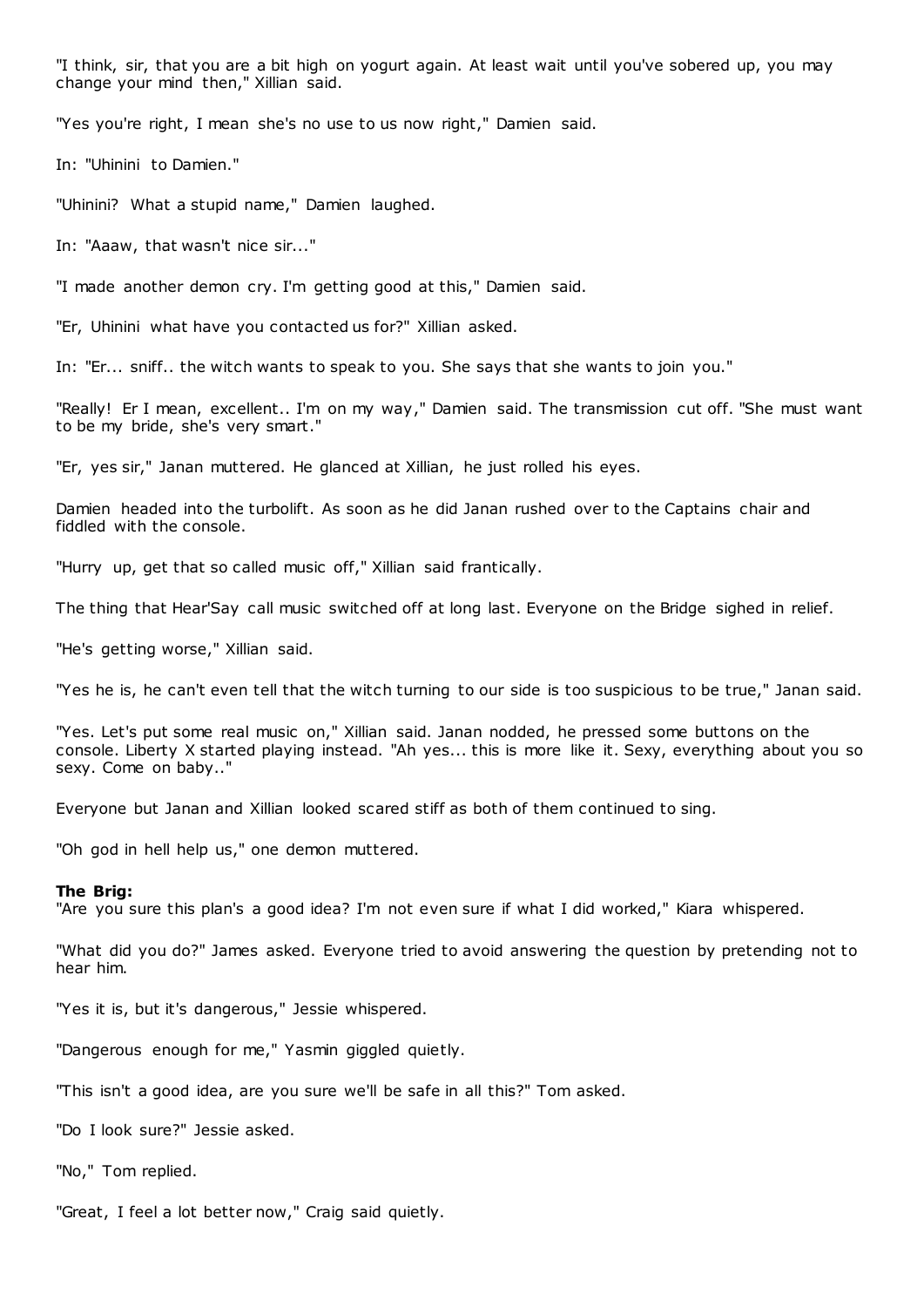"I think, sir, that you are a bit high on yogurt again. At least wait until you've sobered up, you may change your mind then," Xillian said.

"Yes you're right, I mean she's no use to us now right," Damien said.

In: "Uhinini to Damien."

"Uhinini? What a stupid name," Damien laughed.

In: "Aaaw, that wasn't nice sir..."

"I made another demon cry. I'm getting good at this," Damien said.

"Er, Uhinini what have you contacted us for?" Xillian asked.

In: "Er... sniff.. the witch wants to speak to you. She says that she wants to join you."

"Really! Er I mean, excellent.. I'm on my way," Damien said. The transmission cut off. "She must want to be my bride, she's very smart."

"Er, yes sir," Janan muttered. He glanced at Xillian, he just rolled his eyes.

Damien headed into the turbolift. As soon as he did Janan rushed over to the Captains chair and fiddled with the console.

"Hurry up, get that so called music off," Xillian said frantically.

The thing that Hear'Say call music switched off at long last. Everyone on the Bridge sighed in relief.

"He's getting worse," Xillian said.

"Yes he is, he can't even tell that the witch turning to our side is too suspicious to be true," Janan said.

"Yes. Let's put some real music on," Xillian said. Janan nodded, he pressed some buttons on the console. Liberty X started playing instead. "Ah yes... this is more like it. Sexy, everything about you so sexy. Come on baby.."

Everyone but Janan and Xillian looked scared stiff as both of them continued to sing.

"Oh god in hell help us," one demon muttered.

**The Brig:**
"Are you sure this plan's a good idea? I'm not even sure if what I did worked," Kiara whispered.

"What did you do?" James asked. Everyone tried to avoid answering the question by pretending not to hear him.

"Yes it is, but it's dangerous," Jessie whispered.

"Dangerous enough for me," Yasmin giggled quietly.

"This isn't a good idea, are you sure we'll be safe in all this?" Tom asked.

"Do I look sure?" Jessie asked.

"No," Tom replied.

"Great, I feel a lot better now," Craig said quietly.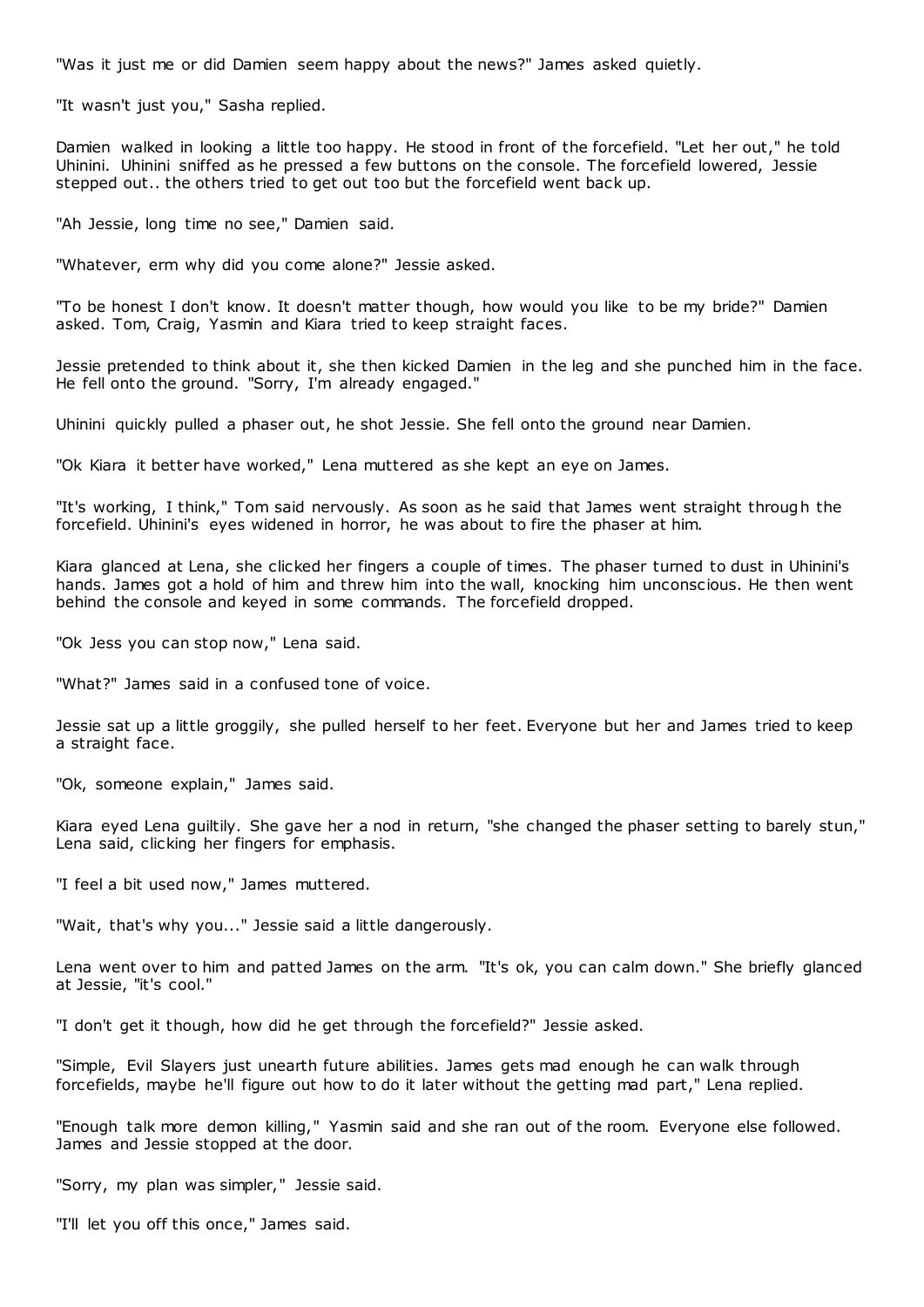"Was it just me or did Damien seem happy about the news?" James asked quietly.

"It wasn't just you," Sasha replied.

Damien walked in looking a little too happy. He stood in front of the forcefield. "Let her out," he told Uhinini. Uhinini sniffed as he pressed a few buttons on the console. The forcefield lowered, Jessie stepped out.. the others tried to get out too but the forcefield went back up.

"Ah Jessie, long time no see," Damien said.

"Whatever, erm why did you come alone?" Jessie asked.

"To be honest I don't know. It doesn't matter though, how would you like to be my bride?" Damien asked. Tom, Craig, Yasmin and Kiara tried to keep straight faces.

Jessie pretended to think about it, she then kicked Damien in the leg and she punched him in the face. He fell onto the ground. "Sorry, I'm already engaged."

Uhinini quickly pulled a phaser out, he shot Jessie. She fell onto the ground near Damien.

"Ok Kiara it better have worked," Lena muttered as she kept an eye on James.

"It's working, I think," Tom said nervously. As soon as he said that James went straight through the forcefield. Uhinini's eyes widened in horror, he was about to fire the phaser at him.

Kiara glanced at Lena, she clicked her fingers a couple of times. The phaser turned to dust in Uhinini's hands. James got a hold of him and threw him into the wall, knocking him unconscious. He then went behind the console and keyed in some commands. The forcefield dropped.

"Ok Jess you can stop now," Lena said.

"What?" James said in a confused tone of voice.

Jessie sat up a little groggily, she pulled herself to her feet. Everyone but her and James tried to keep a straight face.

"Ok, someone explain," James said.

Kiara eyed Lena guiltily. She gave her a nod in return, "she changed the phaser setting to barely stun," Lena said, clicking her fingers for emphasis.

"I feel a bit used now," James muttered.

"Wait, that's why you..." Jessie said a little dangerously.

Lena went over to him and patted James on the arm. "It's ok, you can calm down." She briefly glanced at Jessie, "it's cool."

"I don't get it though, how did he get through the forcefield?" Jessie asked.

"Simple, Evil Slayers just unearth future abilities. James gets mad enough he can walk through forcefields, maybe he'll figure out how to do it later without the getting mad part," Lena replied.

"Enough talk more demon killing," Yasmin said and she ran out of the room. Everyone else followed. James and Jessie stopped at the door.

"Sorry, my plan was simpler," Jessie said.

"I'll let you off this once," James said.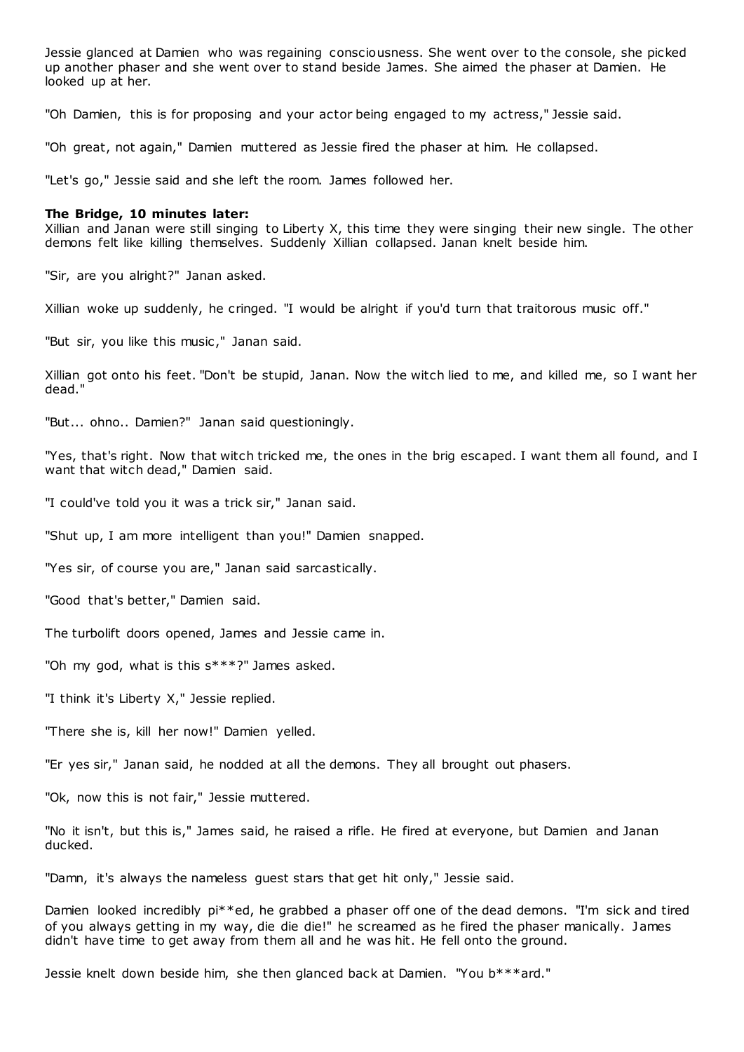Jessie glanced at Damien who was regaining consciousness. She went over to the console, she picked up another phaser and she went over to stand beside James. She aimed the phaser at Damien. He looked up at her.

"Oh Damien, this is for proposing and your actor being engaged to my actress," Jessie said.

"Oh great, not again," Damien muttered as Jessie fired the phaser at him. He collapsed.

"Let's go," Jessie said and she left the room. James followed her.

**The Bridge, 10 minutes later:**
Xillian and Janan were still singing to Liberty X, this time they were singing their new single. The other demons felt like killing themselves. Suddenly Xillian collapsed. Janan knelt beside him.

"Sir, are you alright?" Janan asked.

Xillian woke up suddenly, he cringed. "I would be alright if you'd turn that traitorous music off."

"But sir, you like this music," Janan said.

Xillian got onto his feet. "Don't be stupid, Janan. Now the witch lied to me, and killed me, so I want her dead."

"But... ohno.. Damien?" Janan said questioningly.

"Yes, that's right. Now that witch tricked me, the ones in the brig escaped. I want them all found, and I want that witch dead," Damien said.

"I could've told you it was a trick sir," Janan said.

"Shut up, I am more intelligent than you!" Damien snapped.

"Yes sir, of course you are," Janan said sarcastically.

"Good that's better," Damien said.

The turbolift doors opened, James and Jessie came in.

"Oh my god, what is this s***?" James asked.

"I think it's Liberty X," Jessie replied.

"There she is, kill her now!" Damien yelled.

"Er yes sir," Janan said, he nodded at all the demons. They all brought out phasers.

"Ok, now this is not fair," Jessie muttered.

"No it isn't, but this is," James said, he raised a rifle. He fired at everyone, but Damien and Janan ducked.

"Damn, it's always the nameless guest stars that get hit only," Jessie said.

Damien looked incredibly pi**ed, he grabbed a phaser off one of the dead demons. "I'm sick and tired of you always getting in my way, die die die!" he screamed as he fired the phaser manically. James didn't have time to get away from them all and he was hit. He fell onto the ground.

Jessie knelt down beside him, she then glanced back at Damien. "You b***ard."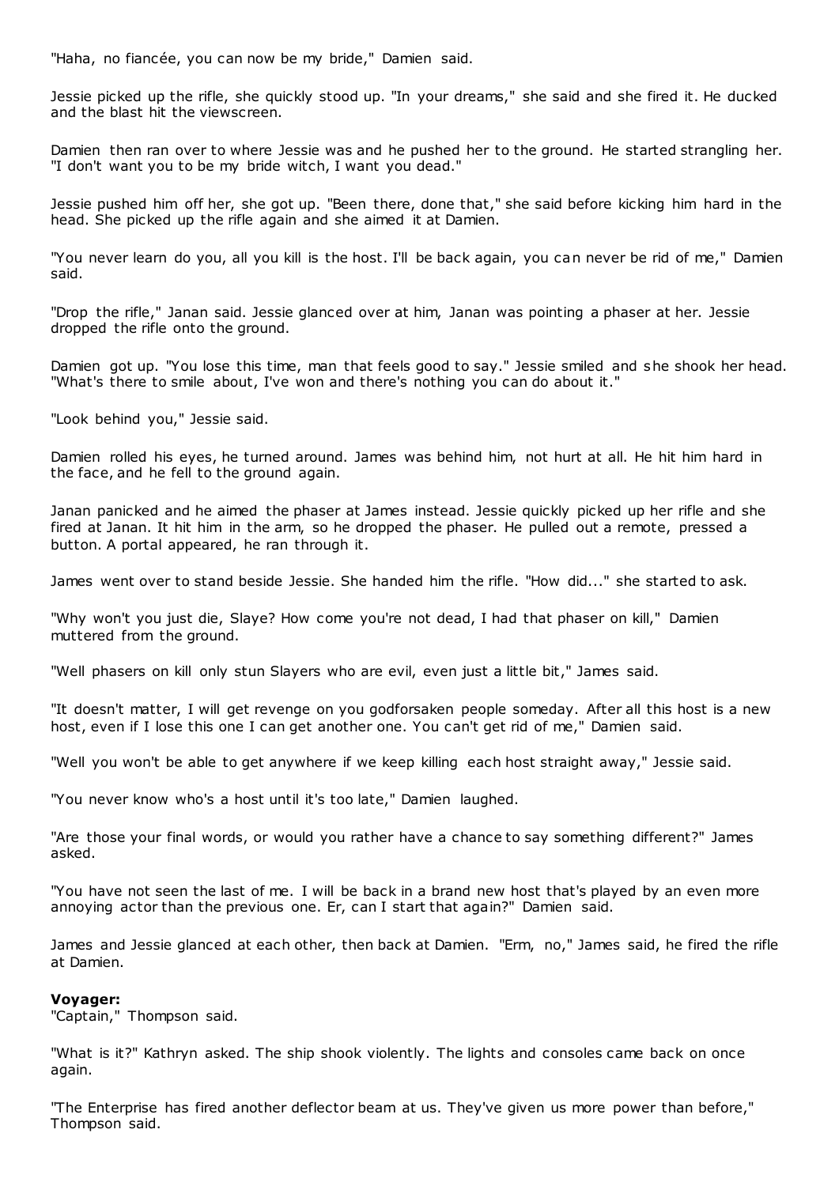"Haha, no fiancée, you can now be my bride," Damien said.

Jessie picked up the rifle, she quickly stood up. "In your dreams," she said and she fired it. He ducked and the blast hit the viewscreen.

Damien then ran over to where Jessie was and he pushed her to the ground. He started strangling her. "I don't want you to be my bride witch, I want you dead."

Jessie pushed him off her, she got up. "Been there, done that," she said before kicking him hard in the head. She picked up the rifle again and she aimed it at Damien.

"You never learn do you, all you kill is the host. I'll be back again, you can never be rid of me," Damien said.

"Drop the rifle," Janan said. Jessie glanced over at him, Janan was pointing a phaser at her. Jessie dropped the rifle onto the ground.

Damien got up. "You lose this time, man that feels good to say." Jessie smiled and she shook her head. "What's there to smile about, I've won and there's nothing you can do about it."

"Look behind you," Jessie said.

Damien rolled his eyes, he turned around. James was behind him, not hurt at all. He hit him hard in the face, and he fell to the ground again.

Janan panicked and he aimed the phaser at James instead. Jessie quickly picked up her rifle and she fired at Janan. It hit him in the arm, so he dropped the phaser. He pulled out a remote, pressed a button. A portal appeared, he ran through it.

James went over to stand beside Jessie. She handed him the rifle. "How did..." she started to ask.

"Why won't you just die, Slaye? How come you're not dead, I had that phaser on kill," Damien muttered from the ground.

"Well phasers on kill only stun Slayers who are evil, even just a little bit," James said.

"It doesn't matter, I will get revenge on you godforsaken people someday. After all this host is a new host, even if I lose this one I can get another one. You can't get rid of me," Damien said.

"Well you won't be able to get anywhere if we keep killing each host straight away," Jessie said.

"You never know who's a host until it's too late," Damien laughed.

"Are those your final words, or would you rather have a chance to say something different?" James asked.

"You have not seen the last of me. I will be back in a brand new host that's played by an even more annoying actor than the previous one. Er, can I start that again?" Damien said.

James and Jessie glanced at each other, then back at Damien. "Erm, no," James said, he fired the rifle at Damien.

**Voyager:**
"Captain," Thompson said.

"What is it?" Kathryn asked. The ship shook violently. The lights and consoles came back on once again.

"The Enterprise has fired another deflector beam at us. They've given us more power than before," Thompson said.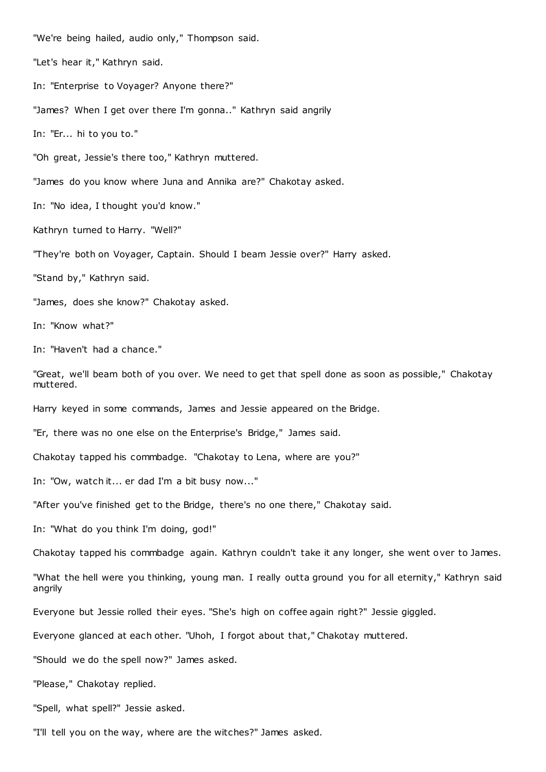"We're being hailed, audio only," Thompson said.

"Let's hear it," Kathryn said.

In: "Enterprise to Voyager? Anyone there?"

"James? When I get over there I'm gonna.." Kathryn said angrily

In: "Er... hi to you to."

"Oh great, Jessie's there too," Kathryn muttered.

"James do you know where Juna and Annika are?" Chakotay asked.

In: "No idea, I thought you'd know."

Kathryn turned to Harry. "Well?"

"They're both on Voyager, Captain. Should I beam Jessie over?" Harry asked.

"Stand by," Kathryn said.

"James, does she know?" Chakotay asked.

In: "Know what?"

In: "Haven't had a chance."

"Great, we'll beam both of you over. We need to get that spell done as soon as possible," Chakotay muttered.

Harry keyed in some commands, James and Jessie appeared on the Bridge.

"Er, there was no one else on the Enterprise's Bridge," James said.

Chakotay tapped his commbadge. "Chakotay to Lena, where are you?"

In: "Ow, watch it... er dad I'm a bit busy now..."

"After you've finished get to the Bridge, there's no one there," Chakotay said.

In: "What do you think I'm doing, god!"

Chakotay tapped his commbadge again. Kathryn couldn't take it any longer, she went over to James.

"What the hell were you thinking, young man. I really outta ground you for all eternity," Kathryn said angrily

Everyone but Jessie rolled their eyes. "She's high on coffee again right?" Jessie giggled.

Everyone glanced at each other. "Uhoh, I forgot about that," Chakotay muttered.

"Should we do the spell now?" James asked.

"Please," Chakotay replied.

"Spell, what spell?" Jessie asked.

"I'll tell you on the way, where are the witches?" James asked.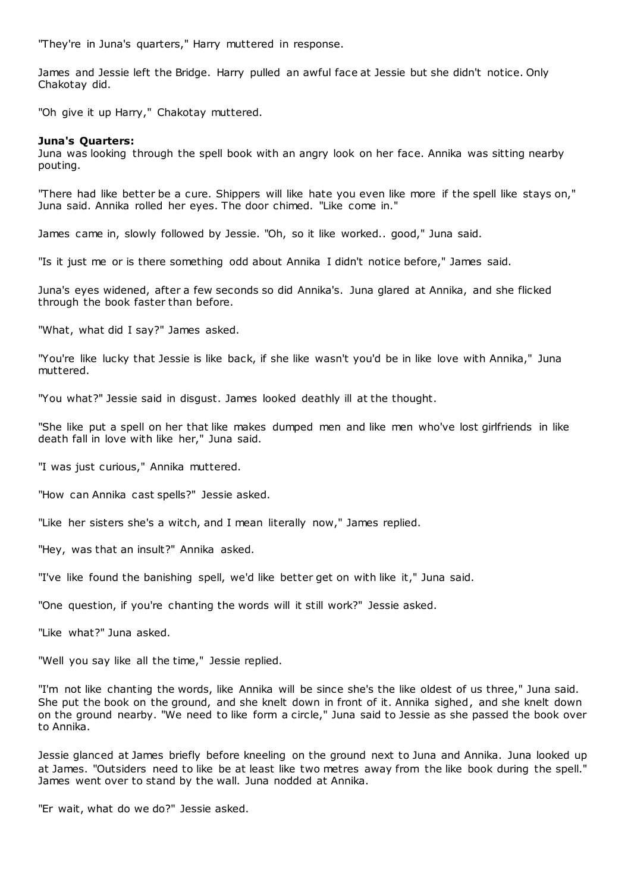"They're in Juna's quarters," Harry muttered in response.

James and Jessie left the Bridge. Harry pulled an awful face at Jessie but she didn't notice. Only Chakotay did.

"Oh give it up Harry," Chakotay muttered.

**Juna's Quarters:**
Juna was looking through the spell book with an angry look on her face. Annika was sitting nearby pouting.

"There had like better be a cure. Shippers will like hate you even like more if the spell like stays on," Juna said. Annika rolled her eyes. The door chimed. "Like come in."

James came in, slowly followed by Jessie. "Oh, so it like worked.. good," Juna said.

"Is it just me or is there something odd about Annika I didn't notice before," James said.

Juna's eyes widened, after a few seconds so did Annika's. Juna glared at Annika, and she flicked through the book faster than before.

"What, what did I say?" James asked.

"You're like lucky that Jessie is like back, if she like wasn't you'd be in like love with Annika," Juna muttered.

"You what?" Jessie said in disgust. James looked deathly ill at the thought.

"She like put a spell on her that like makes dumped men and like men who've lost girlfriends in like death fall in love with like her," Juna said.

"I was just curious," Annika muttered.

"How can Annika cast spells?" Jessie asked.

"Like her sisters she's a witch, and I mean literally now," James replied.

"Hey, was that an insult?" Annika asked.

"I've like found the banishing spell, we'd like better get on with like it," Juna said.

"One question, if you're chanting the words will it still work?" Jessie asked.

"Like what?" Juna asked.

"Well you say like all the time," Jessie replied.

"I'm not like chanting the words, like Annika will be since she's the like oldest of us three," Juna said. She put the book on the ground, and she knelt down in front of it. Annika sighed, and she knelt down on the ground nearby. "We need to like form a circle," Juna said to Jessie as she passed the book over to Annika.

Jessie glanced at James briefly before kneeling on the ground next to Juna and Annika. Juna looked up at James. "Outsiders need to like be at least like two metres away from the like book during the spell." James went over to stand by the wall. Juna nodded at Annika.

"Er wait, what do we do?" Jessie asked.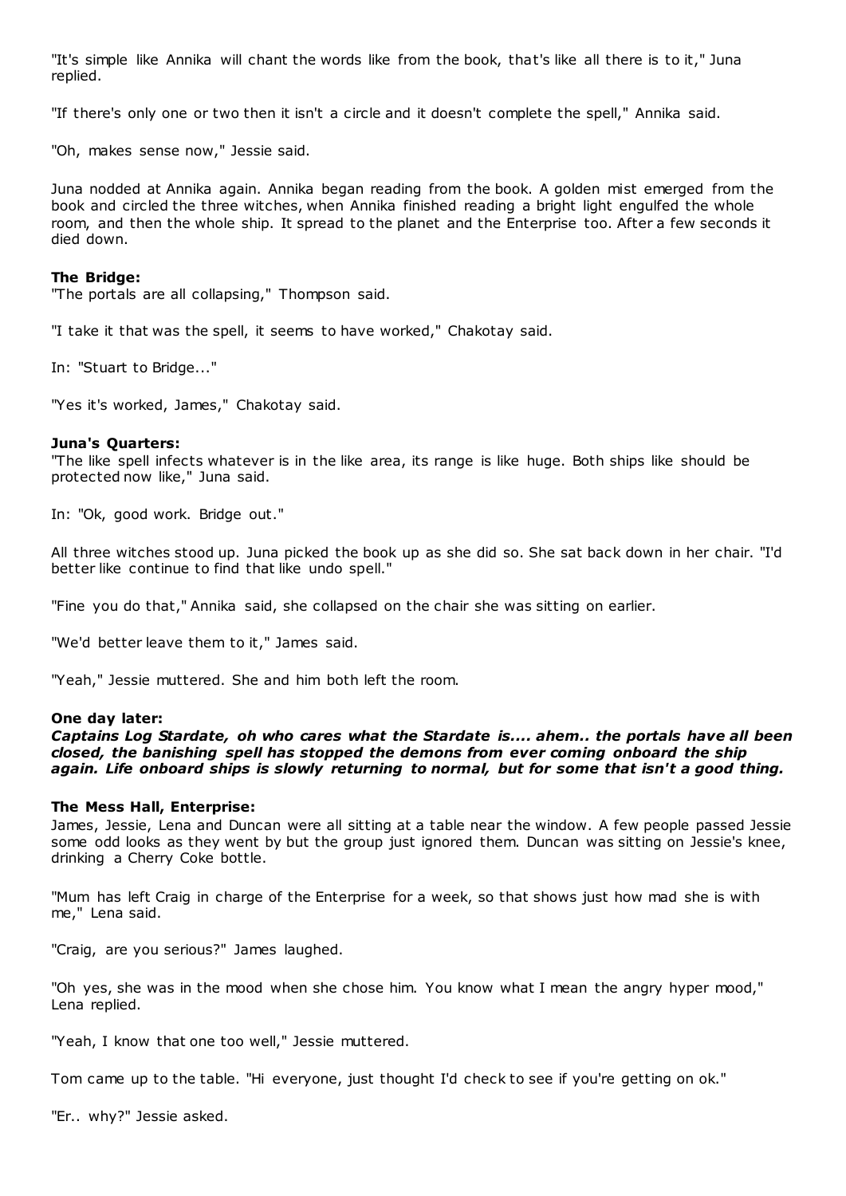"It's simple like Annika will chant the words like from the book, that's like all there is to it," Juna replied.

"If there's only one or two then it isn't a circle and it doesn't complete the spell," Annika said.

"Oh, makes sense now," Jessie said.

Juna nodded at Annika again. Annika began reading from the book. A golden mist emerged from the book and circled the three witches, when Annika finished reading a bright light engulfed the whole room, and then the whole ship. It spread to the planet and the Enterprise too. After a few seconds it died down.

**The Bridge:**
"The portals are all collapsing," Thompson said.

"I take it that was the spell, it seems to have worked," Chakotay said.

In: "Stuart to Bridge..."

"Yes it's worked, James," Chakotay said.

**Juna's Quarters:**
"The like spell infects whatever is in the like area, its range is like huge. Both ships like should be protected now like," Juna said.

In: "Ok, good work. Bridge out."

All three witches stood up. Juna picked the book up as she did so. She sat back down in her chair. "I'd better like continue to find that like undo spell."

"Fine you do that," Annika said, she collapsed on the chair she was sitting on earlier.

"We'd better leave them to it," James said.

"Yeah," Jessie muttered. She and him both left the room.

**One day later:**
***Captains Log Stardate, oh who cares what the Stardate is.... ahem.. the portals have all been closed, the banishing spell has stopped the demons from ever coming onboard the ship again. Life onboard ships is slowly returning to normal, but for some that isn't a good thing.***

**The Mess Hall, Enterprise:**
James, Jessie, Lena and Duncan were all sitting at a table near the window. A few people passed Jessie some odd looks as they went by but the group just ignored them. Duncan was sitting on Jessie's knee, drinking a Cherry Coke bottle.

"Mum has left Craig in charge of the Enterprise for a week, so that shows just how mad she is with me," Lena said.

"Craig, are you serious?" James laughed.

"Oh yes, she was in the mood when she chose him. You know what I mean the angry hyper mood," Lena replied.

"Yeah, I know that one too well," Jessie muttered.

Tom came up to the table. "Hi everyone, just thought I'd check to see if you're getting on ok."

"Er.. why?" Jessie asked.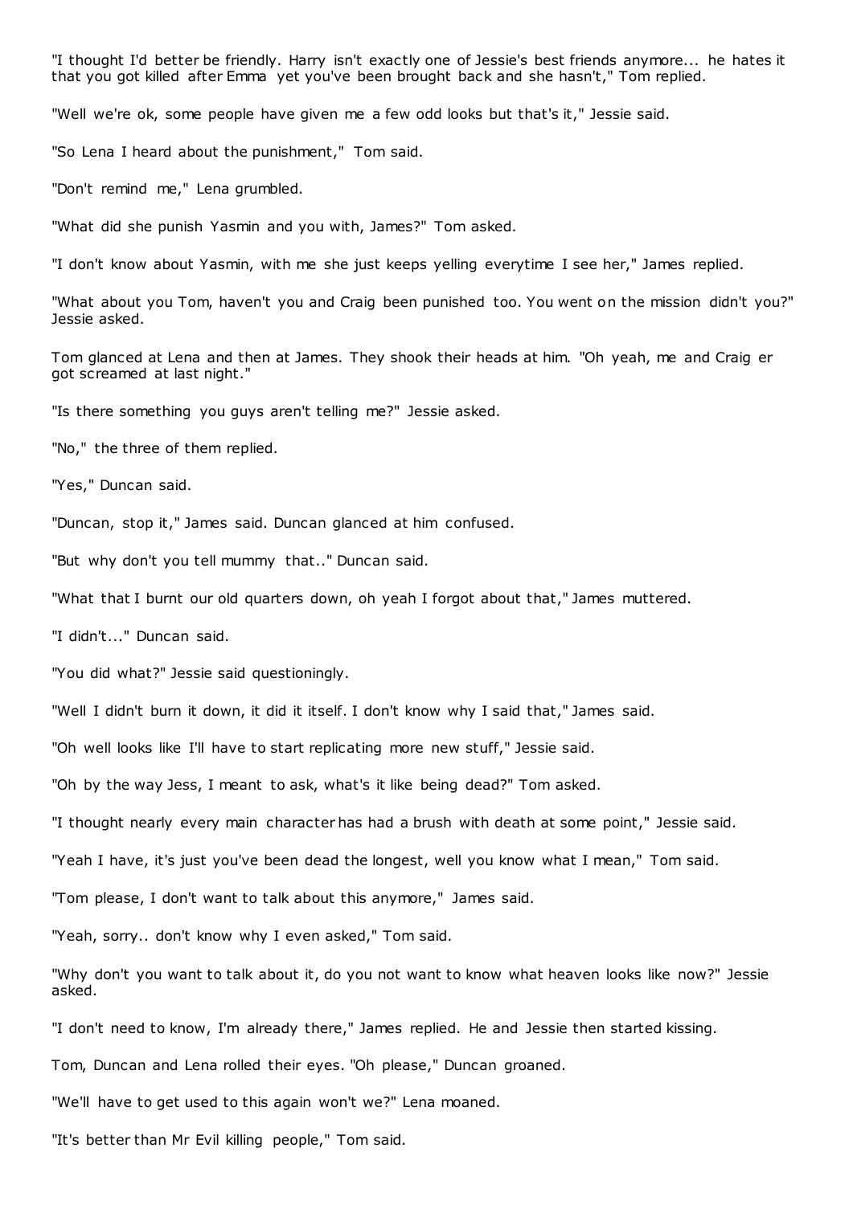"I thought I'd better be friendly. Harry isn't exactly one of Jessie's best friends anymore... he hates it that you got killed after Emma yet you've been brought back and she hasn't," Tom replied.

"Well we're ok, some people have given me a few odd looks but that's it," Jessie said.

"So Lena I heard about the punishment," Tom said.

"Don't remind me," Lena grumbled.

"What did she punish Yasmin and you with, James?" Tom asked.

"I don't know about Yasmin, with me she just keeps yelling everytime I see her," James replied.

"What about you Tom, haven't you and Craig been punished too. You went on the mission didn't you?" Jessie asked.

Tom glanced at Lena and then at James. They shook their heads at him. "Oh yeah, me and Craig er got screamed at last night."

"Is there something you guys aren't telling me?" Jessie asked.

"No," the three of them replied.

"Yes," Duncan said.

"Duncan, stop it," James said. Duncan glanced at him confused.

"But why don't you tell mummy that.." Duncan said.

"What that I burnt our old quarters down, oh yeah I forgot about that," James muttered.

"I didn't..." Duncan said.

"You did what?" Jessie said questioningly.

"Well I didn't burn it down, it did it itself. I don't know why I said that," James said.

"Oh well looks like I'll have to start replicating more new stuff," Jessie said.

"Oh by the way Jess, I meant to ask, what's it like being dead?" Tom asked.

"I thought nearly every main character has had a brush with death at some point," Jessie said.

"Yeah I have, it's just you've been dead the longest, well you know what I mean," Tom said.

"Tom please, I don't want to talk about this anymore," James said.

"Yeah, sorry.. don't know why I even asked," Tom said.

"Why don't you want to talk about it, do you not want to know what heaven looks like now?" Jessie asked.

"I don't need to know, I'm already there," James replied. He and Jessie then started kissing.

Tom, Duncan and Lena rolled their eyes. "Oh please," Duncan groaned.

"We'll have to get used to this again won't we?" Lena moaned.

"It's better than Mr Evil killing people," Tom said.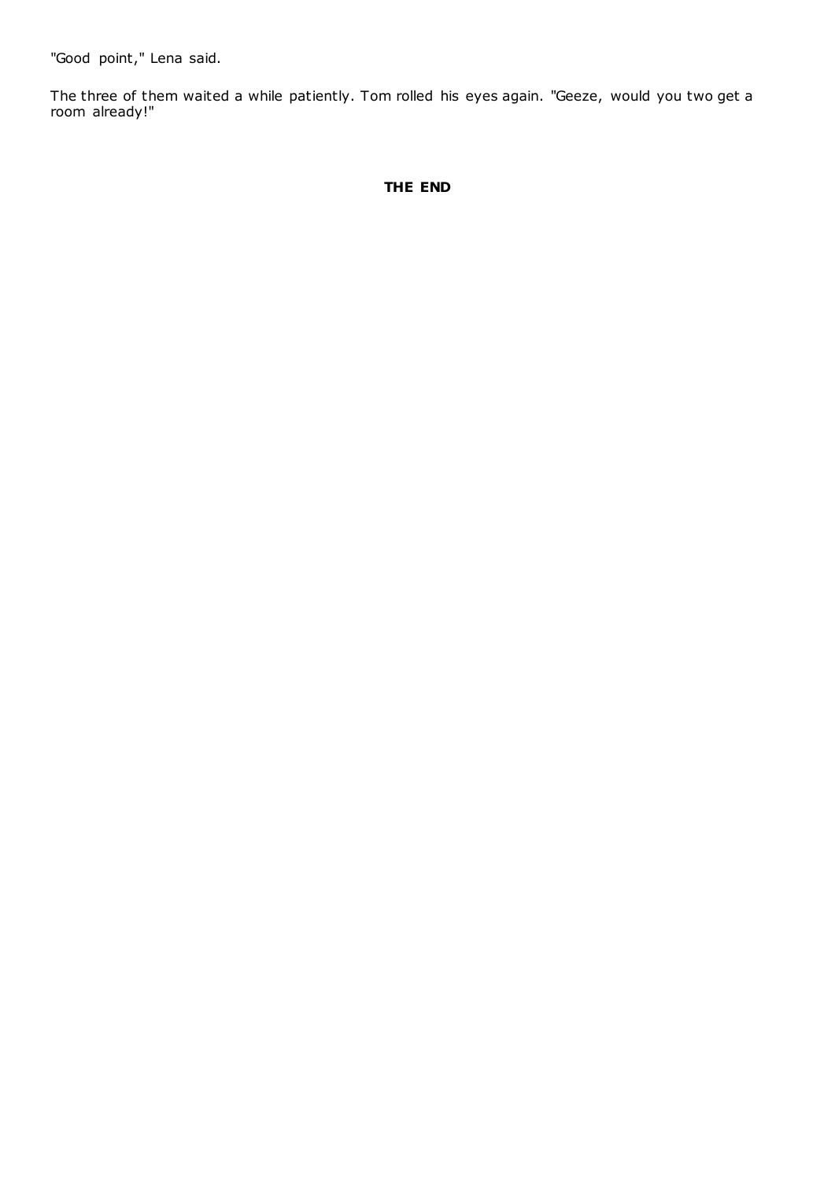"Good point," Lena said.

The three of them waited a while patiently. Tom rolled his eyes again. "Geeze, would you two get a room already!"

**THE END**